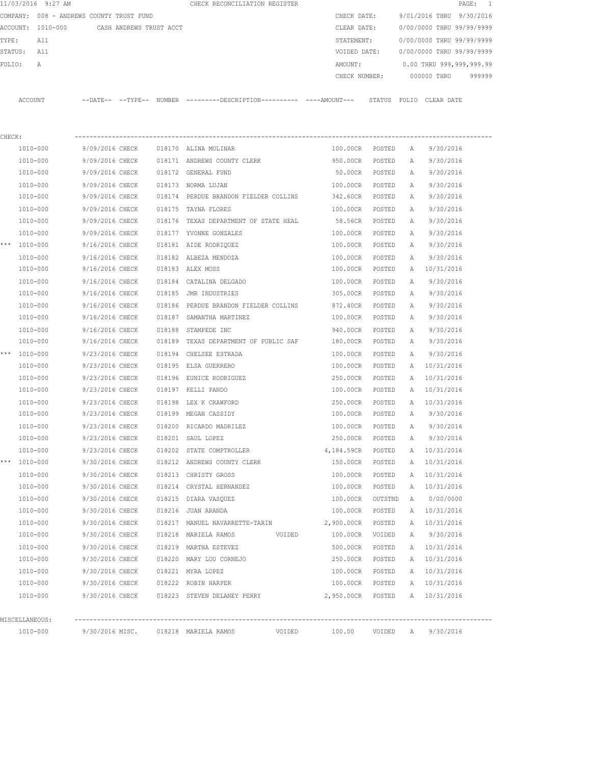11/03/2016 9:27 AM CHECK RECONCILIATION REGISTER

COMPANY: 008 - ANDREWS COUNTY TRUST FUND
ACCOUNT: 1010-000 CASH ANDREWS TRUST ACCT
TYPE: All
STATUS: All
FOLIO: A

CHECK DATE: 9/01/2016 THRU 9/30/2016
CLEAR DATE: 0/00/0000 THRU 99/99/9999
STATEMENT: 0/00/0000 THRU 99/99/9999
VOIDED DATE: 0/00/0000 THRU 99/99/9999
AMOUNT: 0.00 THRU 999,999,999.99
CHECK NUMBER: 000000 THRU 999999

CHECK:

| | ACCOUNT | DATE | TYPE | NUMBER | DESCRIPTION | | AMOUNT | STATUS | FOLIO | CLEAR DATE |
|---|---|---|---|---|---|---|---|---|---|---|
| | 1010-000 | 9/09/2016 | CHECK | 018170 | ALINA MOLINAR | | 100.00CR | POSTED | A | 9/30/2016 |
| | 1010-000 | 9/09/2016 | CHECK | 018171 | ANDREWS COUNTY CLERK | | 950.00CR | POSTED | A | 9/30/2016 |
| | 1010-000 | 9/09/2016 | CHECK | 018172 | GENERAL FUND | | 50.00CR | POSTED | A | 9/30/2016 |
| | 1010-000 | 9/09/2016 | CHECK | 018173 | NORMA LUJAN | | 100.00CR | POSTED | A | 9/30/2016 |
| | 1010-000 | 9/09/2016 | CHECK | 018174 | PERDUE BRANDON FIELDER COLLINS | | 342.60CR | POSTED | A | 9/30/2016 |
| | 1010-000 | 9/09/2016 | CHECK | 018175 | TAYNA FLORES | | 100.00CR | POSTED | A | 9/30/2016 |
| | 1010-000 | 9/09/2016 | CHECK | 018176 | TEXAS DEPARTMENT OF STATE HEAL | | 58.56CR | POSTED | A | 9/30/2016 |
| | 1010-000 | 9/09/2016 | CHECK | 018177 | YVONNE GONZALES | | 100.00CR | POSTED | A | 9/30/2016 |
| *** | 1010-000 | 9/16/2016 | CHECK | 018181 | AIDE RODRIQUEZ | | 100.00CR | POSTED | A | 9/30/2016 |
| | 1010-000 | 9/16/2016 | CHECK | 018182 | ALBEZA MENDOZA | | 100.00CR | POSTED | A | 9/30/2016 |
| | 1010-000 | 9/16/2016 | CHECK | 018183 | ALEX MOSS | | 100.00CR | POSTED | A | 10/31/2016 |
| | 1010-000 | 9/16/2016 | CHECK | 018184 | CATALINA DELGADO | | 100.00CR | POSTED | A | 9/30/2016 |
| | 1010-000 | 9/16/2016 | CHECK | 018185 | JMR INDUSTRIES | | 305.00CR | POSTED | A | 9/30/2016 |
| | 1010-000 | 9/16/2016 | CHECK | 018186 | PERDUE BRANDON FIELDER COLLINS | | 872.40CR | POSTED | A | 9/30/2016 |
| | 1010-000 | 9/16/2016 | CHECK | 018187 | SAMANTHA MARTINEZ | | 100.00CR | POSTED | A | 9/30/2016 |
| | 1010-000 | 9/16/2016 | CHECK | 018188 | STAMPEDE INC | | 940.00CR | POSTED | A | 9/30/2016 |
| | 1010-000 | 9/16/2016 | CHECK | 018189 | TEXAS DEPARTMENT OF PUBLIC SAF | | 180.00CR | POSTED | A | 9/30/2016 |
| *** | 1010-000 | 9/23/2016 | CHECK | 018194 | CHELSEE ESTRADA | | 100.00CR | POSTED | A | 9/30/2016 |
| | 1010-000 | 9/23/2016 | CHECK | 018195 | ELSA GUERRERO | | 100.00CR | POSTED | A | 10/31/2016 |
| | 1010-000 | 9/23/2016 | CHECK | 018196 | EUNICE RODRIGUEZ | | 250.00CR | POSTED | A | 10/31/2016 |
| | 1010-000 | 9/23/2016 | CHECK | 018197 | KELLI PANDO | | 100.00CR | POSTED | A | 10/31/2016 |
| | 1010-000 | 9/23/2016 | CHECK | 018198 | LEX K CRAWFORD | | 250.00CR | POSTED | A | 10/31/2016 |
| | 1010-000 | 9/23/2016 | CHECK | 018199 | MEGAN CASSIDY | | 100.00CR | POSTED | A | 9/30/2016 |
| | 1010-000 | 9/23/2016 | CHECK | 018200 | RICARDO MADRILEZ | | 100.00CR | POSTED | A | 9/30/2016 |
| | 1010-000 | 9/23/2016 | CHECK | 018201 | SAUL LOPEZ | | 250.00CR | POSTED | A | 9/30/2016 |
| | 1010-000 | 9/23/2016 | CHECK | 018202 | STATE COMPTROLLER | | 4,184.59CR | POSTED | A | 10/31/2016 |
| *** | 1010-000 | 9/30/2016 | CHECK | 018212 | ANDREWS COUNTY CLERK | | 150.00CR | POSTED | A | 10/31/2016 |
| | 1010-000 | 9/30/2016 | CHECK | 018213 | CHRISTY GROSS | | 100.00CR | POSTED | A | 10/31/2016 |
| | 1010-000 | 9/30/2016 | CHECK | 018214 | CRYSTAL HERNANDEZ | | 100.00CR | POSTED | A | 10/31/2016 |
| | 1010-000 | 9/30/2016 | CHECK | 018215 | DIARA VASQUEZ | | 100.00CR | OUTSTND | A | 0/00/0000 |
| | 1010-000 | 9/30/2016 | CHECK | 018216 | JUAN ARANDA | | 100.00CR | POSTED | A | 10/31/2016 |
| | 1010-000 | 9/30/2016 | CHECK | 018217 | MANUEL NAVARRETTE-TARIN | | 2,900.00CR | POSTED | A | 10/31/2016 |
| | 1010-000 | 9/30/2016 | CHECK | 018218 | MARIELA RAMOS | VOIDED | 100.00CR | VOIDED | A | 9/30/2016 |
| | 1010-000 | 9/30/2016 | CHECK | 018219 | MARTHA ESTEVEZ | | 500.00CR | POSTED | A | 10/31/2016 |
| | 1010-000 | 9/30/2016 | CHECK | 018220 | MARY LOU CORNEJO | | 250.00CR | POSTED | A | 10/31/2016 |
| | 1010-000 | 9/30/2016 | CHECK | 018221 | MYRA LOPEZ | | 100.00CR | POSTED | A | 10/31/2016 |
| | 1010-000 | 9/30/2016 | CHECK | 018222 | ROBIN HARPER | | 100.00CR | POSTED | A | 10/31/2016 |
| | 1010-000 | 9/30/2016 | CHECK | 018223 | STEVEN DELANEY PERRY | | 2,950.00CR | POSTED | A | 10/31/2016 |

MISCELLANEOUS:

| ACCOUNT | DATE | TYPE | NUMBER | DESCRIPTION | | AMOUNT | STATUS | FOLIO | CLEAR DATE |
|---|---|---|---|---|---|---|---|---|---|
| 1010-000 | 9/30/2016 | MISC. | 018218 | MARIELA RAMOS | VOIDED | 100.00 | VOIDED | A | 9/30/2016 |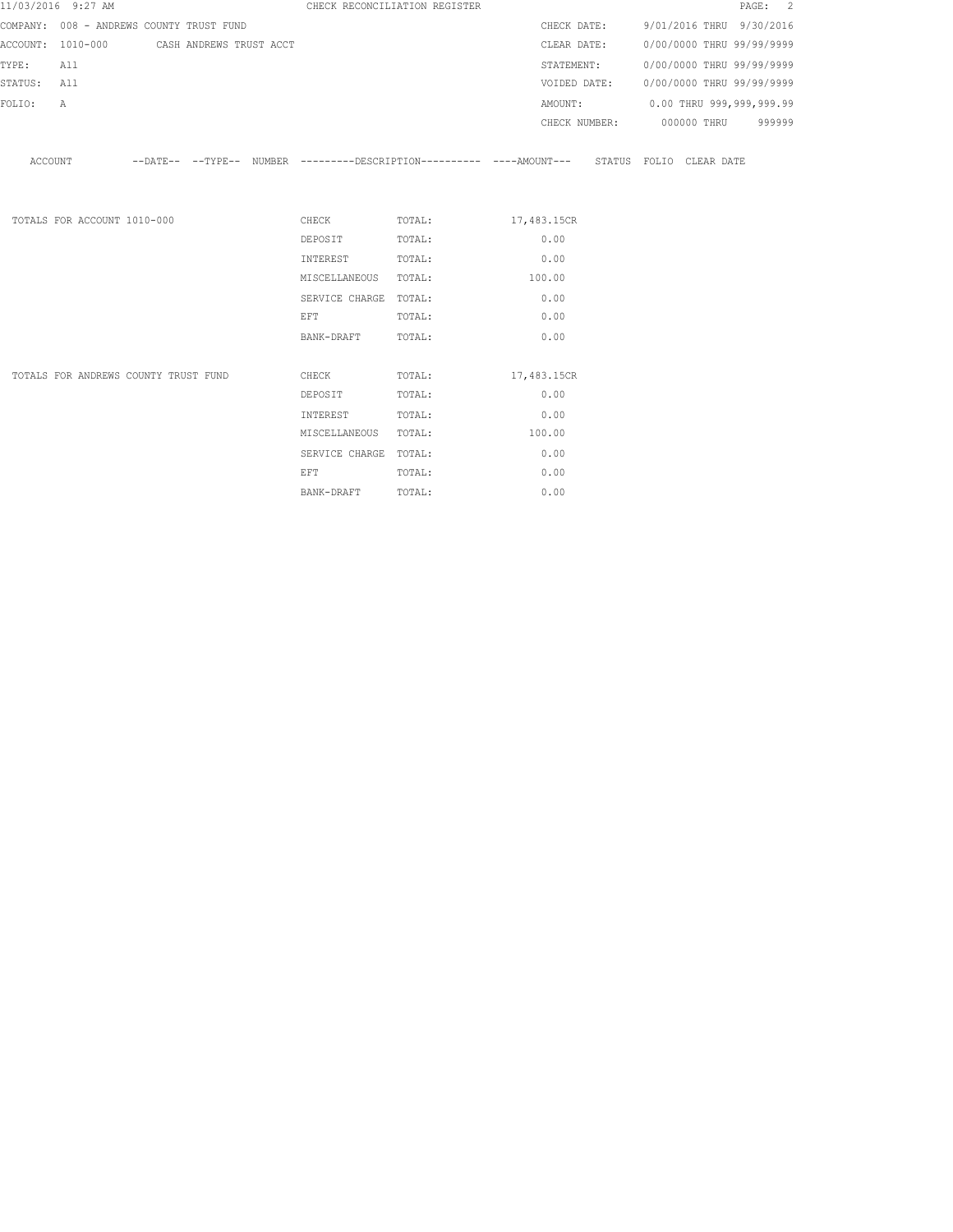CHECK RECONCILIATION REGISTER

COMPANY: 008 - ANDREWS COUNTY TRUST FUND

ACCOUNT: 1010-000 CASH ANDREWS TRUST ACCT

TYPE: All

STATUS: All

FOLIO: A

CHECK DATE: 9/01/2016 THRU 9/30/2016

CLEAR DATE: 0/00/0000 THRU 99/99/9999

STATEMENT: 0/00/0000 THRU 99/99/9999

VOIDED DATE: 0/00/0000 THRU 99/99/9999

AMOUNT: 0.00 THRU 999,999,999.99

CHECK NUMBER: 000000 THRU 999999

| ACCOUNT | --DATE-- | --TYPE-- | NUMBER | ---------DESCRIPTION---------- | ----AMOUNT--- | STATUS | FOLIO | CLEAR DATE |
|---|---|---|---|---|---|---|---|---|

| | | | |
|---|---|---|---|
| TOTALS FOR ACCOUNT 1010-000 | CHECK | TOTAL: | 17,483.15CR |
| | DEPOSIT | TOTAL: | 0.00 |
| | INTEREST | TOTAL: | 0.00 |
| | MISCELLANEOUS | TOTAL: | 100.00 |
| | SERVICE CHARGE | TOTAL: | 0.00 |
| | EFT | TOTAL: | 0.00 |
| | BANK-DRAFT | TOTAL: | 0.00 |
| TOTALS FOR ANDREWS COUNTY TRUST FUND | CHECK | TOTAL: | 17,483.15CR |
| | DEPOSIT | TOTAL: | 0.00 |
| | INTEREST | TOTAL: | 0.00 |
| | MISCELLANEOUS | TOTAL: | 100.00 |
| | SERVICE CHARGE | TOTAL: | 0.00 |
| | EFT | TOTAL: | 0.00 |
| | BANK-DRAFT | TOTAL: | 0.00 |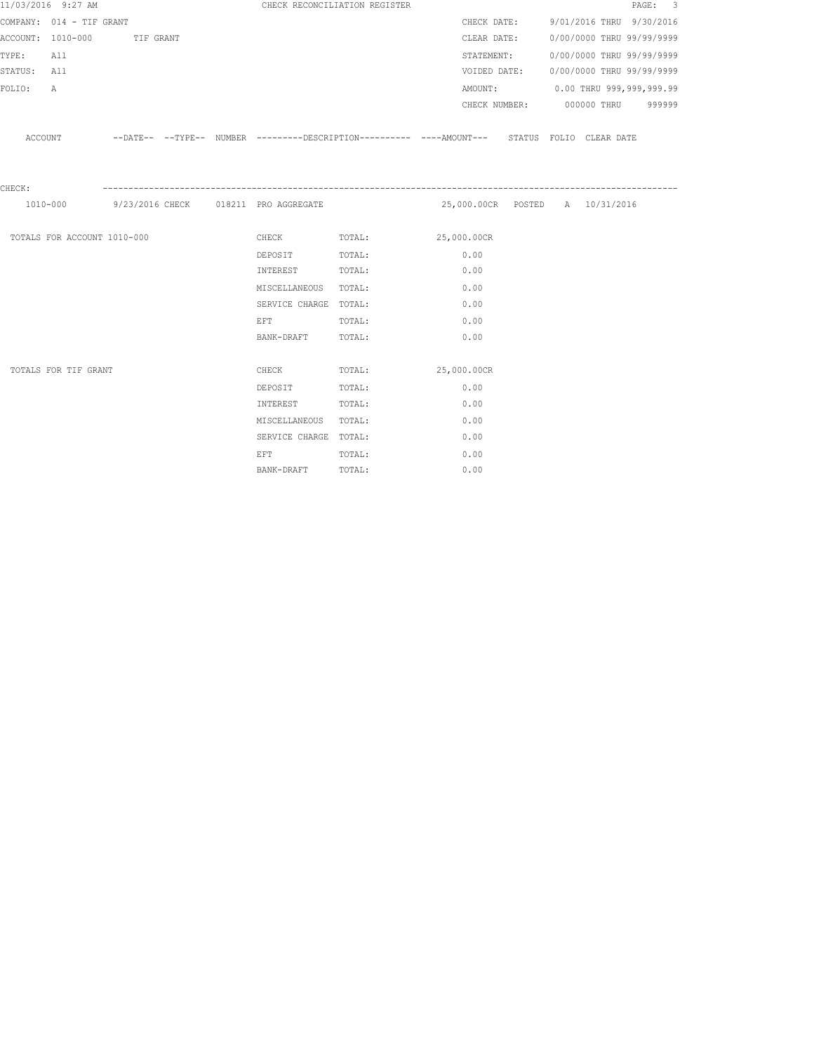11/03/2016 9:27 AM — CHECK RECONCILIATION REGISTER — PAGE: 3

COMPANY: 014 - TIF GRANT
ACCOUNT: 1010-000 TIF GRANT
TYPE: All
STATUS: All
FOLIO: A

CHECK DATE: 9/01/2016 THRU 9/30/2016
CLEAR DATE: 0/00/0000 THRU 99/99/9999
STATEMENT: 0/00/0000 THRU 99/99/9999
VOIDED DATE: 0/00/0000 THRU 99/99/9999
AMOUNT: 0.00 THRU 999,999,999.99
CHECK NUMBER: 000000 THRU 999999

| ACCOUNT | --DATE-- | --TYPE-- | NUMBER | ---------DESCRIPTION---------- | ----AMOUNT--- | STATUS | FOLIO | CLEAR DATE |
|---|---|---|---|---|---|---|---|---|
| CHECK: | | | | | | | | |
| 1010-000 | 9/23/2016 | CHECK | 018211 | PRO AGGREGATE | 25,000.00CR | POSTED | A | 10/31/2016 |

| | | | |
|---|---|---|---|
| TOTALS FOR ACCOUNT 1010-000 | CHECK | TOTAL: | 25,000.00CR |
| | DEPOSIT | TOTAL: | 0.00 |
| | INTEREST | TOTAL: | 0.00 |
| | MISCELLANEOUS | TOTAL: | 0.00 |
| | SERVICE CHARGE | TOTAL: | 0.00 |
| | EFT | TOTAL: | 0.00 |
| | BANK-DRAFT | TOTAL: | 0.00 |
| TOTALS FOR TIF GRANT | CHECK | TOTAL: | 25,000.00CR |
| | DEPOSIT | TOTAL: | 0.00 |
| | INTEREST | TOTAL: | 0.00 |
| | MISCELLANEOUS | TOTAL: | 0.00 |
| | SERVICE CHARGE | TOTAL: | 0.00 |
| | EFT | TOTAL: | 0.00 |
| | BANK-DRAFT | TOTAL: | 0.00 |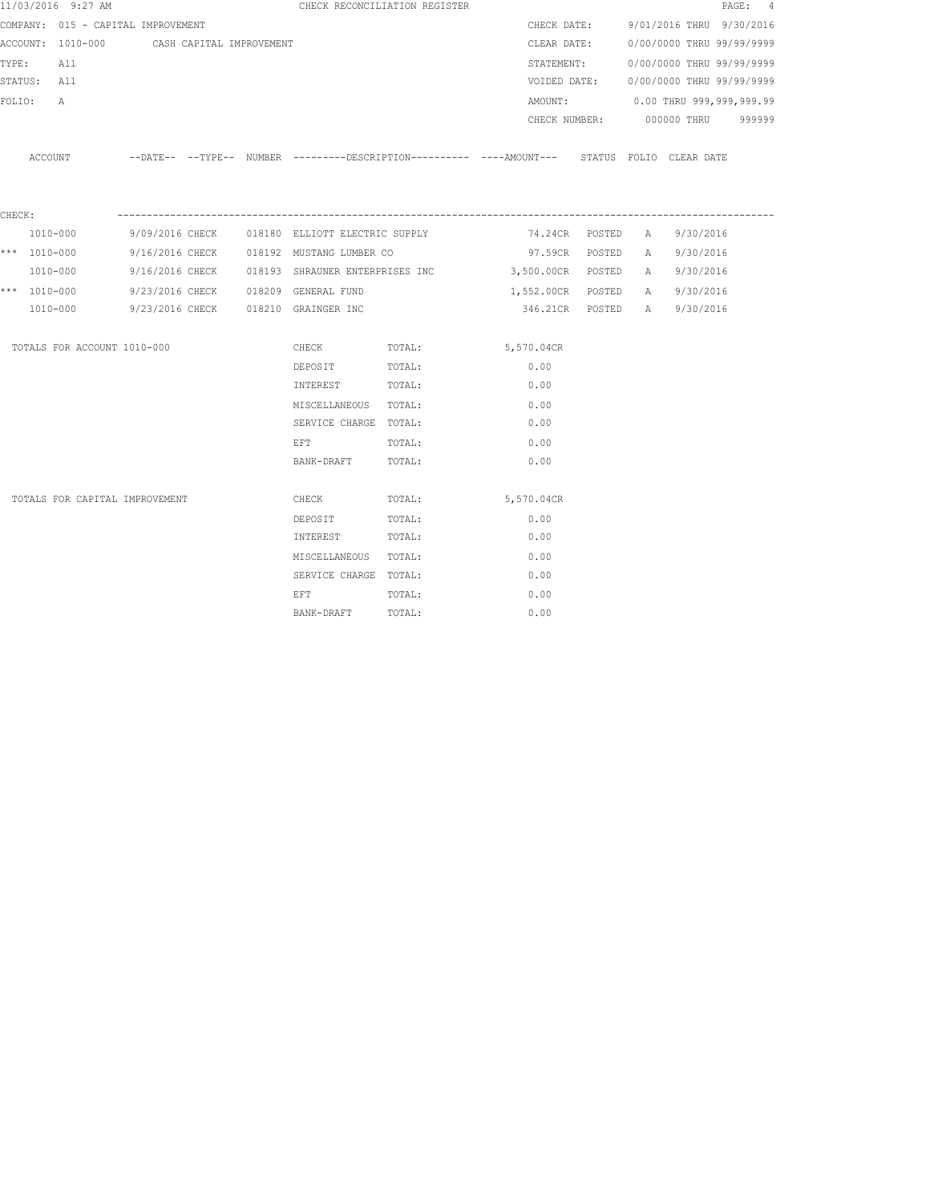11/03/2016 9:27 AM CHECK RECONCILIATION REGISTER

COMPANY: 015 - CAPITAL IMPROVEMENT

ACCOUNT: 1010-000 CASH CAPITAL IMPROVEMENT

TYPE: All

STATUS: All

FOLIO: A

CHECK DATE: 9/01/2016 THRU 9/30/2016

CLEAR DATE: 0/00/0000 THRU 99/99/9999

STATEMENT: 0/00/0000 THRU 99/99/9999

VOIDED DATE: 0/00/0000 THRU 99/99/9999

AMOUNT: 0.00 THRU 999,999,999.99

CHECK NUMBER: 000000 THRU 999999

CHECK:

| | ACCOUNT | --DATE-- | --TYPE-- | NUMBER | ---------DESCRIPTION---------- | ----AMOUNT--- | STATUS | FOLIO | CLEAR DATE |
|---|---|---|---|---|---|---|---|---|---|
| | 1010-000 | 9/09/2016 | CHECK | 018180 | ELLIOTT ELECTRIC SUPPLY | 74.24CR | POSTED | A | 9/30/2016 |
| *** | 1010-000 | 9/16/2016 | CHECK | 018192 | MUSTANG LUMBER CO | 97.59CR | POSTED | A | 9/30/2016 |
| | 1010-000 | 9/16/2016 | CHECK | 018193 | SHRAUNER ENTERPRISES INC | 3,500.00CR | POSTED | A | 9/30/2016 |
| *** | 1010-000 | 9/23/2016 | CHECK | 018209 | GENERAL FUND | 1,552.00CR | POSTED | A | 9/30/2016 |
| | 1010-000 | 9/23/2016 | CHECK | 018210 | GRAINGER INC | 346.21CR | POSTED | A | 9/30/2016 |

| TOTALS FOR ACCOUNT 1010-000 | | | |
|---|---|---|---|
| | CHECK | TOTAL: | 5,570.04CR |
| | DEPOSIT | TOTAL: | 0.00 |
| | INTEREST | TOTAL: | 0.00 |
| | MISCELLANEOUS | TOTAL: | 0.00 |
| | SERVICE CHARGE | TOTAL: | 0.00 |
| | EFT | TOTAL: | 0.00 |
| | BANK-DRAFT | TOTAL: | 0.00 |

| TOTALS FOR CAPITAL IMPROVEMENT | | | |
|---|---|---|---|
| | CHECK | TOTAL: | 5,570.04CR |
| | DEPOSIT | TOTAL: | 0.00 |
| | INTEREST | TOTAL: | 0.00 |
| | MISCELLANEOUS | TOTAL: | 0.00 |
| | SERVICE CHARGE | TOTAL: | 0.00 |
| | EFT | TOTAL: | 0.00 |
| | BANK-DRAFT | TOTAL: | 0.00 |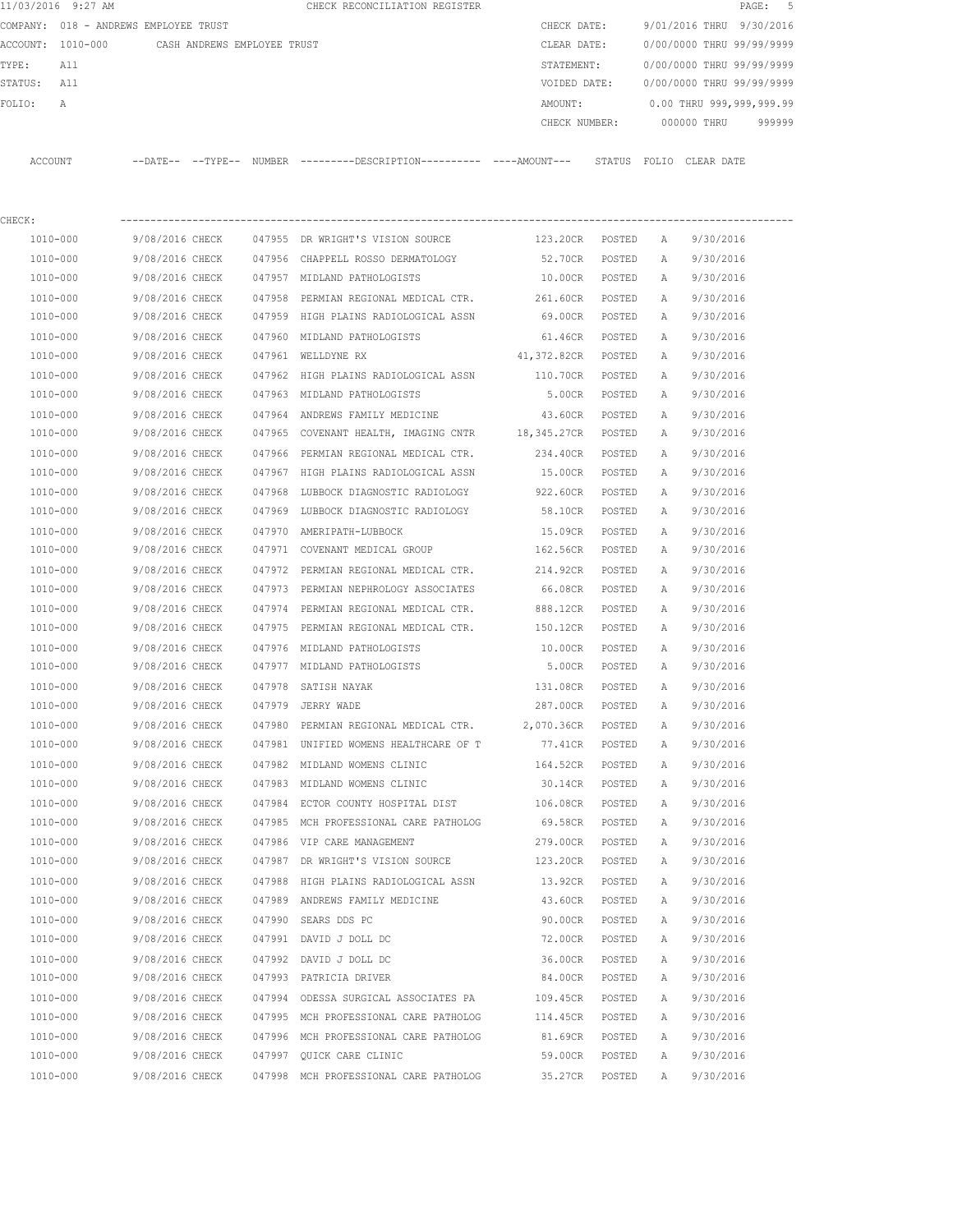11/03/2016 9:27 AM CHECK RECONCILIATION REGISTER

COMPANY: 018 - ANDREWS EMPLOYEE TRUST
ACCOUNT: 1010-000 CASH ANDREWS EMPLOYEE TRUST
TYPE: All
STATUS: All
FOLIO: A

CHECK DATE: 9/01/2016 THRU 9/30/2016
CLEAR DATE: 0/00/0000 THRU 99/99/9999
STATEMENT: 0/00/0000 THRU 99/99/9999
VOIDED DATE: 0/00/0000 THRU 99/99/9999
AMOUNT: 0.00 THRU 999,999,999.99
CHECK NUMBER: 000000 THRU 999999

CHECK:

| ACCOUNT | --DATE-- | --TYPE-- | NUMBER | ---------DESCRIPTION---------- | ----AMOUNT--- | STATUS | FOLIO | CLEAR DATE |
|---|---|---|---|---|---|---|---|---|
| 1010-000 | 9/08/2016 | CHECK | 047955 | DR WRIGHT'S VISION SOURCE | 123.20CR | POSTED | A | 9/30/2016 |
| 1010-000 | 9/08/2016 | CHECK | 047956 | CHAPPELL ROSSO DERMATOLOGY | 52.70CR | POSTED | A | 9/30/2016 |
| 1010-000 | 9/08/2016 | CHECK | 047957 | MIDLAND PATHOLOGISTS | 10.00CR | POSTED | A | 9/30/2016 |
| 1010-000 | 9/08/2016 | CHECK | 047958 | PERMIAN REGIONAL MEDICAL CTR. | 261.60CR | POSTED | A | 9/30/2016 |
| 1010-000 | 9/08/2016 | CHECK | 047959 | HIGH PLAINS RADIOLOGICAL ASSN | 69.00CR | POSTED | A | 9/30/2016 |
| 1010-000 | 9/08/2016 | CHECK | 047960 | MIDLAND PATHOLOGISTS | 61.46CR | POSTED | A | 9/30/2016 |
| 1010-000 | 9/08/2016 | CHECK | 047961 | WELLDYNE RX | 41,372.82CR | POSTED | A | 9/30/2016 |
| 1010-000 | 9/08/2016 | CHECK | 047962 | HIGH PLAINS RADIOLOGICAL ASSN | 110.70CR | POSTED | A | 9/30/2016 |
| 1010-000 | 9/08/2016 | CHECK | 047963 | MIDLAND PATHOLOGISTS | 5.00CR | POSTED | A | 9/30/2016 |
| 1010-000 | 9/08/2016 | CHECK | 047964 | ANDREWS FAMILY MEDICINE | 43.60CR | POSTED | A | 9/30/2016 |
| 1010-000 | 9/08/2016 | CHECK | 047965 | COVENANT HEALTH, IMAGING CNTR | 18,345.27CR | POSTED | A | 9/30/2016 |
| 1010-000 | 9/08/2016 | CHECK | 047966 | PERMIAN REGIONAL MEDICAL CTR. | 234.40CR | POSTED | A | 9/30/2016 |
| 1010-000 | 9/08/2016 | CHECK | 047967 | HIGH PLAINS RADIOLOGICAL ASSN | 15.00CR | POSTED | A | 9/30/2016 |
| 1010-000 | 9/08/2016 | CHECK | 047968 | LUBBOCK DIAGNOSTIC RADIOLOGY | 922.60CR | POSTED | A | 9/30/2016 |
| 1010-000 | 9/08/2016 | CHECK | 047969 | LUBBOCK DIAGNOSTIC RADIOLOGY | 58.10CR | POSTED | A | 9/30/2016 |
| 1010-000 | 9/08/2016 | CHECK | 047970 | AMERIPATH-LUBBOCK | 15.09CR | POSTED | A | 9/30/2016 |
| 1010-000 | 9/08/2016 | CHECK | 047971 | COVENANT MEDICAL GROUP | 162.56CR | POSTED | A | 9/30/2016 |
| 1010-000 | 9/08/2016 | CHECK | 047972 | PERMIAN REGIONAL MEDICAL CTR. | 214.92CR | POSTED | A | 9/30/2016 |
| 1010-000 | 9/08/2016 | CHECK | 047973 | PERMIAN NEPHROLOGY ASSOCIATES | 66.08CR | POSTED | A | 9/30/2016 |
| 1010-000 | 9/08/2016 | CHECK | 047974 | PERMIAN REGIONAL MEDICAL CTR. | 888.12CR | POSTED | A | 9/30/2016 |
| 1010-000 | 9/08/2016 | CHECK | 047975 | PERMIAN REGIONAL MEDICAL CTR. | 150.12CR | POSTED | A | 9/30/2016 |
| 1010-000 | 9/08/2016 | CHECK | 047976 | MIDLAND PATHOLOGISTS | 10.00CR | POSTED | A | 9/30/2016 |
| 1010-000 | 9/08/2016 | CHECK | 047977 | MIDLAND PATHOLOGISTS | 5.00CR | POSTED | A | 9/30/2016 |
| 1010-000 | 9/08/2016 | CHECK | 047978 | SATISH NAYAK | 131.08CR | POSTED | A | 9/30/2016 |
| 1010-000 | 9/08/2016 | CHECK | 047979 | JERRY WADE | 287.00CR | POSTED | A | 9/30/2016 |
| 1010-000 | 9/08/2016 | CHECK | 047980 | PERMIAN REGIONAL MEDICAL CTR. | 2,070.36CR | POSTED | A | 9/30/2016 |
| 1010-000 | 9/08/2016 | CHECK | 047981 | UNIFIED WOMENS HEALTHCARE OF T | 77.41CR | POSTED | A | 9/30/2016 |
| 1010-000 | 9/08/2016 | CHECK | 047982 | MIDLAND WOMENS CLINIC | 164.52CR | POSTED | A | 9/30/2016 |
| 1010-000 | 9/08/2016 | CHECK | 047983 | MIDLAND WOMENS CLINIC | 30.14CR | POSTED | A | 9/30/2016 |
| 1010-000 | 9/08/2016 | CHECK | 047984 | ECTOR COUNTY HOSPITAL DIST | 106.08CR | POSTED | A | 9/30/2016 |
| 1010-000 | 9/08/2016 | CHECK | 047985 | MCH PROFESSIONAL CARE PATHOLOG | 69.58CR | POSTED | A | 9/30/2016 |
| 1010-000 | 9/08/2016 | CHECK | 047986 | VIP CARE MANAGEMENT | 279.00CR | POSTED | A | 9/30/2016 |
| 1010-000 | 9/08/2016 | CHECK | 047987 | DR WRIGHT'S VISION SOURCE | 123.20CR | POSTED | A | 9/30/2016 |
| 1010-000 | 9/08/2016 | CHECK | 047988 | HIGH PLAINS RADIOLOGICAL ASSN | 13.92CR | POSTED | A | 9/30/2016 |
| 1010-000 | 9/08/2016 | CHECK | 047989 | ANDREWS FAMILY MEDICINE | 43.60CR | POSTED | A | 9/30/2016 |
| 1010-000 | 9/08/2016 | CHECK | 047990 | SEARS DDS PC | 90.00CR | POSTED | A | 9/30/2016 |
| 1010-000 | 9/08/2016 | CHECK | 047991 | DAVID J DOLL DC | 72.00CR | POSTED | A | 9/30/2016 |
| 1010-000 | 9/08/2016 | CHECK | 047992 | DAVID J DOLL DC | 36.00CR | POSTED | A | 9/30/2016 |
| 1010-000 | 9/08/2016 | CHECK | 047993 | PATRICIA DRIVER | 84.00CR | POSTED | A | 9/30/2016 |
| 1010-000 | 9/08/2016 | CHECK | 047994 | ODESSA SURGICAL ASSOCIATES PA | 109.45CR | POSTED | A | 9/30/2016 |
| 1010-000 | 9/08/2016 | CHECK | 047995 | MCH PROFESSIONAL CARE PATHOLOG | 114.45CR | POSTED | A | 9/30/2016 |
| 1010-000 | 9/08/2016 | CHECK | 047996 | MCH PROFESSIONAL CARE PATHOLOG | 81.69CR | POSTED | A | 9/30/2016 |
| 1010-000 | 9/08/2016 | CHECK | 047997 | QUICK CARE CLINIC | 59.00CR | POSTED | A | 9/30/2016 |
| 1010-000 | 9/08/2016 | CHECK | 047998 | MCH PROFESSIONAL CARE PATHOLOG | 35.27CR | POSTED | A | 9/30/2016 |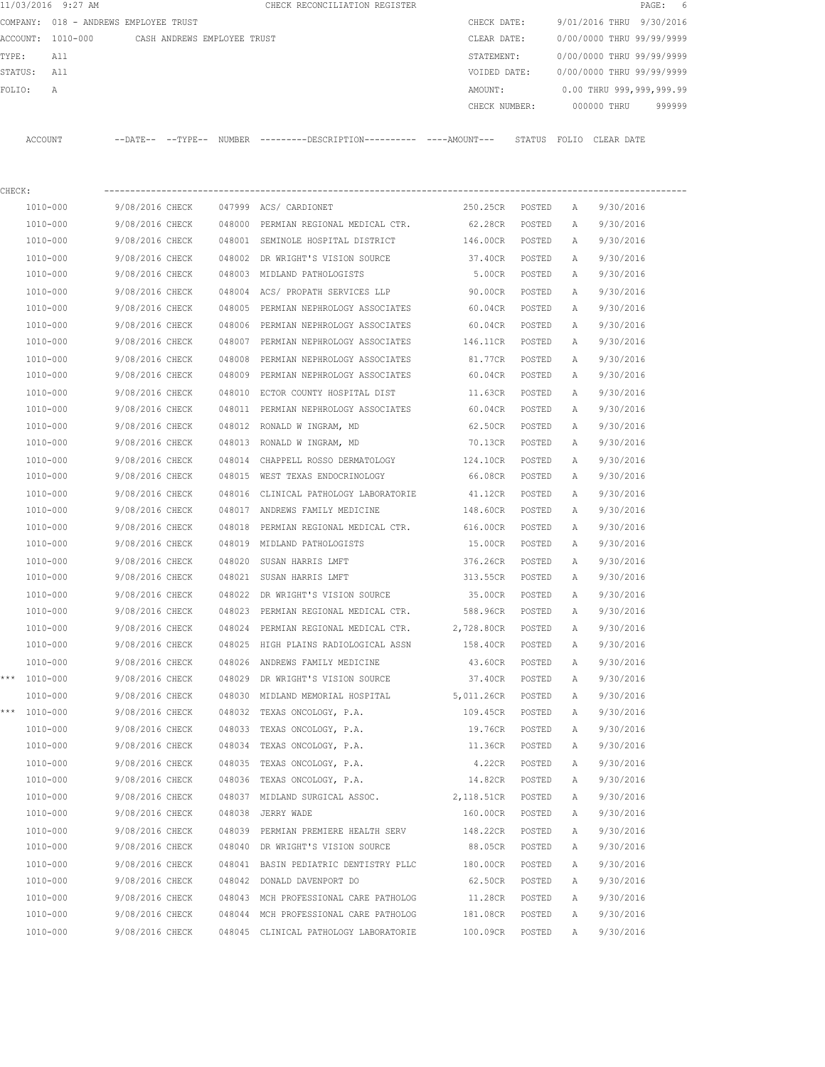11/03/2016 9:27 AM CHECK RECONCILIATION REGISTER

COMPANY: 018 - ANDREWS EMPLOYEE TRUST

ACCOUNT: 1010-000 CASH ANDREWS EMPLOYEE TRUST

TYPE: All

STATUS: All

FOLIO: A

CHECK DATE: 9/01/2016 THRU 9/30/2016

CLEAR DATE: 0/00/0000 THRU 99/99/9999

STATEMENT: 0/00/0000 THRU 99/99/9999

VOIDED DATE: 0/00/0000 THRU 99/99/9999

AMOUNT: 0.00 THRU 999,999,999.99

CHECK NUMBER: 000000 THRU 999999

CHECK:

| | ACCOUNT | --DATE-- | --TYPE-- | NUMBER | ---------DESCRIPTION---------- | ----AMOUNT--- | STATUS | FOLIO | CLEAR DATE |
|---|---|---|---|---|---|---|---|---|---|
| | 1010-000 | 9/08/2016 | CHECK | 047999 | ACS/ CARDIONET | 250.25CR | POSTED | A | 9/30/2016 |
| | 1010-000 | 9/08/2016 | CHECK | 048000 | PERMIAN REGIONAL MEDICAL CTR. | 62.28CR | POSTED | A | 9/30/2016 |
| | 1010-000 | 9/08/2016 | CHECK | 048001 | SEMINOLE HOSPITAL DISTRICT | 146.00CR | POSTED | A | 9/30/2016 |
| | 1010-000 | 9/08/2016 | CHECK | 048002 | DR WRIGHT'S VISION SOURCE | 37.40CR | POSTED | A | 9/30/2016 |
| | 1010-000 | 9/08/2016 | CHECK | 048003 | MIDLAND PATHOLOGISTS | 5.00CR | POSTED | A | 9/30/2016 |
| | 1010-000 | 9/08/2016 | CHECK | 048004 | ACS/ PROPATH SERVICES LLP | 90.00CR | POSTED | A | 9/30/2016 |
| | 1010-000 | 9/08/2016 | CHECK | 048005 | PERMIAN NEPHROLOGY ASSOCIATES | 60.04CR | POSTED | A | 9/30/2016 |
| | 1010-000 | 9/08/2016 | CHECK | 048006 | PERMIAN NEPHROLOGY ASSOCIATES | 60.04CR | POSTED | A | 9/30/2016 |
| | 1010-000 | 9/08/2016 | CHECK | 048007 | PERMIAN NEPHROLOGY ASSOCIATES | 146.11CR | POSTED | A | 9/30/2016 |
| | 1010-000 | 9/08/2016 | CHECK | 048008 | PERMIAN NEPHROLOGY ASSOCIATES | 81.77CR | POSTED | A | 9/30/2016 |
| | 1010-000 | 9/08/2016 | CHECK | 048009 | PERMIAN NEPHROLOGY ASSOCIATES | 60.04CR | POSTED | A | 9/30/2016 |
| | 1010-000 | 9/08/2016 | CHECK | 048010 | ECTOR COUNTY HOSPITAL DIST | 11.63CR | POSTED | A | 9/30/2016 |
| | 1010-000 | 9/08/2016 | CHECK | 048011 | PERMIAN NEPHROLOGY ASSOCIATES | 60.04CR | POSTED | A | 9/30/2016 |
| | 1010-000 | 9/08/2016 | CHECK | 048012 | RONALD W INGRAM, MD | 62.50CR | POSTED | A | 9/30/2016 |
| | 1010-000 | 9/08/2016 | CHECK | 048013 | RONALD W INGRAM, MD | 70.13CR | POSTED | A | 9/30/2016 |
| | 1010-000 | 9/08/2016 | CHECK | 048014 | CHAPPELL ROSSO DERMATOLOGY | 124.10CR | POSTED | A | 9/30/2016 |
| | 1010-000 | 9/08/2016 | CHECK | 048015 | WEST TEXAS ENDOCRINOLOGY | 66.08CR | POSTED | A | 9/30/2016 |
| | 1010-000 | 9/08/2016 | CHECK | 048016 | CLINICAL PATHOLOGY LABORATORIE | 41.12CR | POSTED | A | 9/30/2016 |
| | 1010-000 | 9/08/2016 | CHECK | 048017 | ANDREWS FAMILY MEDICINE | 148.60CR | POSTED | A | 9/30/2016 |
| | 1010-000 | 9/08/2016 | CHECK | 048018 | PERMIAN REGIONAL MEDICAL CTR. | 616.00CR | POSTED | A | 9/30/2016 |
| | 1010-000 | 9/08/2016 | CHECK | 048019 | MIDLAND PATHOLOGISTS | 15.00CR | POSTED | A | 9/30/2016 |
| | 1010-000 | 9/08/2016 | CHECK | 048020 | SUSAN HARRIS LMFT | 376.26CR | POSTED | A | 9/30/2016 |
| | 1010-000 | 9/08/2016 | CHECK | 048021 | SUSAN HARRIS LMFT | 313.55CR | POSTED | A | 9/30/2016 |
| | 1010-000 | 9/08/2016 | CHECK | 048022 | DR WRIGHT'S VISION SOURCE | 35.00CR | POSTED | A | 9/30/2016 |
| | 1010-000 | 9/08/2016 | CHECK | 048023 | PERMIAN REGIONAL MEDICAL CTR. | 588.96CR | POSTED | A | 9/30/2016 |
| | 1010-000 | 9/08/2016 | CHECK | 048024 | PERMIAN REGIONAL MEDICAL CTR. | 2,728.80CR | POSTED | A | 9/30/2016 |
| | 1010-000 | 9/08/2016 | CHECK | 048025 | HIGH PLAINS RADIOLOGICAL ASSN | 158.40CR | POSTED | A | 9/30/2016 |
| | 1010-000 | 9/08/2016 | CHECK | 048026 | ANDREWS FAMILY MEDICINE | 43.60CR | POSTED | A | 9/30/2016 |
| *** | 1010-000 | 9/08/2016 | CHECK | 048029 | DR WRIGHT'S VISION SOURCE | 37.40CR | POSTED | A | 9/30/2016 |
| | 1010-000 | 9/08/2016 | CHECK | 048030 | MIDLAND MEMORIAL HOSPITAL | 5,011.26CR | POSTED | A | 9/30/2016 |
| *** | 1010-000 | 9/08/2016 | CHECK | 048032 | TEXAS ONCOLOGY, P.A. | 109.45CR | POSTED | A | 9/30/2016 |
| | 1010-000 | 9/08/2016 | CHECK | 048033 | TEXAS ONCOLOGY, P.A. | 19.76CR | POSTED | A | 9/30/2016 |
| | 1010-000 | 9/08/2016 | CHECK | 048034 | TEXAS ONCOLOGY, P.A. | 11.36CR | POSTED | A | 9/30/2016 |
| | 1010-000 | 9/08/2016 | CHECK | 048035 | TEXAS ONCOLOGY, P.A. | 4.22CR | POSTED | A | 9/30/2016 |
| | 1010-000 | 9/08/2016 | CHECK | 048036 | TEXAS ONCOLOGY, P.A. | 14.82CR | POSTED | A | 9/30/2016 |
| | 1010-000 | 9/08/2016 | CHECK | 048037 | MIDLAND SURGICAL ASSOC. | 2,118.51CR | POSTED | A | 9/30/2016 |
| | 1010-000 | 9/08/2016 | CHECK | 048038 | JERRY WADE | 160.00CR | POSTED | A | 9/30/2016 |
| | 1010-000 | 9/08/2016 | CHECK | 048039 | PERMIAN PREMIERE HEALTH SERV | 148.22CR | POSTED | A | 9/30/2016 |
| | 1010-000 | 9/08/2016 | CHECK | 048040 | DR WRIGHT'S VISION SOURCE | 88.05CR | POSTED | A | 9/30/2016 |
| | 1010-000 | 9/08/2016 | CHECK | 048041 | BASIN PEDIATRIC DENTISTRY PLLC | 180.00CR | POSTED | A | 9/30/2016 |
| | 1010-000 | 9/08/2016 | CHECK | 048042 | DONALD DAVENPORT DO | 62.50CR | POSTED | A | 9/30/2016 |
| | 1010-000 | 9/08/2016 | CHECK | 048043 | MCH PROFESSIONAL CARE PATHOLOG | 11.28CR | POSTED | A | 9/30/2016 |
| | 1010-000 | 9/08/2016 | CHECK | 048044 | MCH PROFESSIONAL CARE PATHOLOG | 181.08CR | POSTED | A | 9/30/2016 |
| | 1010-000 | 9/08/2016 | CHECK | 048045 | CLINICAL PATHOLOGY LABORATORIE | 100.09CR | POSTED | A | 9/30/2016 |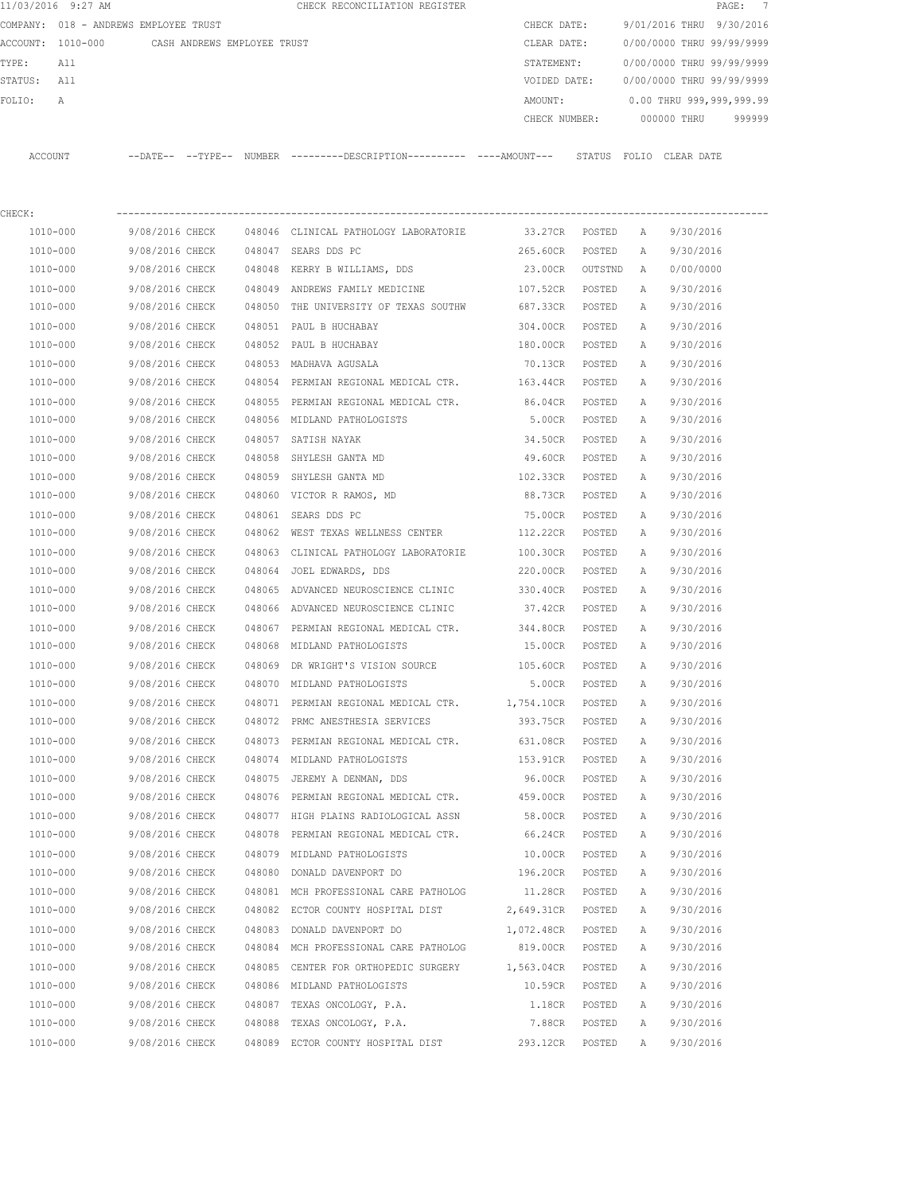11/03/2016 9:27 AM CHECK RECONCILIATION REGISTER

COMPANY: 018 - ANDREWS EMPLOYEE TRUST

ACCOUNT: 1010-000 CASH ANDREWS EMPLOYEE TRUST

TYPE: All

STATUS: All

FOLIO: A

CHECK DATE: 9/01/2016 THRU 9/30/2016

CLEAR DATE: 0/00/0000 THRU 99/99/9999

STATEMENT: 0/00/0000 THRU 99/99/9999

VOIDED DATE: 0/00/0000 THRU 99/99/9999

AMOUNT: 0.00 THRU 999,999,999.99

CHECK NUMBER: 000000 THRU 999999

CHECK:

| ACCOUNT | --DATE-- | --TYPE-- | NUMBER | ---------DESCRIPTION---------- | ----AMOUNT--- | STATUS | FOLIO | CLEAR DATE |
|---|---|---|---|---|---|---|---|---|
| 1010-000 | 9/08/2016 | CHECK | 048046 | CLINICAL PATHOLOGY LABORATORIE | 33.27CR | POSTED | A | 9/30/2016 |
| 1010-000 | 9/08/2016 | CHECK | 048047 | SEARS DDS PC | 265.60CR | POSTED | A | 9/30/2016 |
| 1010-000 | 9/08/2016 | CHECK | 048048 | KERRY B WILLIAMS, DDS | 23.00CR | OUTSTND | A | 0/00/0000 |
| 1010-000 | 9/08/2016 | CHECK | 048049 | ANDREWS FAMILY MEDICINE | 107.52CR | POSTED | A | 9/30/2016 |
| 1010-000 | 9/08/2016 | CHECK | 048050 | THE UNIVERSITY OF TEXAS SOUTHW | 687.33CR | POSTED | A | 9/30/2016 |
| 1010-000 | 9/08/2016 | CHECK | 048051 | PAUL B HUCHABAY | 304.00CR | POSTED | A | 9/30/2016 |
| 1010-000 | 9/08/2016 | CHECK | 048052 | PAUL B HUCHABAY | 180.00CR | POSTED | A | 9/30/2016 |
| 1010-000 | 9/08/2016 | CHECK | 048053 | MADHAVA AGUSALA | 70.13CR | POSTED | A | 9/30/2016 |
| 1010-000 | 9/08/2016 | CHECK | 048054 | PERMIAN REGIONAL MEDICAL CTR. | 163.44CR | POSTED | A | 9/30/2016 |
| 1010-000 | 9/08/2016 | CHECK | 048055 | PERMIAN REGIONAL MEDICAL CTR. | 86.04CR | POSTED | A | 9/30/2016 |
| 1010-000 | 9/08/2016 | CHECK | 048056 | MIDLAND PATHOLOGISTS | 5.00CR | POSTED | A | 9/30/2016 |
| 1010-000 | 9/08/2016 | CHECK | 048057 | SATISH NAYAK | 34.50CR | POSTED | A | 9/30/2016 |
| 1010-000 | 9/08/2016 | CHECK | 048058 | SHYLESH GANTA MD | 49.60CR | POSTED | A | 9/30/2016 |
| 1010-000 | 9/08/2016 | CHECK | 048059 | SHYLESH GANTA MD | 102.33CR | POSTED | A | 9/30/2016 |
| 1010-000 | 9/08/2016 | CHECK | 048060 | VICTOR R RAMOS, MD | 88.73CR | POSTED | A | 9/30/2016 |
| 1010-000 | 9/08/2016 | CHECK | 048061 | SEARS DDS PC | 75.00CR | POSTED | A | 9/30/2016 |
| 1010-000 | 9/08/2016 | CHECK | 048062 | WEST TEXAS WELLNESS CENTER | 112.22CR | POSTED | A | 9/30/2016 |
| 1010-000 | 9/08/2016 | CHECK | 048063 | CLINICAL PATHOLOGY LABORATORIE | 100.30CR | POSTED | A | 9/30/2016 |
| 1010-000 | 9/08/2016 | CHECK | 048064 | JOEL EDWARDS, DDS | 220.00CR | POSTED | A | 9/30/2016 |
| 1010-000 | 9/08/2016 | CHECK | 048065 | ADVANCED NEUROSCIENCE CLINIC | 330.40CR | POSTED | A | 9/30/2016 |
| 1010-000 | 9/08/2016 | CHECK | 048066 | ADVANCED NEUROSCIENCE CLINIC | 37.42CR | POSTED | A | 9/30/2016 |
| 1010-000 | 9/08/2016 | CHECK | 048067 | PERMIAN REGIONAL MEDICAL CTR. | 344.80CR | POSTED | A | 9/30/2016 |
| 1010-000 | 9/08/2016 | CHECK | 048068 | MIDLAND PATHOLOGISTS | 15.00CR | POSTED | A | 9/30/2016 |
| 1010-000 | 9/08/2016 | CHECK | 048069 | DR WRIGHT'S VISION SOURCE | 105.60CR | POSTED | A | 9/30/2016 |
| 1010-000 | 9/08/2016 | CHECK | 048070 | MIDLAND PATHOLOGISTS | 5.00CR | POSTED | A | 9/30/2016 |
| 1010-000 | 9/08/2016 | CHECK | 048071 | PERMIAN REGIONAL MEDICAL CTR. | 1,754.10CR | POSTED | A | 9/30/2016 |
| 1010-000 | 9/08/2016 | CHECK | 048072 | PRMC ANESTHESIA SERVICES | 393.75CR | POSTED | A | 9/30/2016 |
| 1010-000 | 9/08/2016 | CHECK | 048073 | PERMIAN REGIONAL MEDICAL CTR. | 631.08CR | POSTED | A | 9/30/2016 |
| 1010-000 | 9/08/2016 | CHECK | 048074 | MIDLAND PATHOLOGISTS | 153.91CR | POSTED | A | 9/30/2016 |
| 1010-000 | 9/08/2016 | CHECK | 048075 | JEREMY A DENMAN, DDS | 96.00CR | POSTED | A | 9/30/2016 |
| 1010-000 | 9/08/2016 | CHECK | 048076 | PERMIAN REGIONAL MEDICAL CTR. | 459.00CR | POSTED | A | 9/30/2016 |
| 1010-000 | 9/08/2016 | CHECK | 048077 | HIGH PLAINS RADIOLOGICAL ASSN | 58.00CR | POSTED | A | 9/30/2016 |
| 1010-000 | 9/08/2016 | CHECK | 048078 | PERMIAN REGIONAL MEDICAL CTR. | 66.24CR | POSTED | A | 9/30/2016 |
| 1010-000 | 9/08/2016 | CHECK | 048079 | MIDLAND PATHOLOGISTS | 10.00CR | POSTED | A | 9/30/2016 |
| 1010-000 | 9/08/2016 | CHECK | 048080 | DONALD DAVENPORT DO | 196.20CR | POSTED | A | 9/30/2016 |
| 1010-000 | 9/08/2016 | CHECK | 048081 | MCH PROFESSIONAL CARE PATHOLOG | 11.28CR | POSTED | A | 9/30/2016 |
| 1010-000 | 9/08/2016 | CHECK | 048082 | ECTOR COUNTY HOSPITAL DIST | 2,649.31CR | POSTED | A | 9/30/2016 |
| 1010-000 | 9/08/2016 | CHECK | 048083 | DONALD DAVENPORT DO | 1,072.48CR | POSTED | A | 9/30/2016 |
| 1010-000 | 9/08/2016 | CHECK | 048084 | MCH PROFESSIONAL CARE PATHOLOG | 819.00CR | POSTED | A | 9/30/2016 |
| 1010-000 | 9/08/2016 | CHECK | 048085 | CENTER FOR ORTHOPEDIC SURGERY | 1,563.04CR | POSTED | A | 9/30/2016 |
| 1010-000 | 9/08/2016 | CHECK | 048086 | MIDLAND PATHOLOGISTS | 10.59CR | POSTED | A | 9/30/2016 |
| 1010-000 | 9/08/2016 | CHECK | 048087 | TEXAS ONCOLOGY, P.A. | 1.18CR | POSTED | A | 9/30/2016 |
| 1010-000 | 9/08/2016 | CHECK | 048088 | TEXAS ONCOLOGY, P.A. | 7.88CR | POSTED | A | 9/30/2016 |
| 1010-000 | 9/08/2016 | CHECK | 048089 | ECTOR COUNTY HOSPITAL DIST | 293.12CR | POSTED | A | 9/30/2016 |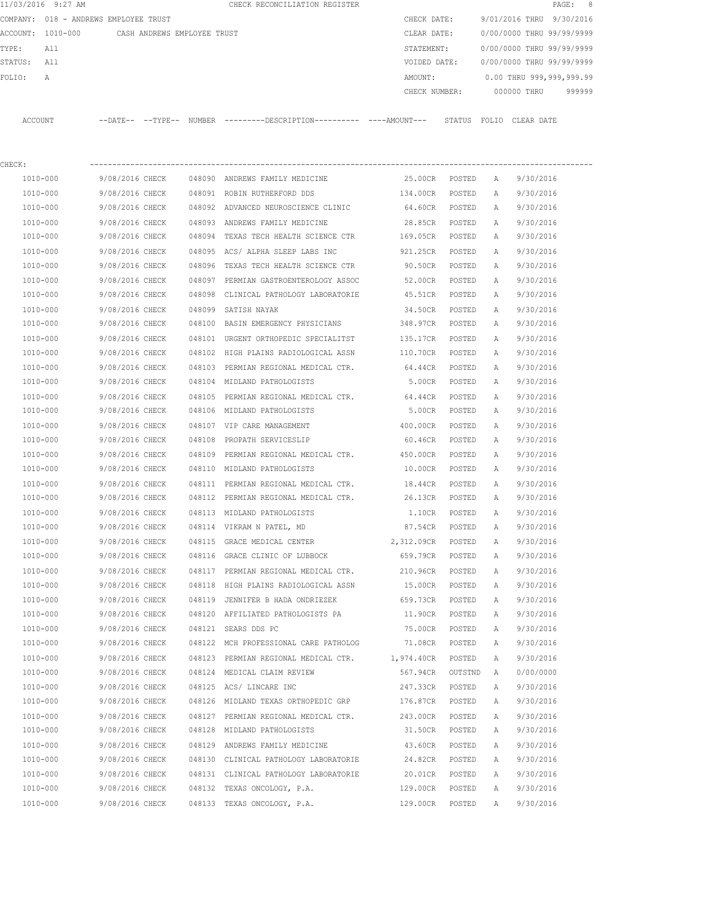11/03/2016 9:27 AM CHECK RECONCILIATION REGISTER PAGE: 8

COMPANY: 018 - ANDREWS EMPLOYEE TRUST

ACCOUNT: 1010-000 CASH ANDREWS EMPLOYEE TRUST

TYPE: All

STATUS: All

FOLIO: A

CHECK DATE: 9/01/2016 THRU 9/30/2016

CLEAR DATE: 0/00/0000 THRU 99/99/9999

STATEMENT: 0/00/0000 THRU 99/99/9999

VOIDED DATE: 0/00/0000 THRU 99/99/9999

AMOUNT: 0.00 THRU 999,999,999.99

CHECK NUMBER: 000000 THRU 999999

CHECK:

| ACCOUNT | --DATE-- | --TYPE-- | NUMBER | ---------DESCRIPTION---------- | ----AMOUNT--- | STATUS | FOLIO | CLEAR DATE |
|---|---|---|---|---|---|---|---|---|
| 1010-000 | 9/08/2016 | CHECK | 048090 | ANDREWS FAMILY MEDICINE | 25.00CR | POSTED | A | 9/30/2016 |
| 1010-000 | 9/08/2016 | CHECK | 048091 | ROBIN RUTHERFORD DDS | 134.00CR | POSTED | A | 9/30/2016 |
| 1010-000 | 9/08/2016 | CHECK | 048092 | ADVANCED NEUROSCIENCE CLINIC | 64.60CR | POSTED | A | 9/30/2016 |
| 1010-000 | 9/08/2016 | CHECK | 048093 | ANDREWS FAMILY MEDICINE | 28.85CR | POSTED | A | 9/30/2016 |
| 1010-000 | 9/08/2016 | CHECK | 048094 | TEXAS TECH HEALTH SCIENCE CTR | 169.05CR | POSTED | A | 9/30/2016 |
| 1010-000 | 9/08/2016 | CHECK | 048095 | ACS/ ALPHA SLEEP LABS INC | 921.25CR | POSTED | A | 9/30/2016 |
| 1010-000 | 9/08/2016 | CHECK | 048096 | TEXAS TECH HEALTH SCIENCE CTR | 90.50CR | POSTED | A | 9/30/2016 |
| 1010-000 | 9/08/2016 | CHECK | 048097 | PERMIAN GASTROENTEROLOGY ASSOC | 52.00CR | POSTED | A | 9/30/2016 |
| 1010-000 | 9/08/2016 | CHECK | 048098 | CLINICAL PATHOLOGY LABORATORIE | 45.51CR | POSTED | A | 9/30/2016 |
| 1010-000 | 9/08/2016 | CHECK | 048099 | SATISH NAYAK | 34.50CR | POSTED | A | 9/30/2016 |
| 1010-000 | 9/08/2016 | CHECK | 048100 | BASIN EMERGENCY PHYSICIANS | 348.97CR | POSTED | A | 9/30/2016 |
| 1010-000 | 9/08/2016 | CHECK | 048101 | URGENT ORTHOPEDIC SPECIALITST | 135.17CR | POSTED | A | 9/30/2016 |
| 1010-000 | 9/08/2016 | CHECK | 048102 | HIGH PLAINS RADIOLOGICAL ASSN | 110.70CR | POSTED | A | 9/30/2016 |
| 1010-000 | 9/08/2016 | CHECK | 048103 | PERMIAN REGIONAL MEDICAL CTR. | 64.44CR | POSTED | A | 9/30/2016 |
| 1010-000 | 9/08/2016 | CHECK | 048104 | MIDLAND PATHOLOGISTS | 5.00CR | POSTED | A | 9/30/2016 |
| 1010-000 | 9/08/2016 | CHECK | 048105 | PERMIAN REGIONAL MEDICAL CTR. | 64.44CR | POSTED | A | 9/30/2016 |
| 1010-000 | 9/08/2016 | CHECK | 048106 | MIDLAND PATHOLOGISTS | 5.00CR | POSTED | A | 9/30/2016 |
| 1010-000 | 9/08/2016 | CHECK | 048107 | VIP CARE MANAGEMENT | 400.00CR | POSTED | A | 9/30/2016 |
| 1010-000 | 9/08/2016 | CHECK | 048108 | PROPATH SERVICESLIP | 60.46CR | POSTED | A | 9/30/2016 |
| 1010-000 | 9/08/2016 | CHECK | 048109 | PERMIAN REGIONAL MEDICAL CTR. | 450.00CR | POSTED | A | 9/30/2016 |
| 1010-000 | 9/08/2016 | CHECK | 048110 | MIDLAND PATHOLOGISTS | 10.00CR | POSTED | A | 9/30/2016 |
| 1010-000 | 9/08/2016 | CHECK | 048111 | PERMIAN REGIONAL MEDICAL CTR. | 18.44CR | POSTED | A | 9/30/2016 |
| 1010-000 | 9/08/2016 | CHECK | 048112 | PERMIAN REGIONAL MEDICAL CTR. | 26.13CR | POSTED | A | 9/30/2016 |
| 1010-000 | 9/08/2016 | CHECK | 048113 | MIDLAND PATHOLOGISTS | 1.10CR | POSTED | A | 9/30/2016 |
| 1010-000 | 9/08/2016 | CHECK | 048114 | VIKRAM N PATEL, MD | 87.54CR | POSTED | A | 9/30/2016 |
| 1010-000 | 9/08/2016 | CHECK | 048115 | GRACE MEDICAL CENTER | 2,312.09CR | POSTED | A | 9/30/2016 |
| 1010-000 | 9/08/2016 | CHECK | 048116 | GRACE CLINIC OF LUBBOCK | 659.79CR | POSTED | A | 9/30/2016 |
| 1010-000 | 9/08/2016 | CHECK | 048117 | PERMIAN REGIONAL MEDICAL CTR. | 210.96CR | POSTED | A | 9/30/2016 |
| 1010-000 | 9/08/2016 | CHECK | 048118 | HIGH PLAINS RADIOLOGICAL ASSN | 15.00CR | POSTED | A | 9/30/2016 |
| 1010-000 | 9/08/2016 | CHECK | 048119 | JENNIFER B HADA ONDRIEZEK | 659.73CR | POSTED | A | 9/30/2016 |
| 1010-000 | 9/08/2016 | CHECK | 048120 | AFFILIATED PATHOLOGISTS PA | 11.90CR | POSTED | A | 9/30/2016 |
| 1010-000 | 9/08/2016 | CHECK | 048121 | SEARS DDS PC | 75.00CR | POSTED | A | 9/30/2016 |
| 1010-000 | 9/08/2016 | CHECK | 048122 | MCH PROFESSIONAL CARE PATHOLOG | 71.08CR | POSTED | A | 9/30/2016 |
| 1010-000 | 9/08/2016 | CHECK | 048123 | PERMIAN REGIONAL MEDICAL CTR. | 1,974.40CR | POSTED | A | 9/30/2016 |
| 1010-000 | 9/08/2016 | CHECK | 048124 | MEDICAL CLAIM REVIEW | 567.94CR | OUTSTND | A | 0/00/0000 |
| 1010-000 | 9/08/2016 | CHECK | 048125 | ACS/ LINCARE INC | 247.33CR | POSTED | A | 9/30/2016 |
| 1010-000 | 9/08/2016 | CHECK | 048126 | MIDLAND TEXAS ORTHOPEDIC GRP | 176.87CR | POSTED | A | 9/30/2016 |
| 1010-000 | 9/08/2016 | CHECK | 048127 | PERMIAN REGIONAL MEDICAL CTR. | 243.00CR | POSTED | A | 9/30/2016 |
| 1010-000 | 9/08/2016 | CHECK | 048128 | MIDLAND PATHOLOGISTS | 31.50CR | POSTED | A | 9/30/2016 |
| 1010-000 | 9/08/2016 | CHECK | 048129 | ANDREWS FAMILY MEDICINE | 43.60CR | POSTED | A | 9/30/2016 |
| 1010-000 | 9/08/2016 | CHECK | 048130 | CLINICAL PATHOLOGY LABORATORIE | 24.82CR | POSTED | A | 9/30/2016 |
| 1010-000 | 9/08/2016 | CHECK | 048131 | CLINICAL PATHOLOGY LABORATORIE | 20.01CR | POSTED | A | 9/30/2016 |
| 1010-000 | 9/08/2016 | CHECK | 048132 | TEXAS ONCOLOGY, P.A. | 129.00CR | POSTED | A | 9/30/2016 |
| 1010-000 | 9/08/2016 | CHECK | 048133 | TEXAS ONCOLOGY, P.A. | 129.00CR | POSTED | A | 9/30/2016 |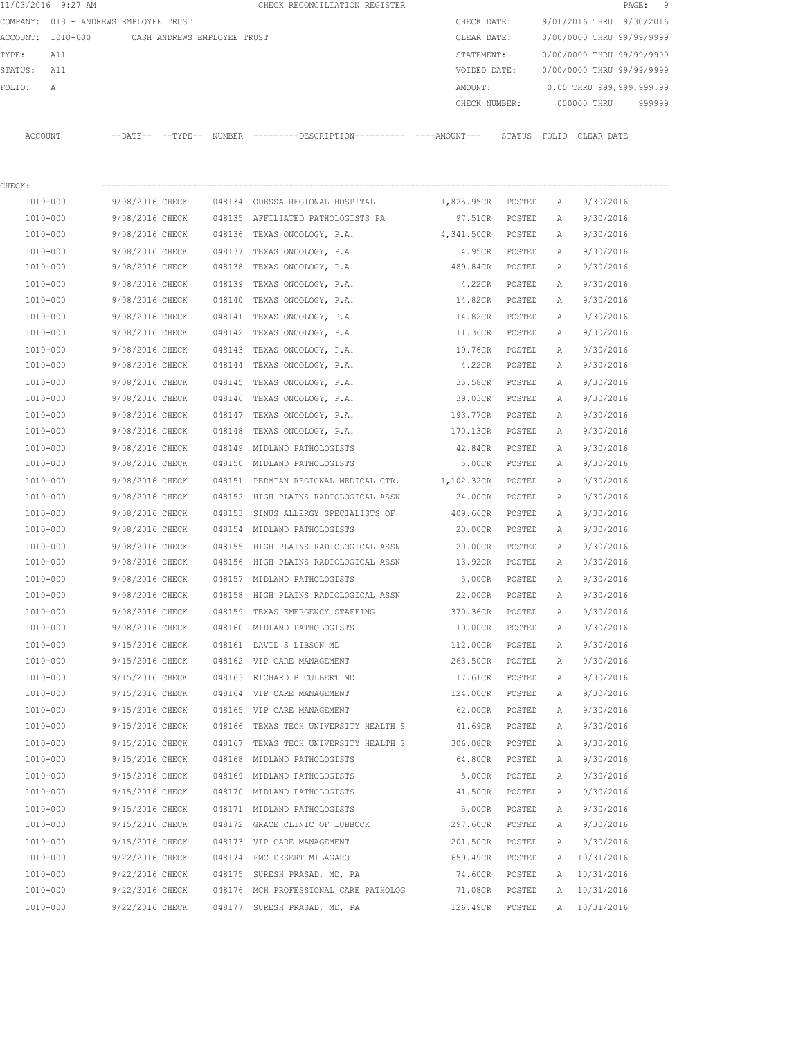11/03/2016 9:27 AM CHECK RECONCILIATION REGISTER

COMPANY: 018 - ANDREWS EMPLOYEE TRUST

ACCOUNT: 1010-000 CASH ANDREWS EMPLOYEE TRUST

TYPE: All

STATUS: All

FOLIO: A

CHECK DATE: 9/01/2016 THRU 9/30/2016
CLEAR DATE: 0/00/0000 THRU 99/99/9999
STATEMENT: 0/00/0000 THRU 99/99/9999
VOIDED DATE: 0/00/0000 THRU 99/99/9999
AMOUNT: 0.00 THRU 999,999,999.99
CHECK NUMBER: 000000 THRU 999999

CHECK:

| ACCOUNT | --DATE-- | --TYPE-- | NUMBER | ---------DESCRIPTION---------- | ----AMOUNT--- | STATUS | FOLIO | CLEAR DATE |
|---|---|---|---|---|---|---|---|---|
| 1010-000 | 9/08/2016 | CHECK | 048134 | ODESSA REGIONAL HOSPITAL | 1,825.95CR | POSTED | A | 9/30/2016 |
| 1010-000 | 9/08/2016 | CHECK | 048135 | AFFILIATED PATHOLOGISTS PA | 97.51CR | POSTED | A | 9/30/2016 |
| 1010-000 | 9/08/2016 | CHECK | 048136 | TEXAS ONCOLOGY, P.A. | 4,341.50CR | POSTED | A | 9/30/2016 |
| 1010-000 | 9/08/2016 | CHECK | 048137 | TEXAS ONCOLOGY, P.A. | 4.95CR | POSTED | A | 9/30/2016 |
| 1010-000 | 9/08/2016 | CHECK | 048138 | TEXAS ONCOLOGY, P.A. | 489.84CR | POSTED | A | 9/30/2016 |
| 1010-000 | 9/08/2016 | CHECK | 048139 | TEXAS ONCOLOGY, P.A. | 4.22CR | POSTED | A | 9/30/2016 |
| 1010-000 | 9/08/2016 | CHECK | 048140 | TEXAS ONCOLOGY, P.A. | 14.82CR | POSTED | A | 9/30/2016 |
| 1010-000 | 9/08/2016 | CHECK | 048141 | TEXAS ONCOLOGY, P.A. | 14.82CR | POSTED | A | 9/30/2016 |
| 1010-000 | 9/08/2016 | CHECK | 048142 | TEXAS ONCOLOGY, P.A. | 11.36CR | POSTED | A | 9/30/2016 |
| 1010-000 | 9/08/2016 | CHECK | 048143 | TEXAS ONCOLOGY, P.A. | 19.76CR | POSTED | A | 9/30/2016 |
| 1010-000 | 9/08/2016 | CHECK | 048144 | TEXAS ONCOLOGY, P.A. | 4.22CR | POSTED | A | 9/30/2016 |
| 1010-000 | 9/08/2016 | CHECK | 048145 | TEXAS ONCOLOGY, P.A. | 35.58CR | POSTED | A | 9/30/2016 |
| 1010-000 | 9/08/2016 | CHECK | 048146 | TEXAS ONCOLOGY, P.A. | 39.03CR | POSTED | A | 9/30/2016 |
| 1010-000 | 9/08/2016 | CHECK | 048147 | TEXAS ONCOLOGY, P.A. | 193.77CR | POSTED | A | 9/30/2016 |
| 1010-000 | 9/08/2016 | CHECK | 048148 | TEXAS ONCOLOGY, P.A. | 170.13CR | POSTED | A | 9/30/2016 |
| 1010-000 | 9/08/2016 | CHECK | 048149 | MIDLAND PATHOLOGISTS | 42.84CR | POSTED | A | 9/30/2016 |
| 1010-000 | 9/08/2016 | CHECK | 048150 | MIDLAND PATHOLOGISTS | 5.00CR | POSTED | A | 9/30/2016 |
| 1010-000 | 9/08/2016 | CHECK | 048151 | PERMIAN REGIONAL MEDICAL CTR. | 1,102.32CR | POSTED | A | 9/30/2016 |
| 1010-000 | 9/08/2016 | CHECK | 048152 | HIGH PLAINS RADIOLOGICAL ASSN | 24.00CR | POSTED | A | 9/30/2016 |
| 1010-000 | 9/08/2016 | CHECK | 048153 | SINUS ALLERGY SPECIALISTS OF | 409.66CR | POSTED | A | 9/30/2016 |
| 1010-000 | 9/08/2016 | CHECK | 048154 | MIDLAND PATHOLOGISTS | 20.00CR | POSTED | A | 9/30/2016 |
| 1010-000 | 9/08/2016 | CHECK | 048155 | HIGH PLAINS RADIOLOGICAL ASSN | 20.00CR | POSTED | A | 9/30/2016 |
| 1010-000 | 9/08/2016 | CHECK | 048156 | HIGH PLAINS RADIOLOGICAL ASSN | 13.92CR | POSTED | A | 9/30/2016 |
| 1010-000 | 9/08/2016 | CHECK | 048157 | MIDLAND PATHOLOGISTS | 5.00CR | POSTED | A | 9/30/2016 |
| 1010-000 | 9/08/2016 | CHECK | 048158 | HIGH PLAINS RADIOLOGICAL ASSN | 22.00CR | POSTED | A | 9/30/2016 |
| 1010-000 | 9/08/2016 | CHECK | 048159 | TEXAS EMERGENCY STAFFING | 370.36CR | POSTED | A | 9/30/2016 |
| 1010-000 | 9/08/2016 | CHECK | 048160 | MIDLAND PATHOLOGISTS | 10.00CR | POSTED | A | 9/30/2016 |
| 1010-000 | 9/15/2016 | CHECK | 048161 | DAVID S LIBSON MD | 112.00CR | POSTED | A | 9/30/2016 |
| 1010-000 | 9/15/2016 | CHECK | 048162 | VIP CARE MANAGEMENT | 263.50CR | POSTED | A | 9/30/2016 |
| 1010-000 | 9/15/2016 | CHECK | 048163 | RICHARD B CULBERT MD | 17.61CR | POSTED | A | 9/30/2016 |
| 1010-000 | 9/15/2016 | CHECK | 048164 | VIP CARE MANAGEMENT | 124.00CR | POSTED | A | 9/30/2016 |
| 1010-000 | 9/15/2016 | CHECK | 048165 | VIP CARE MANAGEMENT | 62.00CR | POSTED | A | 9/30/2016 |
| 1010-000 | 9/15/2016 | CHECK | 048166 | TEXAS TECH UNIVERSITY HEALTH S | 41.69CR | POSTED | A | 9/30/2016 |
| 1010-000 | 9/15/2016 | CHECK | 048167 | TEXAS TECH UNIVERSITY HEALTH S | 306.08CR | POSTED | A | 9/30/2016 |
| 1010-000 | 9/15/2016 | CHECK | 048168 | MIDLAND PATHOLOGISTS | 64.80CR | POSTED | A | 9/30/2016 |
| 1010-000 | 9/15/2016 | CHECK | 048169 | MIDLAND PATHOLOGISTS | 5.00CR | POSTED | A | 9/30/2016 |
| 1010-000 | 9/15/2016 | CHECK | 048170 | MIDLAND PATHOLOGISTS | 41.50CR | POSTED | A | 9/30/2016 |
| 1010-000 | 9/15/2016 | CHECK | 048171 | MIDLAND PATHOLOGISTS | 5.00CR | POSTED | A | 9/30/2016 |
| 1010-000 | 9/15/2016 | CHECK | 048172 | GRACE CLINIC OF LUBBOCK | 297.60CR | POSTED | A | 9/30/2016 |
| 1010-000 | 9/15/2016 | CHECK | 048173 | VIP CARE MANAGEMENT | 201.50CR | POSTED | A | 9/30/2016 |
| 1010-000 | 9/22/2016 | CHECK | 048174 | FMC DESERT MILAGARO | 659.49CR | POSTED | A | 10/31/2016 |
| 1010-000 | 9/22/2016 | CHECK | 048175 | SURESH PRASAD, MD, PA | 74.60CR | POSTED | A | 10/31/2016 |
| 1010-000 | 9/22/2016 | CHECK | 048176 | MCH PROFESSIONAL CARE PATHOLOG | 71.08CR | POSTED | A | 10/31/2016 |
| 1010-000 | 9/22/2016 | CHECK | 048177 | SURESH PRASAD, MD, PA | 126.49CR | POSTED | A | 10/31/2016 |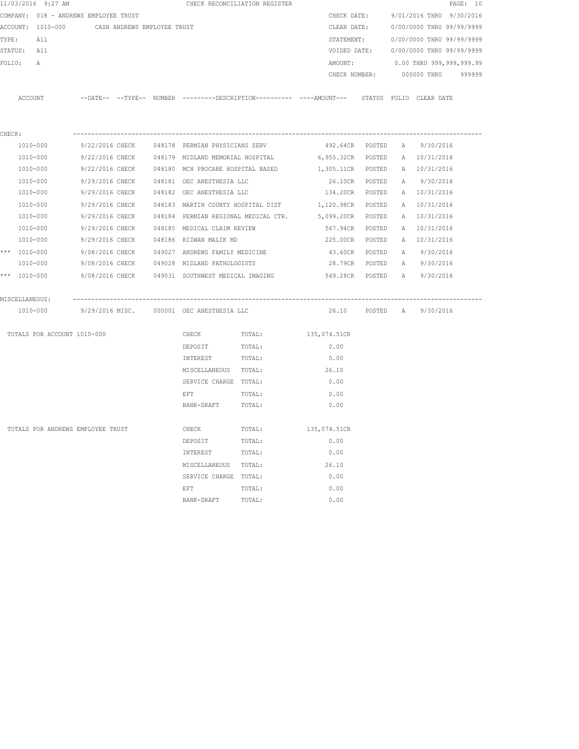11/03/2016 9:27 AM CHECK RECONCILIATION REGISTER

COMPANY: 018 - ANDREWS EMPLOYEE TRUST

ACCOUNT: 1010-000 CASH ANDREWS EMPLOYEE TRUST

TYPE: All

STATUS: All

FOLIO: A

CHECK DATE: 9/01/2016 THRU 9/30/2016
CLEAR DATE: 0/00/0000 THRU 99/99/9999
STATEMENT: 0/00/0000 THRU 99/99/9999
VOIDED DATE: 0/00/0000 THRU 99/99/9999
AMOUNT: 0.00 THRU 999,999,999.99
CHECK NUMBER: 000000 THRU 999999

| ACCOUNT | --DATE-- | --TYPE-- | NUMBER | ---------DESCRIPTION---------- | ----AMOUNT--- | STATUS | FOLIO | CLEAR DATE |
|---|---|---|---|---|---|---|---|---|
| CHECK: | | | | | | | | |
| 1010-000 | 9/22/2016 | CHECK | 048178 | PERMIAN PHYSICIANS SERV | 492.64CR | POSTED | A | 9/30/2016 |
| 1010-000 | 9/22/2016 | CHECK | 048179 | MIDLAND MEMORIAL HOSPITAL | 6,955.32CR | POSTED | A | 10/31/2016 |
| 1010-000 | 9/22/2016 | CHECK | 048180 | MCH PROCARE HOSPITAL BASED | 1,305.11CR | POSTED | A | 10/31/2016 |
| 1010-000 | 9/29/2016 | CHECK | 048181 | OEC ANESTHESIA LLC | 26.10CR | POSTED | A | 9/30/2016 |
| 1010-000 | 9/29/2016 | CHECK | 048182 | OEC ANESTHESIA LLC | 134.20CR | POSTED | A | 10/31/2016 |
| 1010-000 | 9/29/2016 | CHECK | 048183 | MARTIN COUNTY HOSPITAL DIST | 1,120.98CR | POSTED | A | 10/31/2016 |
| 1010-000 | 9/29/2016 | CHECK | 048184 | PERMIAN REGIONAL MEDICAL CTR. | 5,099.20CR | POSTED | A | 10/31/2016 |
| 1010-000 | 9/29/2016 | CHECK | 048185 | MEDICAL CLAIM REVIEW | 567.94CR | POSTED | A | 10/31/2016 |
| 1010-000 | 9/29/2016 | CHECK | 048186 | RIZWAN MALIK MD | 225.00CR | POSTED | A | 10/31/2016 |
| *** 1010-000 | 9/08/2016 | CHECK | 049027 | ANDREWS FAMILY MEDICINE | 43.60CR | POSTED | A | 9/30/2016 |
| 1010-000 | 9/08/2016 | CHECK | 049028 | MIDLAND PATHOLOGISTS | 28.79CR | POSTED | A | 9/30/2016 |
| *** 1010-000 | 9/08/2016 | CHECK | 049031 | SOUTHWEST MEDICAL IMAGING | 549.28CR | POSTED | A | 9/30/2016 |
| MISCELLANEOUS: | | | | | | | | |
| 1010-000 | 9/29/2016 | MISC. | 000001 | OEC ANESTHESIA LLC | 26.10 | POSTED | A | 9/30/2016 |

| TOTALS FOR ACCOUNT 1010-000 | | | |
|---|---|---|---|
| | CHECK | TOTAL: | 135,074.51CR |
| | DEPOSIT | TOTAL: | 0.00 |
| | INTEREST | TOTAL: | 0.00 |
| | MISCELLANEOUS | TOTAL: | 26.10 |
| | SERVICE CHARGE | TOTAL: | 0.00 |
| | EFT | TOTAL: | 0.00 |
| | BANK-DRAFT | TOTAL: | 0.00 |

| TOTALS FOR ANDREWS EMPLOYEE TRUST | | | |
|---|---|---|---|
| | CHECK | TOTAL: | 135,074.51CR |
| | DEPOSIT | TOTAL: | 0.00 |
| | INTEREST | TOTAL: | 0.00 |
| | MISCELLANEOUS | TOTAL: | 26.10 |
| | SERVICE CHARGE | TOTAL: | 0.00 |
| | EFT | TOTAL: | 0.00 |
| | BANK-DRAFT | TOTAL: | 0.00 |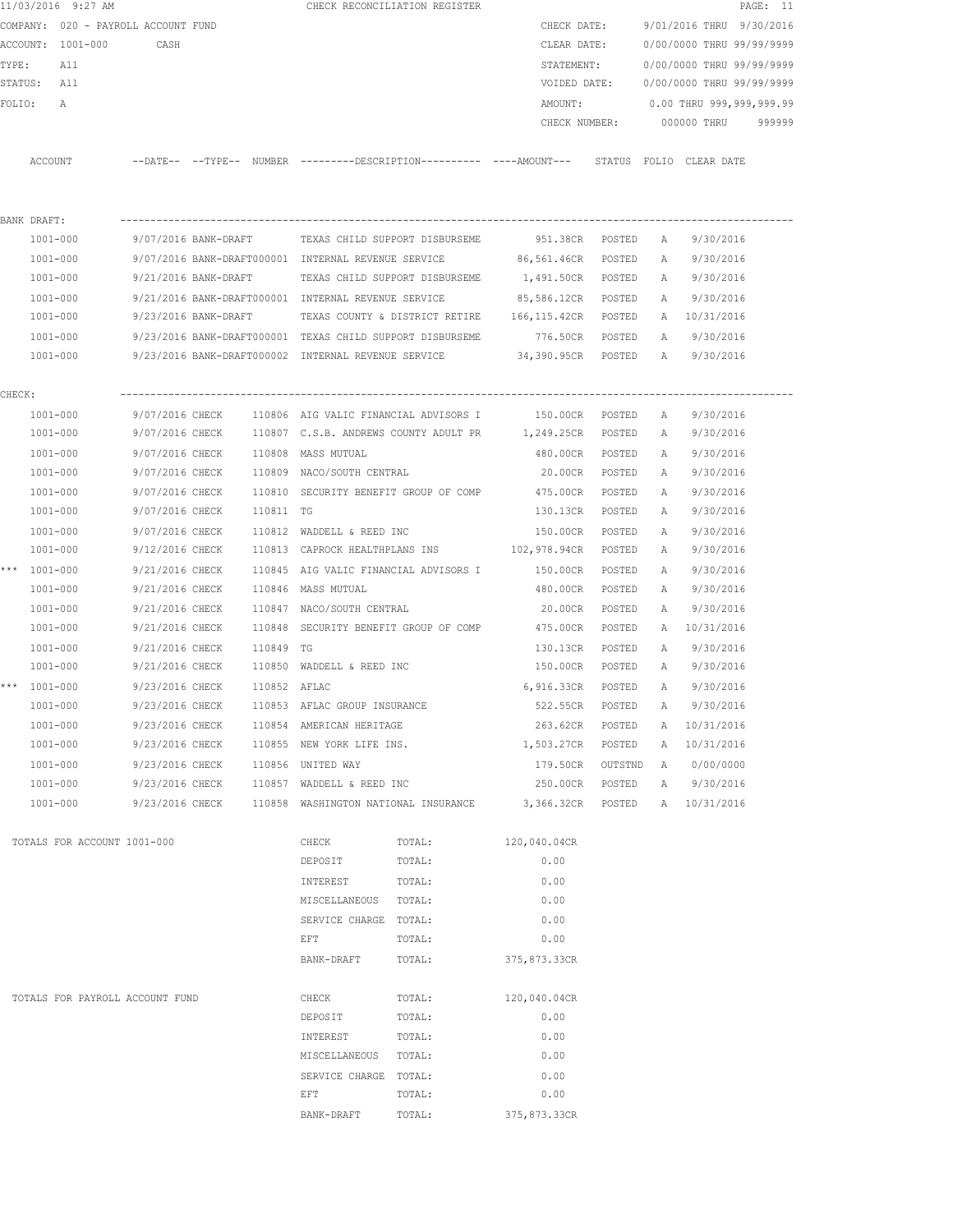11/03/2016 9:27 AM CHECK RECONCILIATION REGISTER

COMPANY: 020 - PAYROLL ACCOUNT FUND

ACCOUNT: 1001-000 CASH

TYPE: All

STATUS: All

FOLIO: A

CHECK DATE: 9/01/2016 THRU 9/30/2016
CLEAR DATE: 0/00/0000 THRU 99/99/9999
STATEMENT: 0/00/0000 THRU 99/99/9999
VOIDED DATE: 0/00/0000 THRU 99/99/9999
AMOUNT: 0.00 THRU 999,999,999.99
CHECK NUMBER: 000000 THRU 999999

| ACCOUNT | --DATE-- | --TYPE-- | NUMBER | ---------DESCRIPTION---------- | ----AMOUNT--- | STATUS | FOLIO | CLEAR DATE |
|---|---|---|---|---|---|---|---|---|
| **BANK DRAFT:** | | | | | | | | |
| 1001-000 | 9/07/2016 | BANK-DRAFT | | TEXAS CHILD SUPPORT DISBURSEME | 951.38CR | POSTED | A | 9/30/2016 |
| 1001-000 | 9/07/2016 | BANK-DRAFT | 000001 | INTERNAL REVENUE SERVICE | 86,561.46CR | POSTED | A | 9/30/2016 |
| 1001-000 | 9/21/2016 | BANK-DRAFT | | TEXAS CHILD SUPPORT DISBURSEME | 1,491.50CR | POSTED | A | 9/30/2016 |
| 1001-000 | 9/21/2016 | BANK-DRAFT | 000001 | INTERNAL REVENUE SERVICE | 85,586.12CR | POSTED | A | 9/30/2016 |
| 1001-000 | 9/23/2016 | BANK-DRAFT | | TEXAS COUNTY & DISTRICT RETIRE | 166,115.42CR | POSTED | A | 10/31/2016 |
| 1001-000 | 9/23/2016 | BANK-DRAFT | 000001 | TEXAS CHILD SUPPORT DISBURSEME | 776.50CR | POSTED | A | 9/30/2016 |
| 1001-000 | 9/23/2016 | BANK-DRAFT | 000002 | INTERNAL REVENUE SERVICE | 34,390.95CR | POSTED | A | 9/30/2016 |
| **CHECK:** | | | | | | | | |
| 1001-000 | 9/07/2016 | CHECK | 110806 | AIG VALIC FINANCIAL ADVISORS I | 150.00CR | POSTED | A | 9/30/2016 |
| 1001-000 | 9/07/2016 | CHECK | 110807 | C.S.B. ANDREWS COUNTY ADULT PR | 1,249.25CR | POSTED | A | 9/30/2016 |
| 1001-000 | 9/07/2016 | CHECK | 110808 | MASS MUTUAL | 480.00CR | POSTED | A | 9/30/2016 |
| 1001-000 | 9/07/2016 | CHECK | 110809 | NACO/SOUTH CENTRAL | 20.00CR | POSTED | A | 9/30/2016 |
| 1001-000 | 9/07/2016 | CHECK | 110810 | SECURITY BENEFIT GROUP OF COMP | 475.00CR | POSTED | A | 9/30/2016 |
| 1001-000 | 9/07/2016 | CHECK | 110811 | TG | 130.13CR | POSTED | A | 9/30/2016 |
| 1001-000 | 9/07/2016 | CHECK | 110812 | WADDELL & REED INC | 150.00CR | POSTED | A | 9/30/2016 |
| 1001-000 | 9/12/2016 | CHECK | 110813 | CAPROCK HEALTHPLANS INS | 102,978.94CR | POSTED | A | 9/30/2016 |
| *** 1001-000 | 9/21/2016 | CHECK | 110845 | AIG VALIC FINANCIAL ADVISORS I | 150.00CR | POSTED | A | 9/30/2016 |
| 1001-000 | 9/21/2016 | CHECK | 110846 | MASS MUTUAL | 480.00CR | POSTED | A | 9/30/2016 |
| 1001-000 | 9/21/2016 | CHECK | 110847 | NACO/SOUTH CENTRAL | 20.00CR | POSTED | A | 9/30/2016 |
| 1001-000 | 9/21/2016 | CHECK | 110848 | SECURITY BENEFIT GROUP OF COMP | 475.00CR | POSTED | A | 10/31/2016 |
| 1001-000 | 9/21/2016 | CHECK | 110849 | TG | 130.13CR | POSTED | A | 9/30/2016 |
| 1001-000 | 9/21/2016 | CHECK | 110850 | WADDELL & REED INC | 150.00CR | POSTED | A | 9/30/2016 |
| *** 1001-000 | 9/23/2016 | CHECK | 110852 | AFLAC | 6,916.33CR | POSTED | A | 9/30/2016 |
| 1001-000 | 9/23/2016 | CHECK | 110853 | AFLAC GROUP INSURANCE | 522.55CR | POSTED | A | 9/30/2016 |
| 1001-000 | 9/23/2016 | CHECK | 110854 | AMERICAN HERITAGE | 263.62CR | POSTED | A | 10/31/2016 |
| 1001-000 | 9/23/2016 | CHECK | 110855 | NEW YORK LIFE INS. | 1,503.27CR | POSTED | A | 10/31/2016 |
| 1001-000 | 9/23/2016 | CHECK | 110856 | UNITED WAY | 179.50CR | OUTSTND | A | 0/00/0000 |
| 1001-000 | 9/23/2016 | CHECK | 110857 | WADDELL & REED INC | 250.00CR | POSTED | A | 9/30/2016 |
| 1001-000 | 9/23/2016 | CHECK | 110858 | WASHINGTON NATIONAL INSURANCE | 3,366.32CR | POSTED | A | 10/31/2016 |

| TOTALS FOR ACCOUNT 1001-000 | | | |
|---|---|---|---|
| | CHECK | TOTAL: | 120,040.04CR |
| | DEPOSIT | TOTAL: | 0.00 |
| | INTEREST | TOTAL: | 0.00 |
| | MISCELLANEOUS | TOTAL: | 0.00 |
| | SERVICE CHARGE | TOTAL: | 0.00 |
| | EFT | TOTAL: | 0.00 |
| | BANK-DRAFT | TOTAL: | 375,873.33CR |

| TOTALS FOR PAYROLL ACCOUNT FUND | | | |
|---|---|---|---|
| | CHECK | TOTAL: | 120,040.04CR |
| | DEPOSIT | TOTAL: | 0.00 |
| | INTEREST | TOTAL: | 0.00 |
| | MISCELLANEOUS | TOTAL: | 0.00 |
| | SERVICE CHARGE | TOTAL: | 0.00 |
| | EFT | TOTAL: | 0.00 |
| | BANK-DRAFT | TOTAL: | 375,873.33CR |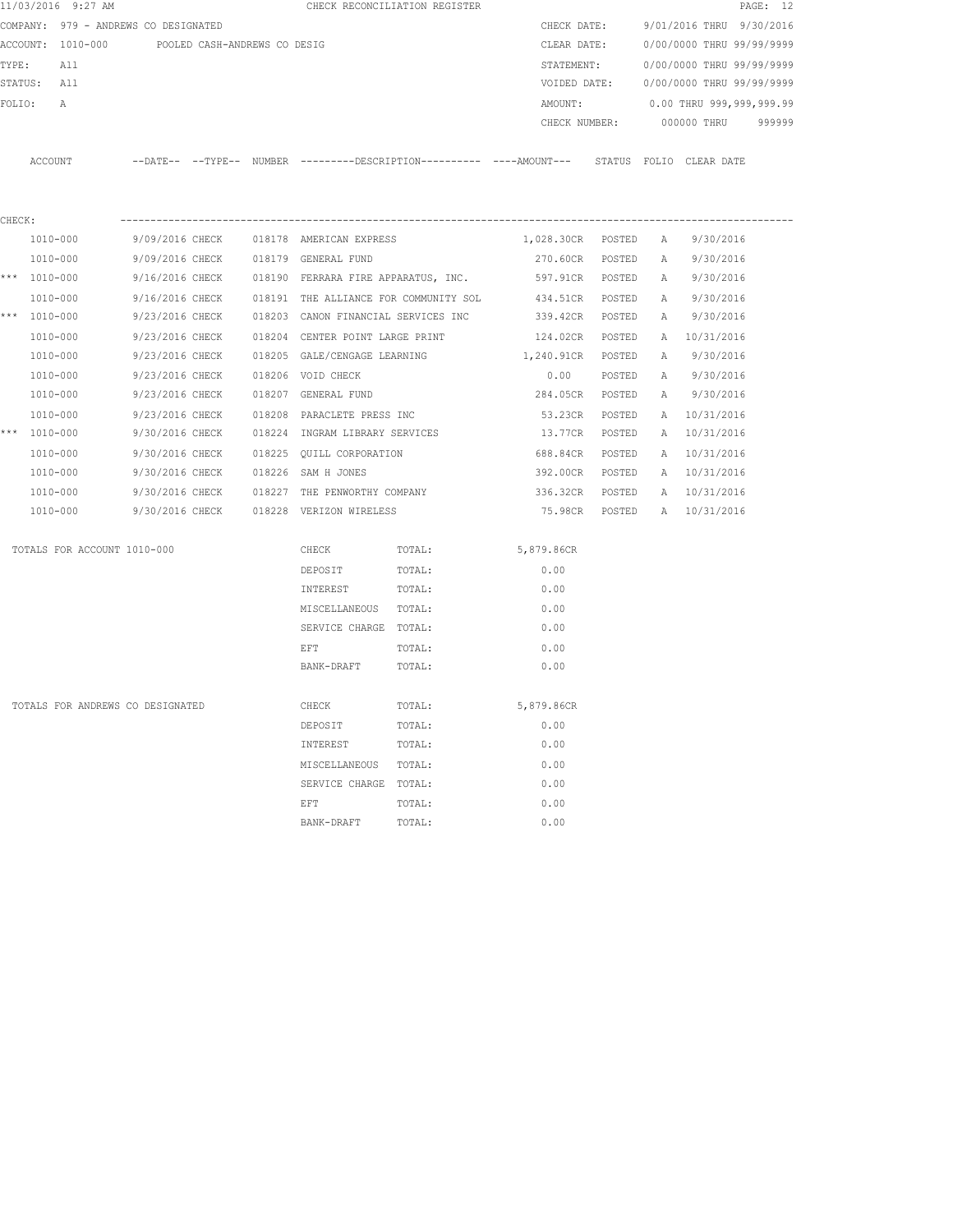11/03/2016 9:27 AM CHECK RECONCILIATION REGISTER

COMPANY: 979 - ANDREWS CO DESIGNATED

ACCOUNT: 1010-000 POOLED CASH-ANDREWS CO DESIG

TYPE: All

STATUS: All

FOLIO: A

CHECK DATE: 9/01/2016 THRU 9/30/2016
CLEAR DATE: 0/00/0000 THRU 99/99/9999
STATEMENT: 0/00/0000 THRU 99/99/9999
VOIDED DATE: 0/00/0000 THRU 99/99/9999
AMOUNT: 0.00 THRU 999,999,999.99
CHECK NUMBER: 000000 THRU 999999

CHECK:

| | ACCOUNT | DATE | TYPE | NUMBER | DESCRIPTION | AMOUNT | STATUS | FOLIO | CLEAR DATE |
|---|---|---|---|---|---|---|---|---|---|
| | 1010-000 | 9/09/2016 | CHECK | 018178 | AMERICAN EXPRESS | 1,028.30CR | POSTED | A | 9/30/2016 |
| | 1010-000 | 9/09/2016 | CHECK | 018179 | GENERAL FUND | 270.60CR | POSTED | A | 9/30/2016 |
| *** | 1010-000 | 9/16/2016 | CHECK | 018190 | FERRARA FIRE APPARATUS, INC. | 597.91CR | POSTED | A | 9/30/2016 |
| | 1010-000 | 9/16/2016 | CHECK | 018191 | THE ALLIANCE FOR COMMUNITY SOL | 434.51CR | POSTED | A | 9/30/2016 |
| *** | 1010-000 | 9/23/2016 | CHECK | 018203 | CANON FINANCIAL SERVICES INC | 339.42CR | POSTED | A | 9/30/2016 |
| | 1010-000 | 9/23/2016 | CHECK | 018204 | CENTER POINT LARGE PRINT | 124.02CR | POSTED | A | 10/31/2016 |
| | 1010-000 | 9/23/2016 | CHECK | 018205 | GALE/CENGAGE LEARNING | 1,240.91CR | POSTED | A | 9/30/2016 |
| | 1010-000 | 9/23/2016 | CHECK | 018206 | VOID CHECK | 0.00 | POSTED | A | 9/30/2016 |
| | 1010-000 | 9/23/2016 | CHECK | 018207 | GENERAL FUND | 284.05CR | POSTED | A | 9/30/2016 |
| | 1010-000 | 9/23/2016 | CHECK | 018208 | PARACLETE PRESS INC | 53.23CR | POSTED | A | 10/31/2016 |
| *** | 1010-000 | 9/30/2016 | CHECK | 018224 | INGRAM LIBRARY SERVICES | 13.77CR | POSTED | A | 10/31/2016 |
| | 1010-000 | 9/30/2016 | CHECK | 018225 | QUILL CORPORATION | 688.84CR | POSTED | A | 10/31/2016 |
| | 1010-000 | 9/30/2016 | CHECK | 018226 | SAM H JONES | 392.00CR | POSTED | A | 10/31/2016 |
| | 1010-000 | 9/30/2016 | CHECK | 018227 | THE PENWORTHY COMPANY | 336.32CR | POSTED | A | 10/31/2016 |
| | 1010-000 | 9/30/2016 | CHECK | 018228 | VERIZON WIRELESS | 75.98CR | POSTED | A | 10/31/2016 |

TOTALS FOR ACCOUNT 1010-000

| Type | | Amount |
|---|---|---|
| CHECK | TOTAL: | 5,879.86CR |
| DEPOSIT | TOTAL: | 0.00 |
| INTEREST | TOTAL: | 0.00 |
| MISCELLANEOUS | TOTAL: | 0.00 |
| SERVICE CHARGE | TOTAL: | 0.00 |
| EFT | TOTAL: | 0.00 |
| BANK-DRAFT | TOTAL: | 0.00 |

TOTALS FOR ANDREWS CO DESIGNATED

| Type | | Amount |
|---|---|---|
| CHECK | TOTAL: | 5,879.86CR |
| DEPOSIT | TOTAL: | 0.00 |
| INTEREST | TOTAL: | 0.00 |
| MISCELLANEOUS | TOTAL: | 0.00 |
| SERVICE CHARGE | TOTAL: | 0.00 |
| EFT | TOTAL: | 0.00 |
| BANK-DRAFT | TOTAL: | 0.00 |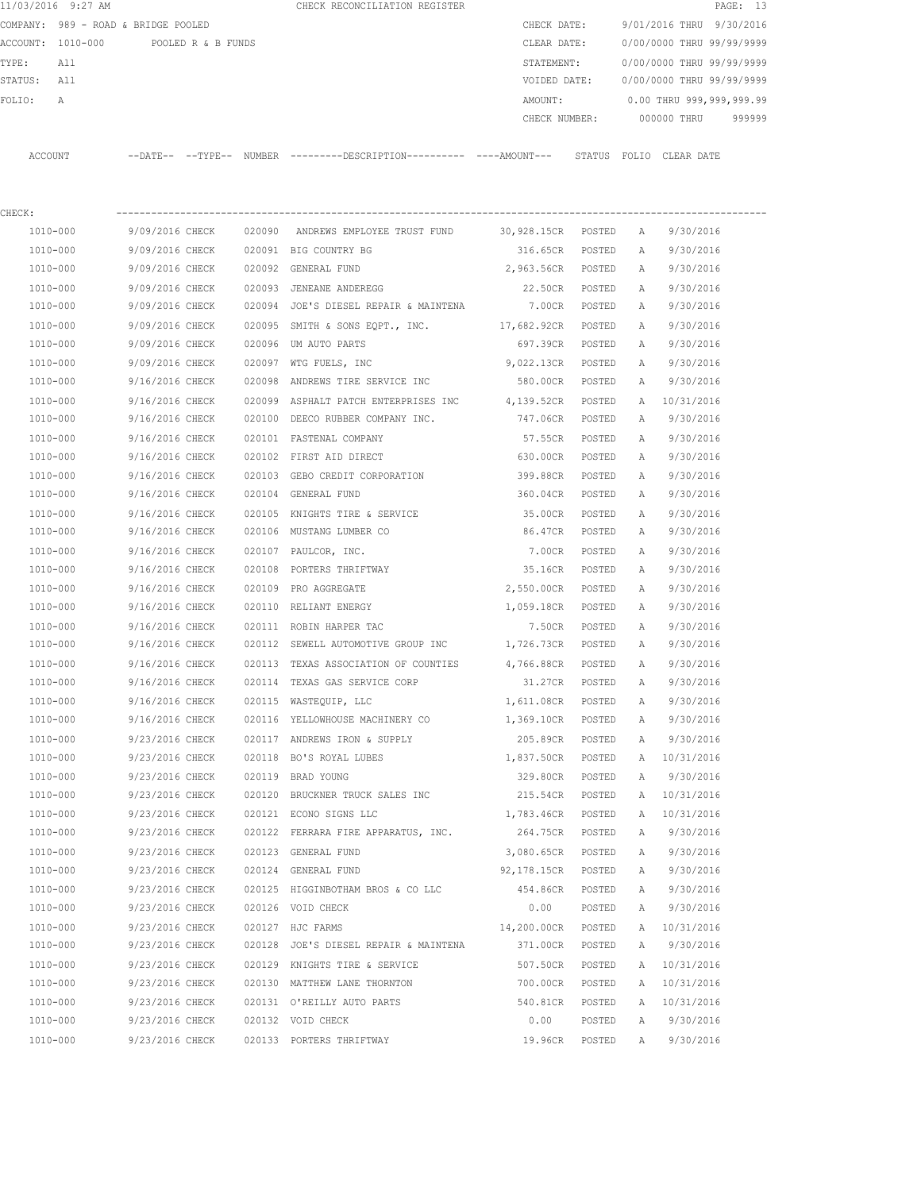11/03/2016 9:27 AM CHECK RECONCILIATION REGISTER

COMPANY: 989 - ROAD & BRIDGE POOLED

ACCOUNT: 1010-000 POOLED R & B FUNDS

TYPE: All

STATUS: All

FOLIO: A

CHECK DATE: 9/01/2016 THRU 9/30/2016

CLEAR DATE: 0/00/0000 THRU 99/99/9999

STATEMENT: 0/00/0000 THRU 99/99/9999

VOIDED DATE: 0/00/0000 THRU 99/99/9999

AMOUNT: 0.00 THRU 999,999,999.99

CHECK NUMBER: 000000 THRU 999999

CHECK:

| ACCOUNT | --DATE-- | --TYPE-- | NUMBER | ---------DESCRIPTION---------- | ----AMOUNT--- | STATUS | FOLIO | CLEAR DATE |
|---|---|---|---|---|---|---|---|---|
| 1010-000 | 9/09/2016 | CHECK | 020090 | ANDREWS EMPLOYEE TRUST FUND | 30,928.15CR | POSTED | A | 9/30/2016 |
| 1010-000 | 9/09/2016 | CHECK | 020091 | BIG COUNTRY BG | 316.65CR | POSTED | A | 9/30/2016 |
| 1010-000 | 9/09/2016 | CHECK | 020092 | GENERAL FUND | 2,963.56CR | POSTED | A | 9/30/2016 |
| 1010-000 | 9/09/2016 | CHECK | 020093 | JENEANE ANDEREGG | 22.50CR | POSTED | A | 9/30/2016 |
| 1010-000 | 9/09/2016 | CHECK | 020094 | JOE'S DIESEL REPAIR & MAINTENA | 7.00CR | POSTED | A | 9/30/2016 |
| 1010-000 | 9/09/2016 | CHECK | 020095 | SMITH & SONS EQPT., INC. | 17,682.92CR | POSTED | A | 9/30/2016 |
| 1010-000 | 9/09/2016 | CHECK | 020096 | UM AUTO PARTS | 697.39CR | POSTED | A | 9/30/2016 |
| 1010-000 | 9/09/2016 | CHECK | 020097 | WTG FUELS, INC | 9,022.13CR | POSTED | A | 9/30/2016 |
| 1010-000 | 9/16/2016 | CHECK | 020098 | ANDREWS TIRE SERVICE INC | 580.00CR | POSTED | A | 9/30/2016 |
| 1010-000 | 9/16/2016 | CHECK | 020099 | ASPHALT PATCH ENTERPRISES INC | 4,139.52CR | POSTED | A | 10/31/2016 |
| 1010-000 | 9/16/2016 | CHECK | 020100 | DEECO RUBBER COMPANY INC. | 747.06CR | POSTED | A | 9/30/2016 |
| 1010-000 | 9/16/2016 | CHECK | 020101 | FASTENAL COMPANY | 57.55CR | POSTED | A | 9/30/2016 |
| 1010-000 | 9/16/2016 | CHECK | 020102 | FIRST AID DIRECT | 630.00CR | POSTED | A | 9/30/2016 |
| 1010-000 | 9/16/2016 | CHECK | 020103 | GEBO CREDIT CORPORATION | 399.88CR | POSTED | A | 9/30/2016 |
| 1010-000 | 9/16/2016 | CHECK | 020104 | GENERAL FUND | 360.04CR | POSTED | A | 9/30/2016 |
| 1010-000 | 9/16/2016 | CHECK | 020105 | KNIGHTS TIRE & SERVICE | 35.00CR | POSTED | A | 9/30/2016 |
| 1010-000 | 9/16/2016 | CHECK | 020106 | MUSTANG LUMBER CO | 86.47CR | POSTED | A | 9/30/2016 |
| 1010-000 | 9/16/2016 | CHECK | 020107 | PAULCOR, INC. | 7.00CR | POSTED | A | 9/30/2016 |
| 1010-000 | 9/16/2016 | CHECK | 020108 | PORTERS THRIFTWAY | 35.16CR | POSTED | A | 9/30/2016 |
| 1010-000 | 9/16/2016 | CHECK | 020109 | PRO AGGREGATE | 2,550.00CR | POSTED | A | 9/30/2016 |
| 1010-000 | 9/16/2016 | CHECK | 020110 | RELIANT ENERGY | 1,059.18CR | POSTED | A | 9/30/2016 |
| 1010-000 | 9/16/2016 | CHECK | 020111 | ROBIN HARPER TAC | 7.50CR | POSTED | A | 9/30/2016 |
| 1010-000 | 9/16/2016 | CHECK | 020112 | SEWELL AUTOMOTIVE GROUP INC | 1,726.73CR | POSTED | A | 9/30/2016 |
| 1010-000 | 9/16/2016 | CHECK | 020113 | TEXAS ASSOCIATION OF COUNTIES | 4,766.88CR | POSTED | A | 9/30/2016 |
| 1010-000 | 9/16/2016 | CHECK | 020114 | TEXAS GAS SERVICE CORP | 31.27CR | POSTED | A | 9/30/2016 |
| 1010-000 | 9/16/2016 | CHECK | 020115 | WASTEQUIP, LLC | 1,611.08CR | POSTED | A | 9/30/2016 |
| 1010-000 | 9/16/2016 | CHECK | 020116 | YELLOWHOUSE MACHINERY CO | 1,369.10CR | POSTED | A | 9/30/2016 |
| 1010-000 | 9/23/2016 | CHECK | 020117 | ANDREWS IRON & SUPPLY | 205.89CR | POSTED | A | 9/30/2016 |
| 1010-000 | 9/23/2016 | CHECK | 020118 | BO'S ROYAL LUBES | 1,837.50CR | POSTED | A | 10/31/2016 |
| 1010-000 | 9/23/2016 | CHECK | 020119 | BRAD YOUNG | 329.80CR | POSTED | A | 9/30/2016 |
| 1010-000 | 9/23/2016 | CHECK | 020120 | BRUCKNER TRUCK SALES INC | 215.54CR | POSTED | A | 10/31/2016 |
| 1010-000 | 9/23/2016 | CHECK | 020121 | ECONO SIGNS LLC | 1,783.46CR | POSTED | A | 10/31/2016 |
| 1010-000 | 9/23/2016 | CHECK | 020122 | FERRARA FIRE APPARATUS, INC. | 264.75CR | POSTED | A | 9/30/2016 |
| 1010-000 | 9/23/2016 | CHECK | 020123 | GENERAL FUND | 3,080.65CR | POSTED | A | 9/30/2016 |
| 1010-000 | 9/23/2016 | CHECK | 020124 | GENERAL FUND | 92,178.15CR | POSTED | A | 9/30/2016 |
| 1010-000 | 9/23/2016 | CHECK | 020125 | HIGGINBOTHAM BROS & CO LLC | 454.86CR | POSTED | A | 9/30/2016 |
| 1010-000 | 9/23/2016 | CHECK | 020126 | VOID CHECK | 0.00 | POSTED | A | 9/30/2016 |
| 1010-000 | 9/23/2016 | CHECK | 020127 | HJC FARMS | 14,200.00CR | POSTED | A | 10/31/2016 |
| 1010-000 | 9/23/2016 | CHECK | 020128 | JOE'S DIESEL REPAIR & MAINTENA | 371.00CR | POSTED | A | 9/30/2016 |
| 1010-000 | 9/23/2016 | CHECK | 020129 | KNIGHTS TIRE & SERVICE | 507.50CR | POSTED | A | 10/31/2016 |
| 1010-000 | 9/23/2016 | CHECK | 020130 | MATTHEW LANE THORNTON | 700.00CR | POSTED | A | 10/31/2016 |
| 1010-000 | 9/23/2016 | CHECK | 020131 | O'REILLY AUTO PARTS | 540.81CR | POSTED | A | 10/31/2016 |
| 1010-000 | 9/23/2016 | CHECK | 020132 | VOID CHECK | 0.00 | POSTED | A | 9/30/2016 |
| 1010-000 | 9/23/2016 | CHECK | 020133 | PORTERS THRIFTWAY | 19.96CR | POSTED | A | 9/30/2016 |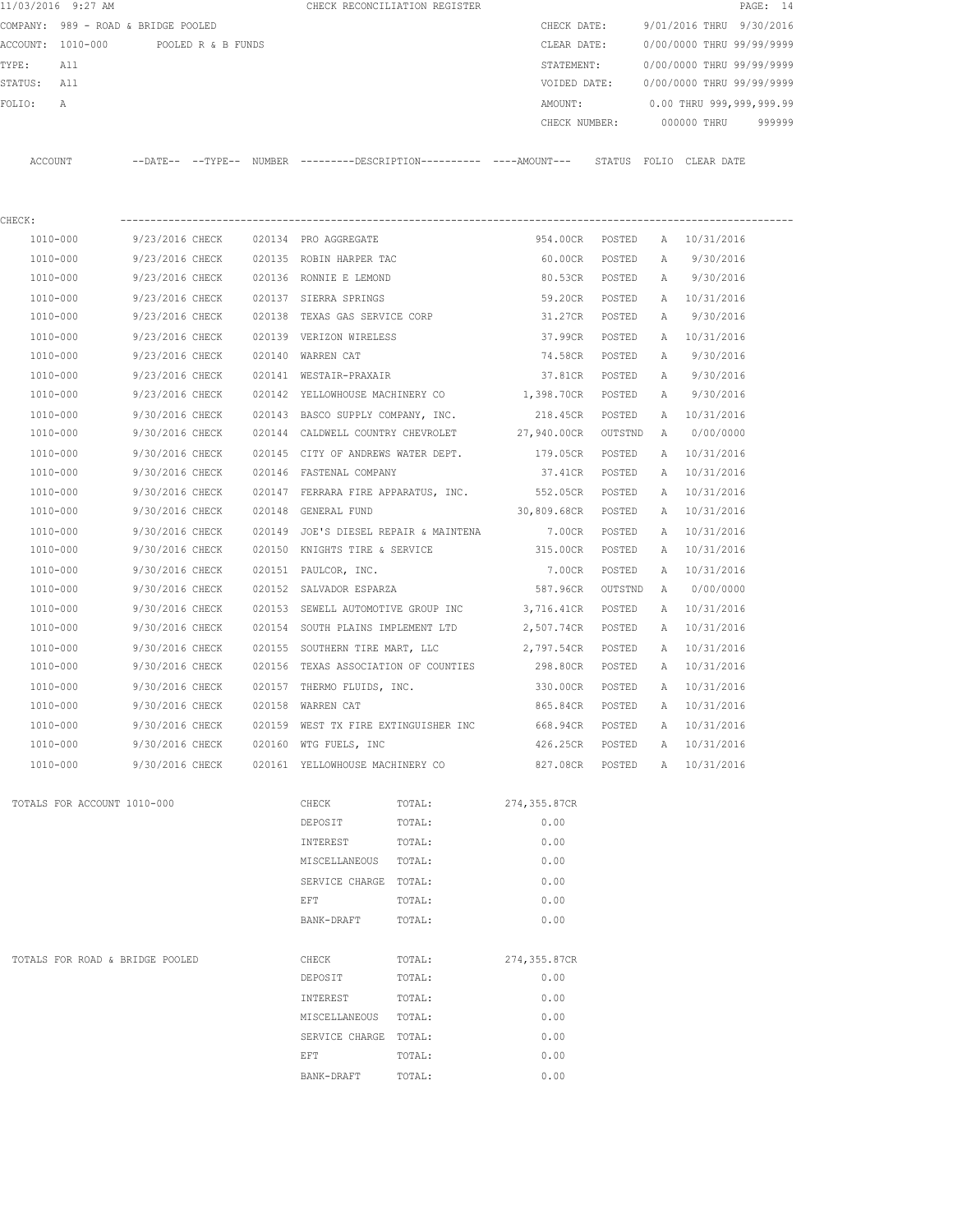11/03/2016 9:27 AM CHECK RECONCILIATION REGISTER

COMPANY: 989 - ROAD & BRIDGE POOLED
ACCOUNT: 1010-000 POOLED R & B FUNDS
TYPE: All
STATUS: All
FOLIO: A

CHECK DATE: 9/01/2016 THRU 9/30/2016
CLEAR DATE: 0/00/0000 THRU 99/99/9999
STATEMENT: 0/00/0000 THRU 99/99/9999
VOIDED DATE: 0/00/0000 THRU 99/99/9999
AMOUNT: 0.00 THRU 999,999,999.99
CHECK NUMBER: 000000 THRU 999999

CHECK:

| ACCOUNT | DATE | TYPE | NUMBER | DESCRIPTION | AMOUNT | STATUS | FOLIO | CLEAR DATE |
|---|---|---|---|---|---|---|---|---|
| 1010-000 | 9/23/2016 | CHECK | 020134 | PRO AGGREGATE | 954.00CR | POSTED | A | 10/31/2016 |
| 1010-000 | 9/23/2016 | CHECK | 020135 | ROBIN HARPER TAC | 60.00CR | POSTED | A | 9/30/2016 |
| 1010-000 | 9/23/2016 | CHECK | 020136 | RONNIE E LEMOND | 80.53CR | POSTED | A | 9/30/2016 |
| 1010-000 | 9/23/2016 | CHECK | 020137 | SIERRA SPRINGS | 59.20CR | POSTED | A | 10/31/2016 |
| 1010-000 | 9/23/2016 | CHECK | 020138 | TEXAS GAS SERVICE CORP | 31.27CR | POSTED | A | 9/30/2016 |
| 1010-000 | 9/23/2016 | CHECK | 020139 | VERIZON WIRELESS | 37.99CR | POSTED | A | 10/31/2016 |
| 1010-000 | 9/23/2016 | CHECK | 020140 | WARREN CAT | 74.58CR | POSTED | A | 9/30/2016 |
| 1010-000 | 9/23/2016 | CHECK | 020141 | WESTAIR-PRAXAIR | 37.81CR | POSTED | A | 9/30/2016 |
| 1010-000 | 9/23/2016 | CHECK | 020142 | YELLOWHOUSE MACHINERY CO | 1,398.70CR | POSTED | A | 9/30/2016 |
| 1010-000 | 9/30/2016 | CHECK | 020143 | BASCO SUPPLY COMPANY, INC. | 218.45CR | POSTED | A | 10/31/2016 |
| 1010-000 | 9/30/2016 | CHECK | 020144 | CALDWELL COUNTRY CHEVROLET | 27,940.00CR | OUTSTND | A | 0/00/0000 |
| 1010-000 | 9/30/2016 | CHECK | 020145 | CITY OF ANDREWS WATER DEPT. | 179.05CR | POSTED | A | 10/31/2016 |
| 1010-000 | 9/30/2016 | CHECK | 020146 | FASTENAL COMPANY | 37.41CR | POSTED | A | 10/31/2016 |
| 1010-000 | 9/30/2016 | CHECK | 020147 | FERRARA FIRE APPARATUS, INC. | 552.05CR | POSTED | A | 10/31/2016 |
| 1010-000 | 9/30/2016 | CHECK | 020148 | GENERAL FUND | 30,809.68CR | POSTED | A | 10/31/2016 |
| 1010-000 | 9/30/2016 | CHECK | 020149 | JOE'S DIESEL REPAIR & MAINTENA | 7.00CR | POSTED | A | 10/31/2016 |
| 1010-000 | 9/30/2016 | CHECK | 020150 | KNIGHTS TIRE & SERVICE | 315.00CR | POSTED | A | 10/31/2016 |
| 1010-000 | 9/30/2016 | CHECK | 020151 | PAULCOR, INC. | 7.00CR | POSTED | A | 10/31/2016 |
| 1010-000 | 9/30/2016 | CHECK | 020152 | SALVADOR ESPARZA | 587.96CR | OUTSTND | A | 0/00/0000 |
| 1010-000 | 9/30/2016 | CHECK | 020153 | SEWELL AUTOMOTIVE GROUP INC | 3,716.41CR | POSTED | A | 10/31/2016 |
| 1010-000 | 9/30/2016 | CHECK | 020154 | SOUTH PLAINS IMPLEMENT LTD | 2,507.74CR | POSTED | A | 10/31/2016 |
| 1010-000 | 9/30/2016 | CHECK | 020155 | SOUTHERN TIRE MART, LLC | 2,797.54CR | POSTED | A | 10/31/2016 |
| 1010-000 | 9/30/2016 | CHECK | 020156 | TEXAS ASSOCIATION OF COUNTIES | 298.80CR | POSTED | A | 10/31/2016 |
| 1010-000 | 9/30/2016 | CHECK | 020157 | THERMO FLUIDS, INC. | 330.00CR | POSTED | A | 10/31/2016 |
| 1010-000 | 9/30/2016 | CHECK | 020158 | WARREN CAT | 865.84CR | POSTED | A | 10/31/2016 |
| 1010-000 | 9/30/2016 | CHECK | 020159 | WEST TX FIRE EXTINGUISHER INC | 668.94CR | POSTED | A | 10/31/2016 |
| 1010-000 | 9/30/2016 | CHECK | 020160 | WTG FUELS, INC | 426.25CR | POSTED | A | 10/31/2016 |
| 1010-000 | 9/30/2016 | CHECK | 020161 | YELLOWHOUSE MACHINERY CO | 827.08CR | POSTED | A | 10/31/2016 |

TOTALS FOR ACCOUNT 1010-000

| Type | | Amount |
|---|---|---|
| CHECK | TOTAL: | 274,355.87CR |
| DEPOSIT | TOTAL: | 0.00 |
| INTEREST | TOTAL: | 0.00 |
| MISCELLANEOUS | TOTAL: | 0.00 |
| SERVICE CHARGE | TOTAL: | 0.00 |
| EFT | TOTAL: | 0.00 |
| BANK-DRAFT | TOTAL: | 0.00 |

TOTALS FOR ROAD & BRIDGE POOLED

| Type | | Amount |
|---|---|---|
| CHECK | TOTAL: | 274,355.87CR |
| DEPOSIT | TOTAL: | 0.00 |
| INTEREST | TOTAL: | 0.00 |
| MISCELLANEOUS | TOTAL: | 0.00 |
| SERVICE CHARGE | TOTAL: | 0.00 |
| EFT | TOTAL: | 0.00 |
| BANK-DRAFT | TOTAL: | 0.00 |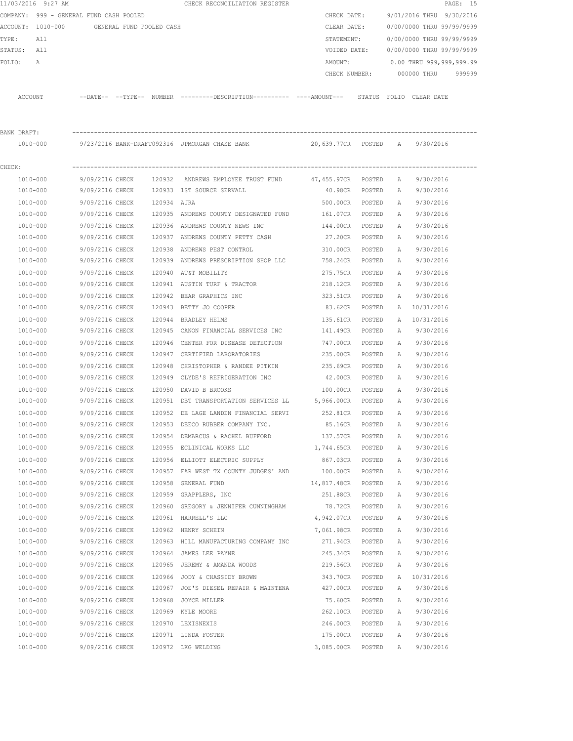11/03/2016 9:27 AM CHECK RECONCILIATION REGISTER

COMPANY: 999 - GENERAL FUND CASH POOLED

ACCOUNT: 1010-000 GENERAL FUND POOLED CASH

TYPE: All

STATUS: All

FOLIO: A

CHECK DATE: 9/01/2016 THRU 9/30/2016

CLEAR DATE: 0/00/0000 THRU 99/99/9999

STATEMENT: 0/00/0000 THRU 99/99/9999

VOIDED DATE: 0/00/0000 THRU 99/99/9999

AMOUNT: 0.00 THRU 999,999,999.99

CHECK NUMBER: 000000 THRU 999999

| ACCOUNT | --DATE-- | --TYPE-- | NUMBER | ---------DESCRIPTION---------- | ----AMOUNT--- | STATUS | FOLIO | CLEAR DATE |
|---|---|---|---|---|---|---|---|---|
| **BANK DRAFT:** | | | | | | | | |
| 1010-000 | 9/23/2016 | BANK-DRAFT | 092316 | JPMORGAN CHASE BANK | 20,639.77CR | POSTED | A | 9/30/2016 |
| **CHECK:** | | | | | | | | |
| 1010-000 | 9/09/2016 | CHECK | 120932 | ANDREWS EMPLOYEE TRUST FUND | 47,455.97CR | POSTED | A | 9/30/2016 |
| 1010-000 | 9/09/2016 | CHECK | 120933 | 1ST SOURCE SERVALL | 40.98CR | POSTED | A | 9/30/2016 |
| 1010-000 | 9/09/2016 | CHECK | 120934 | AJRA | 500.00CR | POSTED | A | 9/30/2016 |
| 1010-000 | 9/09/2016 | CHECK | 120935 | ANDREWS COUNTY DESIGNATED FUND | 161.07CR | POSTED | A | 9/30/2016 |
| 1010-000 | 9/09/2016 | CHECK | 120936 | ANDREWS COUNTY NEWS INC | 144.00CR | POSTED | A | 9/30/2016 |
| 1010-000 | 9/09/2016 | CHECK | 120937 | ANDREWS COUNTY PETTY CASH | 27.20CR | POSTED | A | 9/30/2016 |
| 1010-000 | 9/09/2016 | CHECK | 120938 | ANDREWS PEST CONTROL | 310.00CR | POSTED | A | 9/30/2016 |
| 1010-000 | 9/09/2016 | CHECK | 120939 | ANDREWS PRESCRIPTION SHOP LLC | 758.24CR | POSTED | A | 9/30/2016 |
| 1010-000 | 9/09/2016 | CHECK | 120940 | AT&T MOBILITY | 275.75CR | POSTED | A | 9/30/2016 |
| 1010-000 | 9/09/2016 | CHECK | 120941 | AUSTIN TURF & TRACTOR | 218.12CR | POSTED | A | 9/30/2016 |
| 1010-000 | 9/09/2016 | CHECK | 120942 | BEAR GRAPHICS INC | 323.51CR | POSTED | A | 9/30/2016 |
| 1010-000 | 9/09/2016 | CHECK | 120943 | BETTY JO COOPER | 83.62CR | POSTED | A | 10/31/2016 |
| 1010-000 | 9/09/2016 | CHECK | 120944 | BRADLEY HELMS | 135.61CR | POSTED | A | 10/31/2016 |
| 1010-000 | 9/09/2016 | CHECK | 120945 | CANON FINANCIAL SERVICES INC | 141.49CR | POSTED | A | 9/30/2016 |
| 1010-000 | 9/09/2016 | CHECK | 120946 | CENTER FOR DISEASE DETECTION | 747.00CR | POSTED | A | 9/30/2016 |
| 1010-000 | 9/09/2016 | CHECK | 120947 | CERTIFIED LABORATORIES | 235.00CR | POSTED | A | 9/30/2016 |
| 1010-000 | 9/09/2016 | CHECK | 120948 | CHRISTOPHER & RANDEE PITKIN | 235.69CR | POSTED | A | 9/30/2016 |
| 1010-000 | 9/09/2016 | CHECK | 120949 | CLYDE'S REFRIGERATION INC | 42.00CR | POSTED | A | 9/30/2016 |
| 1010-000 | 9/09/2016 | CHECK | 120950 | DAVID B BROOKS | 100.00CR | POSTED | A | 9/30/2016 |
| 1010-000 | 9/09/2016 | CHECK | 120951 | DBT TRANSPORTATION SERVICES LL | 5,966.00CR | POSTED | A | 9/30/2016 |
| 1010-000 | 9/09/2016 | CHECK | 120952 | DE LAGE LANDEN FINANCIAL SERVI | 252.81CR | POSTED | A | 9/30/2016 |
| 1010-000 | 9/09/2016 | CHECK | 120953 | DEECO RUBBER COMPANY INC. | 85.16CR | POSTED | A | 9/30/2016 |
| 1010-000 | 9/09/2016 | CHECK | 120954 | DEMARCUS & RACHEL BUFFORD | 137.57CR | POSTED | A | 9/30/2016 |
| 1010-000 | 9/09/2016 | CHECK | 120955 | ECLINICAL WORKS LLC | 1,744.65CR | POSTED | A | 9/30/2016 |
| 1010-000 | 9/09/2016 | CHECK | 120956 | ELLIOTT ELECTRIC SUPPLY | 867.03CR | POSTED | A | 9/30/2016 |
| 1010-000 | 9/09/2016 | CHECK | 120957 | FAR WEST TX COUNTY JUDGES' AND | 100.00CR | POSTED | A | 9/30/2016 |
| 1010-000 | 9/09/2016 | CHECK | 120958 | GENERAL FUND | 14,817.48CR | POSTED | A | 9/30/2016 |
| 1010-000 | 9/09/2016 | CHECK | 120959 | GRAPPLERS, INC | 251.88CR | POSTED | A | 9/30/2016 |
| 1010-000 | 9/09/2016 | CHECK | 120960 | GREGORY & JENNIFER CUNNINGHAM | 78.72CR | POSTED | A | 9/30/2016 |
| 1010-000 | 9/09/2016 | CHECK | 120961 | HARRELL'S LLC | 4,942.07CR | POSTED | A | 9/30/2016 |
| 1010-000 | 9/09/2016 | CHECK | 120962 | HENRY SCHEIN | 7,061.98CR | POSTED | A | 9/30/2016 |
| 1010-000 | 9/09/2016 | CHECK | 120963 | HILL MANUFACTURING COMPANY INC | 271.94CR | POSTED | A | 9/30/2016 |
| 1010-000 | 9/09/2016 | CHECK | 120964 | JAMES LEE PAYNE | 245.34CR | POSTED | A | 9/30/2016 |
| 1010-000 | 9/09/2016 | CHECK | 120965 | JEREMY & AMANDA WOODS | 219.56CR | POSTED | A | 9/30/2016 |
| 1010-000 | 9/09/2016 | CHECK | 120966 | JODY & CHASSIDY BROWN | 343.70CR | POSTED | A | 10/31/2016 |
| 1010-000 | 9/09/2016 | CHECK | 120967 | JOE'S DIESEL REPAIR & MAINTENA | 427.00CR | POSTED | A | 9/30/2016 |
| 1010-000 | 9/09/2016 | CHECK | 120968 | JOYCE MILLER | 75.60CR | POSTED | A | 9/30/2016 |
| 1010-000 | 9/09/2016 | CHECK | 120969 | KYLE MOORE | 262.10CR | POSTED | A | 9/30/2016 |
| 1010-000 | 9/09/2016 | CHECK | 120970 | LEXISNEXIS | 246.00CR | POSTED | A | 9/30/2016 |
| 1010-000 | 9/09/2016 | CHECK | 120971 | LINDA FOSTER | 175.00CR | POSTED | A | 9/30/2016 |
| 1010-000 | 9/09/2016 | CHECK | 120972 | LKG WELDING | 3,085.00CR | POSTED | A | 9/30/2016 |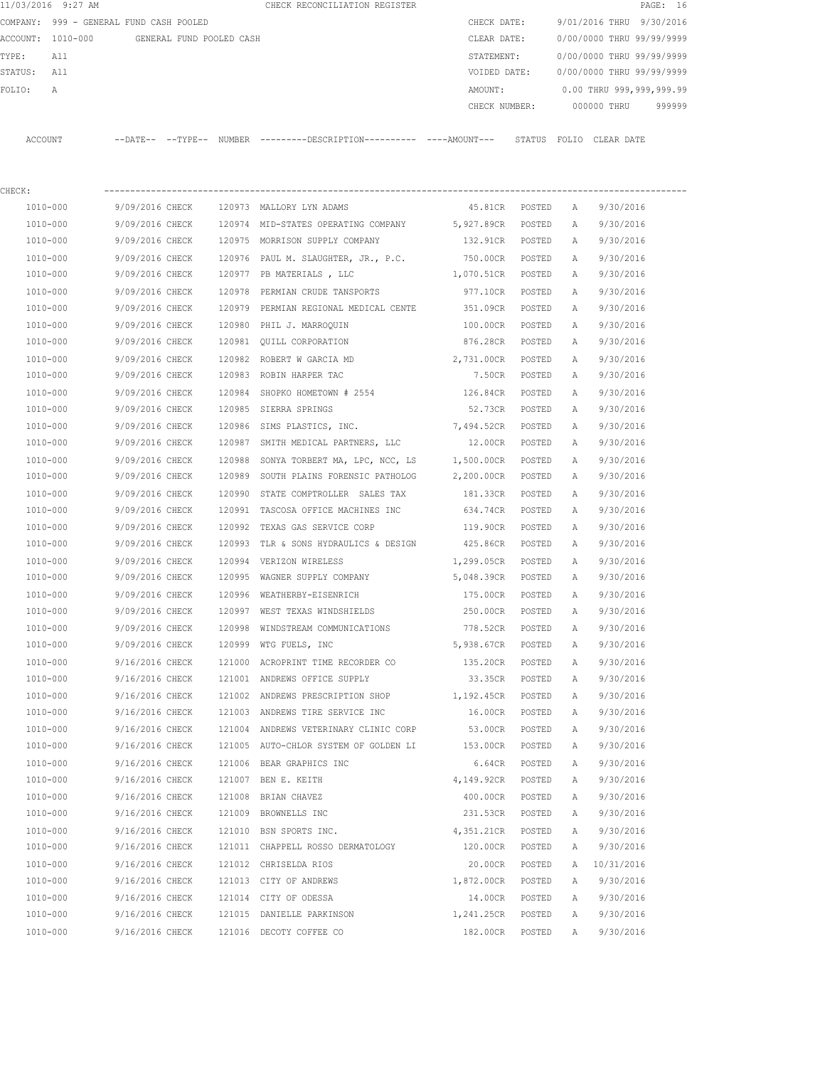11/03/2016 9:27 AM CHECK RECONCILIATION REGISTER

COMPANY: 999 - GENERAL FUND CASH POOLED
ACCOUNT: 1010-000 GENERAL FUND POOLED CASH
TYPE: All
STATUS: All
FOLIO: A

CHECK DATE: 9/01/2016 THRU 9/30/2016
CLEAR DATE: 0/00/0000 THRU 99/99/9999
STATEMENT: 0/00/0000 THRU 99/99/9999
VOIDED DATE: 0/00/0000 THRU 99/99/9999
AMOUNT: 0.00 THRU 999,999,999.99
CHECK NUMBER: 000000 THRU 999999

CHECK:

| ACCOUNT | --DATE-- | --TYPE-- | NUMBER | ---------DESCRIPTION---------- | ----AMOUNT--- | STATUS | FOLIO | CLEAR DATE |
|---|---|---|---|---|---|---|---|---|
| 1010-000 | 9/09/2016 | CHECK | 120973 | MALLORY LYN ADAMS | 45.81CR | POSTED | A | 9/30/2016 |
| 1010-000 | 9/09/2016 | CHECK | 120974 | MID-STATES OPERATING COMPANY | 5,927.89CR | POSTED | A | 9/30/2016 |
| 1010-000 | 9/09/2016 | CHECK | 120975 | MORRISON SUPPLY COMPANY | 132.91CR | POSTED | A | 9/30/2016 |
| 1010-000 | 9/09/2016 | CHECK | 120976 | PAUL M. SLAUGHTER, JR., P.C. | 750.00CR | POSTED | A | 9/30/2016 |
| 1010-000 | 9/09/2016 | CHECK | 120977 | PB MATERIALS , LLC | 1,070.51CR | POSTED | A | 9/30/2016 |
| 1010-000 | 9/09/2016 | CHECK | 120978 | PERMIAN CRUDE TANSPORTS | 977.10CR | POSTED | A | 9/30/2016 |
| 1010-000 | 9/09/2016 | CHECK | 120979 | PERMIAN REGIONAL MEDICAL CENTE | 351.09CR | POSTED | A | 9/30/2016 |
| 1010-000 | 9/09/2016 | CHECK | 120980 | PHIL J. MARROQUIN | 100.00CR | POSTED | A | 9/30/2016 |
| 1010-000 | 9/09/2016 | CHECK | 120981 | QUILL CORPORATION | 876.28CR | POSTED | A | 9/30/2016 |
| 1010-000 | 9/09/2016 | CHECK | 120982 | ROBERT W GARCIA MD | 2,731.00CR | POSTED | A | 9/30/2016 |
| 1010-000 | 9/09/2016 | CHECK | 120983 | ROBIN HARPER TAC | 7.50CR | POSTED | A | 9/30/2016 |
| 1010-000 | 9/09/2016 | CHECK | 120984 | SHOPKO HOMETOWN # 2554 | 126.84CR | POSTED | A | 9/30/2016 |
| 1010-000 | 9/09/2016 | CHECK | 120985 | SIERRA SPRINGS | 52.73CR | POSTED | A | 9/30/2016 |
| 1010-000 | 9/09/2016 | CHECK | 120986 | SIMS PLASTICS, INC. | 7,494.52CR | POSTED | A | 9/30/2016 |
| 1010-000 | 9/09/2016 | CHECK | 120987 | SMITH MEDICAL PARTNERS, LLC | 12.00CR | POSTED | A | 9/30/2016 |
| 1010-000 | 9/09/2016 | CHECK | 120988 | SONYA TORBERT MA, LPC, NCC, LS | 1,500.00CR | POSTED | A | 9/30/2016 |
| 1010-000 | 9/09/2016 | CHECK | 120989 | SOUTH PLAINS FORENSIC PATHOLOG | 2,200.00CR | POSTED | A | 9/30/2016 |
| 1010-000 | 9/09/2016 | CHECK | 120990 | STATE COMPTROLLER SALES TAX | 181.33CR | POSTED | A | 9/30/2016 |
| 1010-000 | 9/09/2016 | CHECK | 120991 | TASCOSA OFFICE MACHINES INC | 634.74CR | POSTED | A | 9/30/2016 |
| 1010-000 | 9/09/2016 | CHECK | 120992 | TEXAS GAS SERVICE CORP | 119.90CR | POSTED | A | 9/30/2016 |
| 1010-000 | 9/09/2016 | CHECK | 120993 | TLR & SONS HYDRAULICS & DESIGN | 425.86CR | POSTED | A | 9/30/2016 |
| 1010-000 | 9/09/2016 | CHECK | 120994 | VERIZON WIRELESS | 1,299.05CR | POSTED | A | 9/30/2016 |
| 1010-000 | 9/09/2016 | CHECK | 120995 | WAGNER SUPPLY COMPANY | 5,048.39CR | POSTED | A | 9/30/2016 |
| 1010-000 | 9/09/2016 | CHECK | 120996 | WEATHERBY-EISENRICH | 175.00CR | POSTED | A | 9/30/2016 |
| 1010-000 | 9/09/2016 | CHECK | 120997 | WEST TEXAS WINDSHIELDS | 250.00CR | POSTED | A | 9/30/2016 |
| 1010-000 | 9/09/2016 | CHECK | 120998 | WINDSTREAM COMMUNICATIONS | 778.52CR | POSTED | A | 9/30/2016 |
| 1010-000 | 9/09/2016 | CHECK | 120999 | WTG FUELS, INC | 5,938.67CR | POSTED | A | 9/30/2016 |
| 1010-000 | 9/16/2016 | CHECK | 121000 | ACROPRINT TIME RECORDER CO | 135.20CR | POSTED | A | 9/30/2016 |
| 1010-000 | 9/16/2016 | CHECK | 121001 | ANDREWS OFFICE SUPPLY | 33.35CR | POSTED | A | 9/30/2016 |
| 1010-000 | 9/16/2016 | CHECK | 121002 | ANDREWS PRESCRIPTION SHOP | 1,192.45CR | POSTED | A | 9/30/2016 |
| 1010-000 | 9/16/2016 | CHECK | 121003 | ANDREWS TIRE SERVICE INC | 16.00CR | POSTED | A | 9/30/2016 |
| 1010-000 | 9/16/2016 | CHECK | 121004 | ANDREWS VETERINARY CLINIC CORP | 53.00CR | POSTED | A | 9/30/2016 |
| 1010-000 | 9/16/2016 | CHECK | 121005 | AUTO-CHLOR SYSTEM OF GOLDEN LI | 153.00CR | POSTED | A | 9/30/2016 |
| 1010-000 | 9/16/2016 | CHECK | 121006 | BEAR GRAPHICS INC | 6.64CR | POSTED | A | 9/30/2016 |
| 1010-000 | 9/16/2016 | CHECK | 121007 | BEN E. KEITH | 4,149.92CR | POSTED | A | 9/30/2016 |
| 1010-000 | 9/16/2016 | CHECK | 121008 | BRIAN CHAVEZ | 400.00CR | POSTED | A | 9/30/2016 |
| 1010-000 | 9/16/2016 | CHECK | 121009 | BROWNELLS INC | 231.53CR | POSTED | A | 9/30/2016 |
| 1010-000 | 9/16/2016 | CHECK | 121010 | BSN SPORTS INC. | 4,351.21CR | POSTED | A | 9/30/2016 |
| 1010-000 | 9/16/2016 | CHECK | 121011 | CHAPPELL ROSSO DERMATOLOGY | 120.00CR | POSTED | A | 9/30/2016 |
| 1010-000 | 9/16/2016 | CHECK | 121012 | CHRISELDA RIOS | 20.00CR | POSTED | A | 10/31/2016 |
| 1010-000 | 9/16/2016 | CHECK | 121013 | CITY OF ANDREWS | 1,872.00CR | POSTED | A | 9/30/2016 |
| 1010-000 | 9/16/2016 | CHECK | 121014 | CITY OF ODESSA | 14.00CR | POSTED | A | 9/30/2016 |
| 1010-000 | 9/16/2016 | CHECK | 121015 | DANIELLE PARKINSON | 1,241.25CR | POSTED | A | 9/30/2016 |
| 1010-000 | 9/16/2016 | CHECK | 121016 | DECOTY COFFEE CO | 182.00CR | POSTED | A | 9/30/2016 |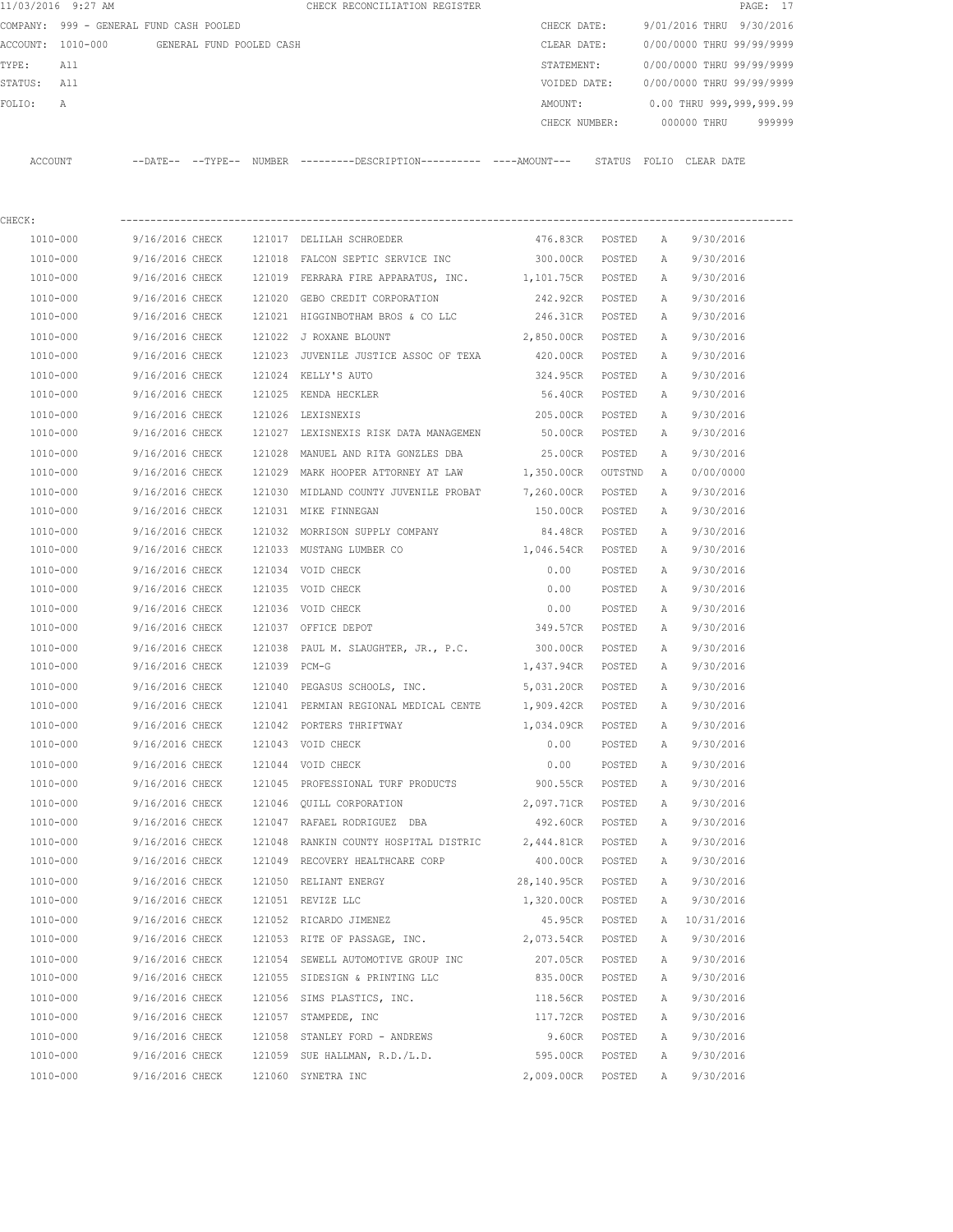11/03/2016 9:27 AM CHECK RECONCILIATION REGISTER

COMPANY: 999 - GENERAL FUND CASH POOLED
ACCOUNT: 1010-000 GENERAL FUND POOLED CASH
TYPE: All
STATUS: All
FOLIO: A

CHECK DATE: 9/01/2016 THRU 9/30/2016
CLEAR DATE: 0/00/0000 THRU 99/99/9999
STATEMENT: 0/00/0000 THRU 99/99/9999
VOIDED DATE: 0/00/0000 THRU 99/99/9999
AMOUNT: 0.00 THRU 999,999,999.99
CHECK NUMBER: 000000 THRU 999999

CHECK:

| ACCOUNT | --DATE-- | --TYPE-- | NUMBER | ---------DESCRIPTION---------- | ----AMOUNT--- | STATUS | FOLIO | CLEAR DATE |
|---|---|---|---|---|---|---|---|---|
| 1010-000 | 9/16/2016 | CHECK | 121017 | DELILAH SCHROEDER | 476.83CR | POSTED | A | 9/30/2016 |
| 1010-000 | 9/16/2016 | CHECK | 121018 | FALCON SEPTIC SERVICE INC | 300.00CR | POSTED | A | 9/30/2016 |
| 1010-000 | 9/16/2016 | CHECK | 121019 | FERRARA FIRE APPARATUS, INC. | 1,101.75CR | POSTED | A | 9/30/2016 |
| 1010-000 | 9/16/2016 | CHECK | 121020 | GEBO CREDIT CORPORATION | 242.92CR | POSTED | A | 9/30/2016 |
| 1010-000 | 9/16/2016 | CHECK | 121021 | HIGGINBOTHAM BROS & CO LLC | 246.31CR | POSTED | A | 9/30/2016 |
| 1010-000 | 9/16/2016 | CHECK | 121022 | J ROXANE BLOUNT | 2,850.00CR | POSTED | A | 9/30/2016 |
| 1010-000 | 9/16/2016 | CHECK | 121023 | JUVENILE JUSTICE ASSOC OF TEXA | 420.00CR | POSTED | A | 9/30/2016 |
| 1010-000 | 9/16/2016 | CHECK | 121024 | KELLY'S AUTO | 324.95CR | POSTED | A | 9/30/2016 |
| 1010-000 | 9/16/2016 | CHECK | 121025 | KENDA HECKLER | 56.40CR | POSTED | A | 9/30/2016 |
| 1010-000 | 9/16/2016 | CHECK | 121026 | LEXISNEXIS | 205.00CR | POSTED | A | 9/30/2016 |
| 1010-000 | 9/16/2016 | CHECK | 121027 | LEXISNEXIS RISK DATA MANAGEMEN | 50.00CR | POSTED | A | 9/30/2016 |
| 1010-000 | 9/16/2016 | CHECK | 121028 | MANUEL AND RITA GONZLES DBA | 25.00CR | POSTED | A | 9/30/2016 |
| 1010-000 | 9/16/2016 | CHECK | 121029 | MARK HOOPER ATTORNEY AT LAW | 1,350.00CR | OUTSTND | A | 0/00/0000 |
| 1010-000 | 9/16/2016 | CHECK | 121030 | MIDLAND COUNTY JUVENILE PROBAT | 7,260.00CR | POSTED | A | 9/30/2016 |
| 1010-000 | 9/16/2016 | CHECK | 121031 | MIKE FINNEGAN | 150.00CR | POSTED | A | 9/30/2016 |
| 1010-000 | 9/16/2016 | CHECK | 121032 | MORRISON SUPPLY COMPANY | 84.48CR | POSTED | A | 9/30/2016 |
| 1010-000 | 9/16/2016 | CHECK | 121033 | MUSTANG LUMBER CO | 1,046.54CR | POSTED | A | 9/30/2016 |
| 1010-000 | 9/16/2016 | CHECK | 121034 | VOID CHECK | 0.00 | POSTED | A | 9/30/2016 |
| 1010-000 | 9/16/2016 | CHECK | 121035 | VOID CHECK | 0.00 | POSTED | A | 9/30/2016 |
| 1010-000 | 9/16/2016 | CHECK | 121036 | VOID CHECK | 0.00 | POSTED | A | 9/30/2016 |
| 1010-000 | 9/16/2016 | CHECK | 121037 | OFFICE DEPOT | 349.57CR | POSTED | A | 9/30/2016 |
| 1010-000 | 9/16/2016 | CHECK | 121038 | PAUL M. SLAUGHTER, JR., P.C. | 300.00CR | POSTED | A | 9/30/2016 |
| 1010-000 | 9/16/2016 | CHECK | 121039 | PCM-G | 1,437.94CR | POSTED | A | 9/30/2016 |
| 1010-000 | 9/16/2016 | CHECK | 121040 | PEGASUS SCHOOLS, INC. | 5,031.20CR | POSTED | A | 9/30/2016 |
| 1010-000 | 9/16/2016 | CHECK | 121041 | PERMIAN REGIONAL MEDICAL CENTE | 1,909.42CR | POSTED | A | 9/30/2016 |
| 1010-000 | 9/16/2016 | CHECK | 121042 | PORTERS THRIFTWAY | 1,034.09CR | POSTED | A | 9/30/2016 |
| 1010-000 | 9/16/2016 | CHECK | 121043 | VOID CHECK | 0.00 | POSTED | A | 9/30/2016 |
| 1010-000 | 9/16/2016 | CHECK | 121044 | VOID CHECK | 0.00 | POSTED | A | 9/30/2016 |
| 1010-000 | 9/16/2016 | CHECK | 121045 | PROFESSIONAL TURF PRODUCTS | 900.55CR | POSTED | A | 9/30/2016 |
| 1010-000 | 9/16/2016 | CHECK | 121046 | QUILL CORPORATION | 2,097.71CR | POSTED | A | 9/30/2016 |
| 1010-000 | 9/16/2016 | CHECK | 121047 | RAFAEL RODRIGUEZ DBA | 492.60CR | POSTED | A | 9/30/2016 |
| 1010-000 | 9/16/2016 | CHECK | 121048 | RANKIN COUNTY HOSPITAL DISTRIC | 2,444.81CR | POSTED | A | 9/30/2016 |
| 1010-000 | 9/16/2016 | CHECK | 121049 | RECOVERY HEALTHCARE CORP | 400.00CR | POSTED | A | 9/30/2016 |
| 1010-000 | 9/16/2016 | CHECK | 121050 | RELIANT ENERGY | 28,140.95CR | POSTED | A | 9/30/2016 |
| 1010-000 | 9/16/2016 | CHECK | 121051 | REVIZE LLC | 1,320.00CR | POSTED | A | 9/30/2016 |
| 1010-000 | 9/16/2016 | CHECK | 121052 | RICARDO JIMENEZ | 45.95CR | POSTED | A | 10/31/2016 |
| 1010-000 | 9/16/2016 | CHECK | 121053 | RITE OF PASSAGE, INC. | 2,073.54CR | POSTED | A | 9/30/2016 |
| 1010-000 | 9/16/2016 | CHECK | 121054 | SEWELL AUTOMOTIVE GROUP INC | 207.05CR | POSTED | A | 9/30/2016 |
| 1010-000 | 9/16/2016 | CHECK | 121055 | SIDESIGN & PRINTING LLC | 835.00CR | POSTED | A | 9/30/2016 |
| 1010-000 | 9/16/2016 | CHECK | 121056 | SIMS PLASTICS, INC. | 118.56CR | POSTED | A | 9/30/2016 |
| 1010-000 | 9/16/2016 | CHECK | 121057 | STAMPEDE, INC | 117.72CR | POSTED | A | 9/30/2016 |
| 1010-000 | 9/16/2016 | CHECK | 121058 | STANLEY FORD - ANDREWS | 9.60CR | POSTED | A | 9/30/2016 |
| 1010-000 | 9/16/2016 | CHECK | 121059 | SUE HALLMAN, R.D./L.D. | 595.00CR | POSTED | A | 9/30/2016 |
| 1010-000 | 9/16/2016 | CHECK | 121060 | SYNETRA INC | 2,009.00CR | POSTED | A | 9/30/2016 |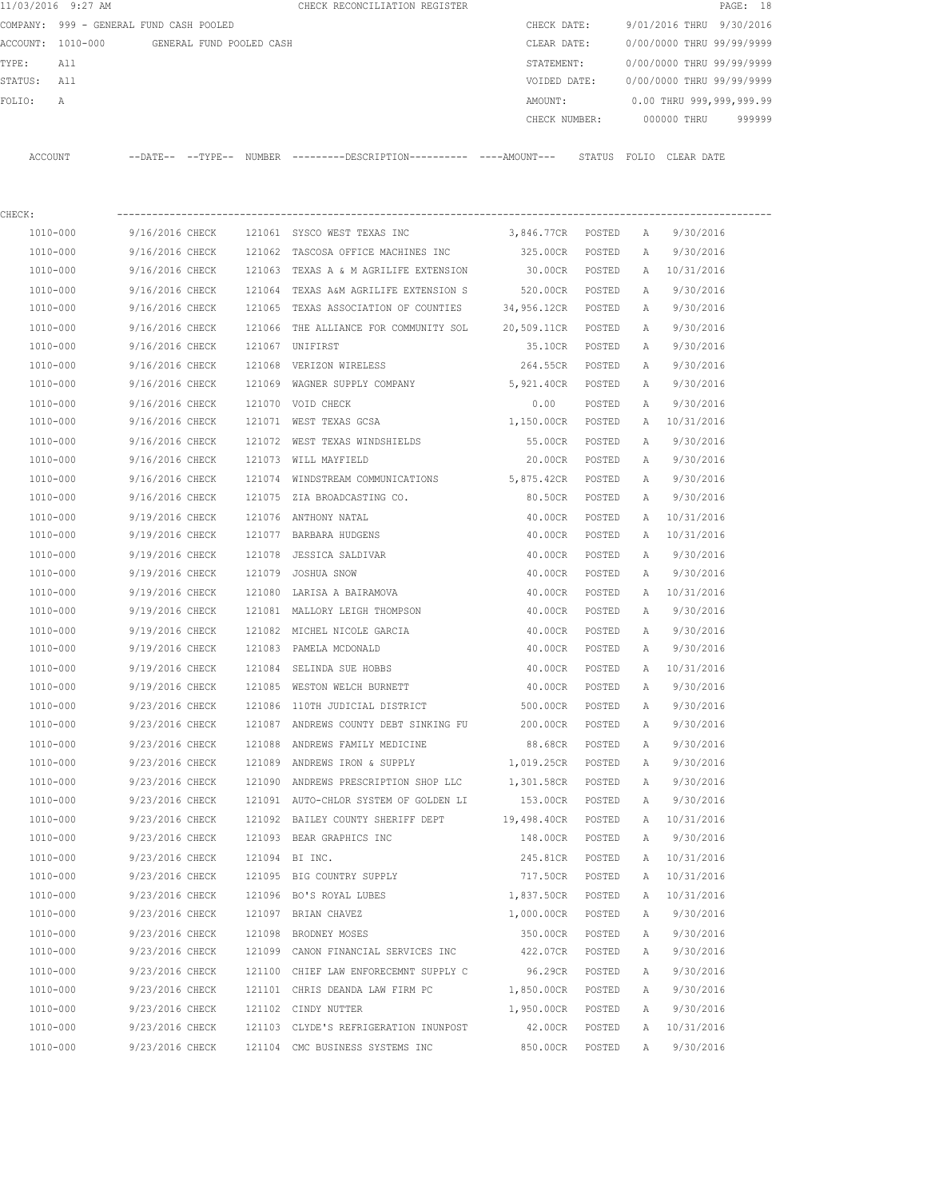11/03/2016 9:27 AM CHECK RECONCILIATION REGISTER

COMPANY: 999 - GENERAL FUND CASH POOLED
ACCOUNT: 1010-000 GENERAL FUND POOLED CASH
TYPE: All
STATUS: All
FOLIO: A

CHECK DATE: 9/01/2016 THRU 9/30/2016
CLEAR DATE: 0/00/0000 THRU 99/99/9999
STATEMENT: 0/00/0000 THRU 99/99/9999
VOIDED DATE: 0/00/0000 THRU 99/99/9999
AMOUNT: 0.00 THRU 999,999,999.99
CHECK NUMBER: 000000 THRU 999999

CHECK:

| ACCOUNT | --DATE-- | --TYPE-- | NUMBER | ---------DESCRIPTION---------- | ----AMOUNT--- | STATUS | FOLIO | CLEAR DATE |
|---|---|---|---|---|---|---|---|---|
| 1010-000 | 9/16/2016 | CHECK | 121061 | SYSCO WEST TEXAS INC | 3,846.77CR | POSTED | A | 9/30/2016 |
| 1010-000 | 9/16/2016 | CHECK | 121062 | TASCOSA OFFICE MACHINES INC | 325.00CR | POSTED | A | 9/30/2016 |
| 1010-000 | 9/16/2016 | CHECK | 121063 | TEXAS A & M AGRILIFE EXTENSION | 30.00CR | POSTED | A | 10/31/2016 |
| 1010-000 | 9/16/2016 | CHECK | 121064 | TEXAS A&M AGRILIFE EXTENSION S | 520.00CR | POSTED | A | 9/30/2016 |
| 1010-000 | 9/16/2016 | CHECK | 121065 | TEXAS ASSOCIATION OF COUNTIES | 34,956.12CR | POSTED | A | 9/30/2016 |
| 1010-000 | 9/16/2016 | CHECK | 121066 | THE ALLIANCE FOR COMMUNITY SOL | 20,509.11CR | POSTED | A | 9/30/2016 |
| 1010-000 | 9/16/2016 | CHECK | 121067 | UNIFIRST | 35.10CR | POSTED | A | 9/30/2016 |
| 1010-000 | 9/16/2016 | CHECK | 121068 | VERIZON WIRELESS | 264.55CR | POSTED | A | 9/30/2016 |
| 1010-000 | 9/16/2016 | CHECK | 121069 | WAGNER SUPPLY COMPANY | 5,921.40CR | POSTED | A | 9/30/2016 |
| 1010-000 | 9/16/2016 | CHECK | 121070 | VOID CHECK | 0.00 | POSTED | A | 9/30/2016 |
| 1010-000 | 9/16/2016 | CHECK | 121071 | WEST TEXAS GCSA | 1,150.00CR | POSTED | A | 10/31/2016 |
| 1010-000 | 9/16/2016 | CHECK | 121072 | WEST TEXAS WINDSHIELDS | 55.00CR | POSTED | A | 9/30/2016 |
| 1010-000 | 9/16/2016 | CHECK | 121073 | WILL MAYFIELD | 20.00CR | POSTED | A | 9/30/2016 |
| 1010-000 | 9/16/2016 | CHECK | 121074 | WINDSTREAM COMMUNICATIONS | 5,875.42CR | POSTED | A | 9/30/2016 |
| 1010-000 | 9/16/2016 | CHECK | 121075 | ZIA BROADCASTING CO. | 80.50CR | POSTED | A | 9/30/2016 |
| 1010-000 | 9/19/2016 | CHECK | 121076 | ANTHONY NATAL | 40.00CR | POSTED | A | 10/31/2016 |
| 1010-000 | 9/19/2016 | CHECK | 121077 | BARBARA HUDGENS | 40.00CR | POSTED | A | 10/31/2016 |
| 1010-000 | 9/19/2016 | CHECK | 121078 | JESSICA SALDIVAR | 40.00CR | POSTED | A | 9/30/2016 |
| 1010-000 | 9/19/2016 | CHECK | 121079 | JOSHUA SNOW | 40.00CR | POSTED | A | 9/30/2016 |
| 1010-000 | 9/19/2016 | CHECK | 121080 | LARISA A BAIRAMOVA | 40.00CR | POSTED | A | 10/31/2016 |
| 1010-000 | 9/19/2016 | CHECK | 121081 | MALLORY LEIGH THOMPSON | 40.00CR | POSTED | A | 9/30/2016 |
| 1010-000 | 9/19/2016 | CHECK | 121082 | MICHEL NICOLE GARCIA | 40.00CR | POSTED | A | 9/30/2016 |
| 1010-000 | 9/19/2016 | CHECK | 121083 | PAMELA MCDONALD | 40.00CR | POSTED | A | 9/30/2016 |
| 1010-000 | 9/19/2016 | CHECK | 121084 | SELINDA SUE HOBBS | 40.00CR | POSTED | A | 10/31/2016 |
| 1010-000 | 9/19/2016 | CHECK | 121085 | WESTON WELCH BURNETT | 40.00CR | POSTED | A | 9/30/2016 |
| 1010-000 | 9/23/2016 | CHECK | 121086 | 110TH JUDICIAL DISTRICT | 500.00CR | POSTED | A | 9/30/2016 |
| 1010-000 | 9/23/2016 | CHECK | 121087 | ANDREWS COUNTY DEBT SINKING FU | 200.00CR | POSTED | A | 9/30/2016 |
| 1010-000 | 9/23/2016 | CHECK | 121088 | ANDREWS FAMILY MEDICINE | 88.68CR | POSTED | A | 9/30/2016 |
| 1010-000 | 9/23/2016 | CHECK | 121089 | ANDREWS IRON & SUPPLY | 1,019.25CR | POSTED | A | 9/30/2016 |
| 1010-000 | 9/23/2016 | CHECK | 121090 | ANDREWS PRESCRIPTION SHOP LLC | 1,301.58CR | POSTED | A | 9/30/2016 |
| 1010-000 | 9/23/2016 | CHECK | 121091 | AUTO-CHLOR SYSTEM OF GOLDEN LI | 153.00CR | POSTED | A | 9/30/2016 |
| 1010-000 | 9/23/2016 | CHECK | 121092 | BAILEY COUNTY SHERIFF DEPT | 19,498.40CR | POSTED | A | 10/31/2016 |
| 1010-000 | 9/23/2016 | CHECK | 121093 | BEAR GRAPHICS INC | 148.00CR | POSTED | A | 9/30/2016 |
| 1010-000 | 9/23/2016 | CHECK | 121094 | BI INC. | 245.81CR | POSTED | A | 10/31/2016 |
| 1010-000 | 9/23/2016 | CHECK | 121095 | BIG COUNTRY SUPPLY | 717.50CR | POSTED | A | 10/31/2016 |
| 1010-000 | 9/23/2016 | CHECK | 121096 | BO'S ROYAL LUBES | 1,837.50CR | POSTED | A | 10/31/2016 |
| 1010-000 | 9/23/2016 | CHECK | 121097 | BRIAN CHAVEZ | 1,000.00CR | POSTED | A | 9/30/2016 |
| 1010-000 | 9/23/2016 | CHECK | 121098 | BRODNEY MOSES | 350.00CR | POSTED | A | 9/30/2016 |
| 1010-000 | 9/23/2016 | CHECK | 121099 | CANON FINANCIAL SERVICES INC | 422.07CR | POSTED | A | 9/30/2016 |
| 1010-000 | 9/23/2016 | CHECK | 121100 | CHIEF LAW ENFORECEMNT SUPPLY C | 96.29CR | POSTED | A | 9/30/2016 |
| 1010-000 | 9/23/2016 | CHECK | 121101 | CHRIS DEANDA LAW FIRM PC | 1,850.00CR | POSTED | A | 9/30/2016 |
| 1010-000 | 9/23/2016 | CHECK | 121102 | CINDY NUTTER | 1,950.00CR | POSTED | A | 9/30/2016 |
| 1010-000 | 9/23/2016 | CHECK | 121103 | CLYDE'S REFRIGERATION INUNPOST | 42.00CR | POSTED | A | 10/31/2016 |
| 1010-000 | 9/23/2016 | CHECK | 121104 | CMC BUSINESS SYSTEMS INC | 850.00CR | POSTED | A | 9/30/2016 |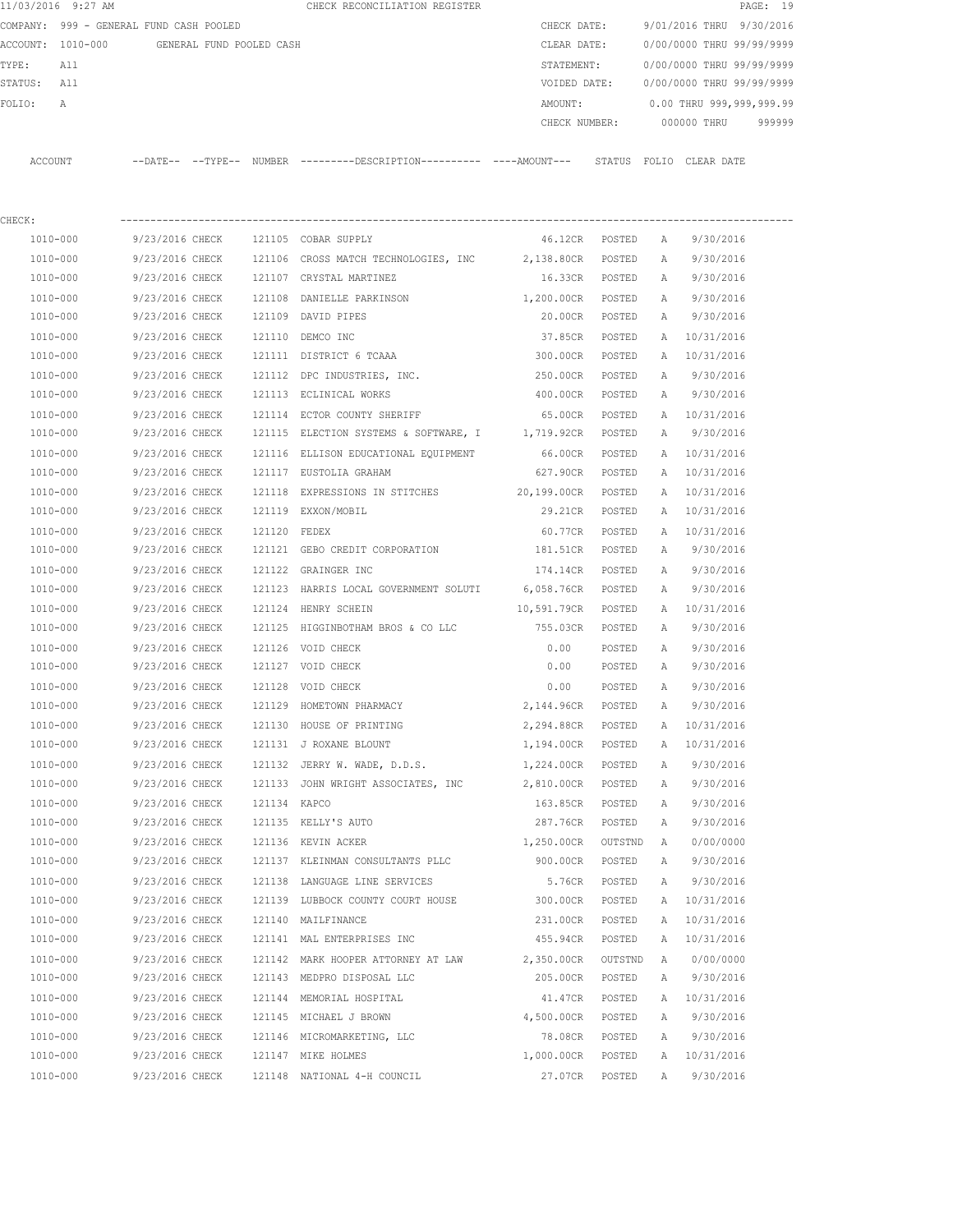11/03/2016 9:27 AM CHECK RECONCILIATION REGISTER

COMPANY: 999 - GENERAL FUND CASH POOLED CHECK DATE: 9/01/2016 THRU 9/30/2016
ACCOUNT: 1010-000 GENERAL FUND POOLED CASH CLEAR DATE: 0/00/0000 THRU 99/99/9999
TYPE: All STATEMENT: 0/00/0000 THRU 99/99/9999
STATUS: All VOIDED DATE: 0/00/0000 THRU 99/99/9999
FOLIO: A AMOUNT: 0.00 THRU 999,999,999.99
CHECK NUMBER: 000000 THRU 999999

CHECK:

| ACCOUNT | --DATE-- | --TYPE-- | NUMBER | ---------DESCRIPTION---------- | ----AMOUNT--- | STATUS | FOLIO | CLEAR DATE |
|---|---|---|---|---|---|---|---|---|
| 1010-000 | 9/23/2016 | CHECK | 121105 | COBAR SUPPLY | 46.12CR | POSTED | A | 9/30/2016 |
| 1010-000 | 9/23/2016 | CHECK | 121106 | CROSS MATCH TECHNOLOGIES, INC | 2,138.80CR | POSTED | A | 9/30/2016 |
| 1010-000 | 9/23/2016 | CHECK | 121107 | CRYSTAL MARTINEZ | 16.33CR | POSTED | A | 9/30/2016 |
| 1010-000 | 9/23/2016 | CHECK | 121108 | DANIELLE PARKINSON | 1,200.00CR | POSTED | A | 9/30/2016 |
| 1010-000 | 9/23/2016 | CHECK | 121109 | DAVID PIPES | 20.00CR | POSTED | A | 9/30/2016 |
| 1010-000 | 9/23/2016 | CHECK | 121110 | DEMCO INC | 37.85CR | POSTED | A | 10/31/2016 |
| 1010-000 | 9/23/2016 | CHECK | 121111 | DISTRICT 6 TCAAA | 300.00CR | POSTED | A | 10/31/2016 |
| 1010-000 | 9/23/2016 | CHECK | 121112 | DPC INDUSTRIES, INC. | 250.00CR | POSTED | A | 9/30/2016 |
| 1010-000 | 9/23/2016 | CHECK | 121113 | ECLINICAL WORKS | 400.00CR | POSTED | A | 9/30/2016 |
| 1010-000 | 9/23/2016 | CHECK | 121114 | ECTOR COUNTY SHERIFF | 65.00CR | POSTED | A | 10/31/2016 |
| 1010-000 | 9/23/2016 | CHECK | 121115 | ELECTION SYSTEMS & SOFTWARE, I | 1,719.92CR | POSTED | A | 9/30/2016 |
| 1010-000 | 9/23/2016 | CHECK | 121116 | ELLISON EDUCATIONAL EQUIPMENT | 66.00CR | POSTED | A | 10/31/2016 |
| 1010-000 | 9/23/2016 | CHECK | 121117 | EUSTOLIA GRAHAM | 627.90CR | POSTED | A | 10/31/2016 |
| 1010-000 | 9/23/2016 | CHECK | 121118 | EXPRESSIONS IN STITCHES | 20,199.00CR | POSTED | A | 10/31/2016 |
| 1010-000 | 9/23/2016 | CHECK | 121119 | EXXON/MOBIL | 29.21CR | POSTED | A | 10/31/2016 |
| 1010-000 | 9/23/2016 | CHECK | 121120 | FEDEX | 60.77CR | POSTED | A | 10/31/2016 |
| 1010-000 | 9/23/2016 | CHECK | 121121 | GEBO CREDIT CORPORATION | 181.51CR | POSTED | A | 9/30/2016 |
| 1010-000 | 9/23/2016 | CHECK | 121122 | GRAINGER INC | 174.14CR | POSTED | A | 9/30/2016 |
| 1010-000 | 9/23/2016 | CHECK | 121123 | HARRIS LOCAL GOVERNMENT SOLUTI | 6,058.76CR | POSTED | A | 9/30/2016 |
| 1010-000 | 9/23/2016 | CHECK | 121124 | HENRY SCHEIN | 10,591.79CR | POSTED | A | 10/31/2016 |
| 1010-000 | 9/23/2016 | CHECK | 121125 | HIGGINBOTHAM BROS & CO LLC | 755.03CR | POSTED | A | 9/30/2016 |
| 1010-000 | 9/23/2016 | CHECK | 121126 | VOID CHECK | 0.00 | POSTED | A | 9/30/2016 |
| 1010-000 | 9/23/2016 | CHECK | 121127 | VOID CHECK | 0.00 | POSTED | A | 9/30/2016 |
| 1010-000 | 9/23/2016 | CHECK | 121128 | VOID CHECK | 0.00 | POSTED | A | 9/30/2016 |
| 1010-000 | 9/23/2016 | CHECK | 121129 | HOMETOWN PHARMACY | 2,144.96CR | POSTED | A | 9/30/2016 |
| 1010-000 | 9/23/2016 | CHECK | 121130 | HOUSE OF PRINTING | 2,294.88CR | POSTED | A | 10/31/2016 |
| 1010-000 | 9/23/2016 | CHECK | 121131 | J ROXANE BLOUNT | 1,194.00CR | POSTED | A | 10/31/2016 |
| 1010-000 | 9/23/2016 | CHECK | 121132 | JERRY W. WADE, D.D.S. | 1,224.00CR | POSTED | A | 9/30/2016 |
| 1010-000 | 9/23/2016 | CHECK | 121133 | JOHN WRIGHT ASSOCIATES, INC | 2,810.00CR | POSTED | A | 9/30/2016 |
| 1010-000 | 9/23/2016 | CHECK | 121134 | KAPCO | 163.85CR | POSTED | A | 9/30/2016 |
| 1010-000 | 9/23/2016 | CHECK | 121135 | KELLY'S AUTO | 287.76CR | POSTED | A | 9/30/2016 |
| 1010-000 | 9/23/2016 | CHECK | 121136 | KEVIN ACKER | 1,250.00CR | OUTSTND | A | 0/00/0000 |
| 1010-000 | 9/23/2016 | CHECK | 121137 | KLEINMAN CONSULTANTS PLLC | 900.00CR | POSTED | A | 9/30/2016 |
| 1010-000 | 9/23/2016 | CHECK | 121138 | LANGUAGE LINE SERVICES | 5.76CR | POSTED | A | 9/30/2016 |
| 1010-000 | 9/23/2016 | CHECK | 121139 | LUBBOCK COUNTY COURT HOUSE | 300.00CR | POSTED | A | 10/31/2016 |
| 1010-000 | 9/23/2016 | CHECK | 121140 | MAILFINANCE | 231.00CR | POSTED | A | 10/31/2016 |
| 1010-000 | 9/23/2016 | CHECK | 121141 | MAL ENTERPRISES INC | 455.94CR | POSTED | A | 10/31/2016 |
| 1010-000 | 9/23/2016 | CHECK | 121142 | MARK HOOPER ATTORNEY AT LAW | 2,350.00CR | OUTSTND | A | 0/00/0000 |
| 1010-000 | 9/23/2016 | CHECK | 121143 | MEDPRO DISPOSAL LLC | 205.00CR | POSTED | A | 9/30/2016 |
| 1010-000 | 9/23/2016 | CHECK | 121144 | MEMORIAL HOSPITAL | 41.47CR | POSTED | A | 10/31/2016 |
| 1010-000 | 9/23/2016 | CHECK | 121145 | MICHAEL J BROWN | 4,500.00CR | POSTED | A | 9/30/2016 |
| 1010-000 | 9/23/2016 | CHECK | 121146 | MICROMARKETING, LLC | 78.08CR | POSTED | A | 9/30/2016 |
| 1010-000 | 9/23/2016 | CHECK | 121147 | MIKE HOLMES | 1,000.00CR | POSTED | A | 10/31/2016 |
| 1010-000 | 9/23/2016 | CHECK | 121148 | NATIONAL 4-H COUNCIL | 27.07CR | POSTED | A | 9/30/2016 |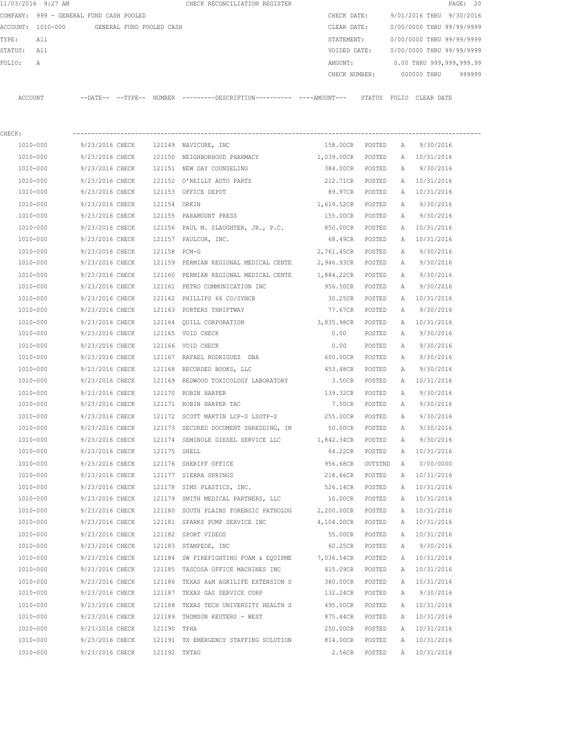11/03/2016 9:27 AM CHECK RECONCILIATION REGISTER

COMPANY: 999 - GENERAL FUND CASH POOLED CHECK DATE: 9/01/2016 THRU 9/30/2016

ACCOUNT: 1010-000 GENERAL FUND POOLED CASH CLEAR DATE: 0/00/0000 THRU 99/99/9999

TYPE: All STATEMENT: 0/00/0000 THRU 99/99/9999

STATUS: All VOIDED DATE: 0/00/0000 THRU 99/99/9999

FOLIO: A AMOUNT: 0.00 THRU 999,999,999.99

CHECK NUMBER: 000000 THRU 999999

CHECK:

| ACCOUNT | --DATE-- | --TYPE-- | NUMBER | ---------DESCRIPTION---------- | ----AMOUNT--- | STATUS | FOLIO | CLEAR DATE |
|---|---|---|---|---|---|---|---|---|
| 1010-000 | 9/23/2016 | CHECK | 121149 | NAVICURE, INC | 158.00CR | POSTED | A | 9/30/2016 |
| 1010-000 | 9/23/2016 | CHECK | 121150 | NEIGHBORHOOD PHARMACY | 1,039.00CR | POSTED | A | 10/31/2016 |
| 1010-000 | 9/23/2016 | CHECK | 121151 | NEW DAY COUNSELING | 384.00CR | POSTED | A | 9/30/2016 |
| 1010-000 | 9/23/2016 | CHECK | 121152 | O'REILLY AUTO PARTS | 212.71CR | POSTED | A | 10/31/2016 |
| 1010-000 | 9/23/2016 | CHECK | 121153 | OFFICE DEPOT | 89.97CR | POSTED | A | 10/31/2016 |
| 1010-000 | 9/23/2016 | CHECK | 121154 | ORKIN | 1,619.52CR | POSTED | A | 9/30/2016 |
| 1010-000 | 9/23/2016 | CHECK | 121155 | PARAMOUNT PRESS | 155.00CR | POSTED | A | 9/30/2016 |
| 1010-000 | 9/23/2016 | CHECK | 121156 | PAUL M. SLAUGHTER, JR., P.C. | 850.00CR | POSTED | A | 10/31/2016 |
| 1010-000 | 9/23/2016 | CHECK | 121157 | PAULCOR, INC. | 68.49CR | POSTED | A | 10/31/2016 |
| 1010-000 | 9/23/2016 | CHECK | 121158 | PCM-G | 2,761.45CR | POSTED | A | 9/30/2016 |
| 1010-000 | 9/23/2016 | CHECK | 121159 | PERMIAN REGIONAL MEDICAL CENTE | 2,946.93CR | POSTED | A | 9/30/2016 |
| 1010-000 | 9/23/2016 | CHECK | 121160 | PERMIAN REGIONAL MEDICAL CENTE | 1,884.22CR | POSTED | A | 9/30/2016 |
| 1010-000 | 9/23/2016 | CHECK | 121161 | PETRO COMMUNICATION INC | 956.50CR | POSTED | A | 9/30/2016 |
| 1010-000 | 9/23/2016 | CHECK | 121162 | PHILLIPS 66 CO/SYNCB | 30.25CR | POSTED | A | 10/31/2016 |
| 1010-000 | 9/23/2016 | CHECK | 121163 | PORTERS THRIFTWAY | 77.67CR | POSTED | A | 9/30/2016 |
| 1010-000 | 9/23/2016 | CHECK | 121164 | QUILL CORPORATION | 3,835.98CR | POSTED | A | 10/31/2016 |
| 1010-000 | 9/23/2016 | CHECK | 121165 | VOID CHECK | 0.00 | POSTED | A | 9/30/2016 |
| 1010-000 | 9/23/2016 | CHECK | 121166 | VOID CHECK | 0.00 | POSTED | A | 9/30/2016 |
| 1010-000 | 9/23/2016 | CHECK | 121167 | RAFAEL RODRIGUEZ DBA | 600.00CR | POSTED | A | 9/30/2016 |
| 1010-000 | 9/23/2016 | CHECK | 121168 | RECORDED BOOKS, LLC | 453.48CR | POSTED | A | 9/30/2016 |
| 1010-000 | 9/23/2016 | CHECK | 121169 | REDWOOD TOXICOLOGY LABORATORY | 3.50CR | POSTED | A | 10/31/2016 |
| 1010-000 | 9/23/2016 | CHECK | 121170 | ROBIN HARPER | 139.32CR | POSTED | A | 9/30/2016 |
| 1010-000 | 9/23/2016 | CHECK | 121171 | ROBIN HARPER TAC | 7.50CR | POSTED | A | 9/30/2016 |
| 1010-000 | 9/23/2016 | CHECK | 121172 | SCOTT MARTIN LCP-S LSOTP-S | 255.00CR | POSTED | A | 9/30/2016 |
| 1010-000 | 9/23/2016 | CHECK | 121173 | SECURED DOCUMENT SHREDDING, IN | 50.00CR | POSTED | A | 9/30/2016 |
| 1010-000 | 9/23/2016 | CHECK | 121174 | SEMINOLE DIESEL SERVICE LLC | 1,842.34CR | POSTED | A | 9/30/2016 |
| 1010-000 | 9/23/2016 | CHECK | 121175 | SHELL | 64.22CR | POSTED | A | 10/31/2016 |
| 1010-000 | 9/23/2016 | CHECK | 121176 | SHERIFF OFFICE | 956.68CR | OUTSTND | A | 0/00/0000 |
| 1010-000 | 9/23/2016 | CHECK | 121177 | SIERRA SPRINGS | 218.66CR | POSTED | A | 10/31/2016 |
| 1010-000 | 9/23/2016 | CHECK | 121178 | SIMS PLASTICS, INC. | 526.14CR | POSTED | A | 10/31/2016 |
| 1010-000 | 9/23/2016 | CHECK | 121179 | SMITH MEDICAL PARTNERS, LLC | 10.00CR | POSTED | A | 10/31/2016 |
| 1010-000 | 9/23/2016 | CHECK | 121180 | SOUTH PLAINS FORENSIC PATHOLOG | 2,200.00CR | POSTED | A | 10/31/2016 |
| 1010-000 | 9/23/2016 | CHECK | 121181 | SPARKS PUMP SERVICE INC | 4,104.00CR | POSTED | A | 10/31/2016 |
| 1010-000 | 9/23/2016 | CHECK | 121182 | SPORT VIDEOS | 55.00CR | POSTED | A | 10/31/2016 |
| 1010-000 | 9/23/2016 | CHECK | 121183 | STAMPEDE, INC | 60.25CR | POSTED | A | 9/30/2016 |
| 1010-000 | 9/23/2016 | CHECK | 121184 | SW FIREFIGHTING FOAM & EQUIPME | 7,036.54CR | POSTED | A | 10/31/2016 |
| 1010-000 | 9/23/2016 | CHECK | 121185 | TASCOSA OFFICE MACHINES INC | 415.09CR | POSTED | A | 10/31/2016 |
| 1010-000 | 9/23/2016 | CHECK | 121186 | TEXAS A&M AGRILIFE EXTENSION S | 380.00CR | POSTED | A | 10/31/2016 |
| 1010-000 | 9/23/2016 | CHECK | 121187 | TEXAS GAS SERVICE CORP | 132.24CR | POSTED | A | 9/30/2016 |
| 1010-000 | 9/23/2016 | CHECK | 121188 | TEXAS TECH UNIVERSITY HEALTH S | 495.00CR | POSTED | A | 10/31/2016 |
| 1010-000 | 9/23/2016 | CHECK | 121189 | THOMSON REUTERS - WEST | 875.44CR | POSTED | A | 10/31/2016 |
| 1010-000 | 9/23/2016 | CHECK | 121190 | TPHA | 250.00CR | POSTED | A | 10/31/2016 |
| 1010-000 | 9/23/2016 | CHECK | 121191 | TX EMERGENCY STAFFING SOLUTION | 814.00CR | POSTED | A | 10/31/2016 |
| 1010-000 | 9/23/2016 | CHECK | 121192 | TXTAG | 2.56CR | POSTED | A | 10/31/2016 |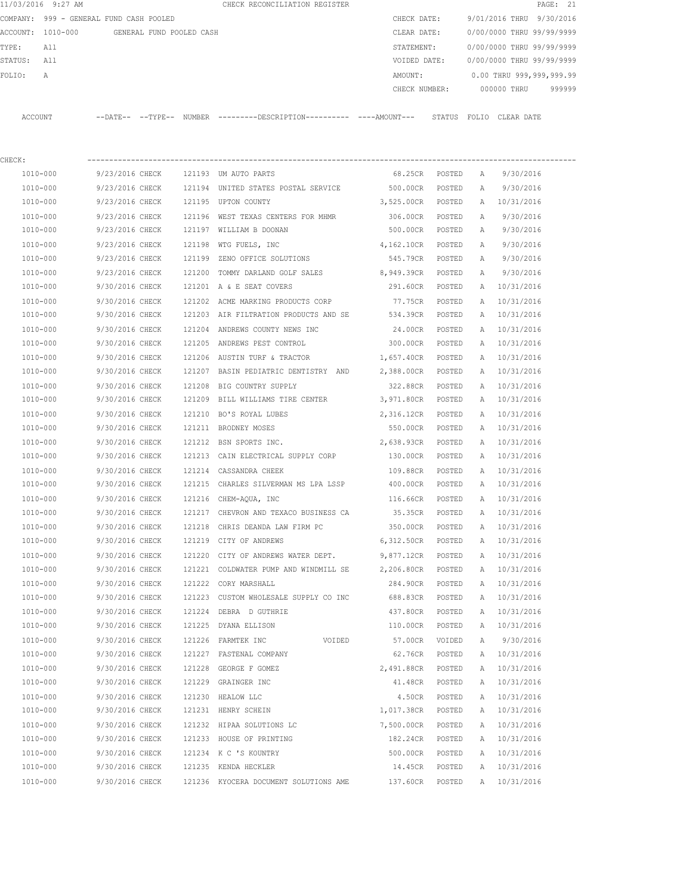11/03/2016 9:27 AM CHECK RECONCILIATION REGISTER

COMPANY: 999 - GENERAL FUND CASH POOLED
ACCOUNT: 1010-000 GENERAL FUND POOLED CASH
TYPE: All
STATUS: All
FOLIO: A

CHECK DATE: 9/01/2016 THRU 9/30/2016
CLEAR DATE: 0/00/0000 THRU 99/99/9999
STATEMENT: 0/00/0000 THRU 99/99/9999
VOIDED DATE: 0/00/0000 THRU 99/99/9999
AMOUNT: 0.00 THRU 999,999,999.99
CHECK NUMBER: 000000 THRU 999999

CHECK:

| ACCOUNT | DATE | TYPE | NUMBER | DESCRIPTION | AMOUNT | STATUS | FOLIO | CLEAR DATE |
|---|---|---|---|---|---|---|---|---|
| 1010-000 | 9/23/2016 | CHECK | 121193 | UM AUTO PARTS | 68.25CR | POSTED | A | 9/30/2016 |
| 1010-000 | 9/23/2016 | CHECK | 121194 | UNITED STATES POSTAL SERVICE | 500.00CR | POSTED | A | 9/30/2016 |
| 1010-000 | 9/23/2016 | CHECK | 121195 | UPTON COUNTY | 3,525.00CR | POSTED | A | 10/31/2016 |
| 1010-000 | 9/23/2016 | CHECK | 121196 | WEST TEXAS CENTERS FOR MHMR | 306.00CR | POSTED | A | 9/30/2016 |
| 1010-000 | 9/23/2016 | CHECK | 121197 | WILLIAM B DOONAN | 500.00CR | POSTED | A | 9/30/2016 |
| 1010-000 | 9/23/2016 | CHECK | 121198 | WTG FUELS, INC | 4,162.10CR | POSTED | A | 9/30/2016 |
| 1010-000 | 9/23/2016 | CHECK | 121199 | ZENO OFFICE SOLUTIONS | 545.79CR | POSTED | A | 9/30/2016 |
| 1010-000 | 9/23/2016 | CHECK | 121200 | TOMMY DARLAND GOLF SALES | 8,949.39CR | POSTED | A | 9/30/2016 |
| 1010-000 | 9/30/2016 | CHECK | 121201 | A & E SEAT COVERS | 291.60CR | POSTED | A | 10/31/2016 |
| 1010-000 | 9/30/2016 | CHECK | 121202 | ACME MARKING PRODUCTS CORP | 77.75CR | POSTED | A | 10/31/2016 |
| 1010-000 | 9/30/2016 | CHECK | 121203 | AIR FILTRATION PRODUCTS AND SE | 534.39CR | POSTED | A | 10/31/2016 |
| 1010-000 | 9/30/2016 | CHECK | 121204 | ANDREWS COUNTY NEWS INC | 24.00CR | POSTED | A | 10/31/2016 |
| 1010-000 | 9/30/2016 | CHECK | 121205 | ANDREWS PEST CONTROL | 300.00CR | POSTED | A | 10/31/2016 |
| 1010-000 | 9/30/2016 | CHECK | 121206 | AUSTIN TURF & TRACTOR | 1,657.40CR | POSTED | A | 10/31/2016 |
| 1010-000 | 9/30/2016 | CHECK | 121207 | BASIN PEDIATRIC DENTISTRY AND | 2,388.00CR | POSTED | A | 10/31/2016 |
| 1010-000 | 9/30/2016 | CHECK | 121208 | BIG COUNTRY SUPPLY | 322.88CR | POSTED | A | 10/31/2016 |
| 1010-000 | 9/30/2016 | CHECK | 121209 | BILL WILLIAMS TIRE CENTER | 3,971.80CR | POSTED | A | 10/31/2016 |
| 1010-000 | 9/30/2016 | CHECK | 121210 | BO'S ROYAL LUBES | 2,316.12CR | POSTED | A | 10/31/2016 |
| 1010-000 | 9/30/2016 | CHECK | 121211 | BRODNEY MOSES | 550.00CR | POSTED | A | 10/31/2016 |
| 1010-000 | 9/30/2016 | CHECK | 121212 | BSN SPORTS INC. | 2,638.93CR | POSTED | A | 10/31/2016 |
| 1010-000 | 9/30/2016 | CHECK | 121213 | CAIN ELECTRICAL SUPPLY CORP | 130.00CR | POSTED | A | 10/31/2016 |
| 1010-000 | 9/30/2016 | CHECK | 121214 | CASSANDRA CHEEK | 109.88CR | POSTED | A | 10/31/2016 |
| 1010-000 | 9/30/2016 | CHECK | 121215 | CHARLES SILVERMAN MS LPA LSSP | 400.00CR | POSTED | A | 10/31/2016 |
| 1010-000 | 9/30/2016 | CHECK | 121216 | CHEM-AQUA, INC | 116.66CR | POSTED | A | 10/31/2016 |
| 1010-000 | 9/30/2016 | CHECK | 121217 | CHEVRON AND TEXACO BUSINESS CA | 35.35CR | POSTED | A | 10/31/2016 |
| 1010-000 | 9/30/2016 | CHECK | 121218 | CHRIS DEANDA LAW FIRM PC | 350.00CR | POSTED | A | 10/31/2016 |
| 1010-000 | 9/30/2016 | CHECK | 121219 | CITY OF ANDREWS | 6,312.50CR | POSTED | A | 10/31/2016 |
| 1010-000 | 9/30/2016 | CHECK | 121220 | CITY OF ANDREWS WATER DEPT. | 9,877.12CR | POSTED | A | 10/31/2016 |
| 1010-000 | 9/30/2016 | CHECK | 121221 | COLDWATER PUMP AND WINDMILL SE | 2,206.80CR | POSTED | A | 10/31/2016 |
| 1010-000 | 9/30/2016 | CHECK | 121222 | CORY MARSHALL | 284.90CR | POSTED | A | 10/31/2016 |
| 1010-000 | 9/30/2016 | CHECK | 121223 | CUSTOM WHOLESALE SUPPLY CO INC | 688.83CR | POSTED | A | 10/31/2016 |
| 1010-000 | 9/30/2016 | CHECK | 121224 | DEBRA D GUTHRIE | 437.80CR | POSTED | A | 10/31/2016 |
| 1010-000 | 9/30/2016 | CHECK | 121225 | DYANA ELLISON | 110.00CR | POSTED | A | 10/31/2016 |
| 1010-000 | 9/30/2016 | CHECK | 121226 | FARMTEK INC VOIDED | 57.00CR | VOIDED | A | 9/30/2016 |
| 1010-000 | 9/30/2016 | CHECK | 121227 | FASTENAL COMPANY | 62.76CR | POSTED | A | 10/31/2016 |
| 1010-000 | 9/30/2016 | CHECK | 121228 | GEORGE F GOMEZ | 2,491.88CR | POSTED | A | 10/31/2016 |
| 1010-000 | 9/30/2016 | CHECK | 121229 | GRAINGER INC | 41.48CR | POSTED | A | 10/31/2016 |
| 1010-000 | 9/30/2016 | CHECK | 121230 | HEALOW LLC | 4.50CR | POSTED | A | 10/31/2016 |
| 1010-000 | 9/30/2016 | CHECK | 121231 | HENRY SCHEIN | 1,017.38CR | POSTED | A | 10/31/2016 |
| 1010-000 | 9/30/2016 | CHECK | 121232 | HIPAA SOLUTIONS LC | 7,500.00CR | POSTED | A | 10/31/2016 |
| 1010-000 | 9/30/2016 | CHECK | 121233 | HOUSE OF PRINTING | 182.24CR | POSTED | A | 10/31/2016 |
| 1010-000 | 9/30/2016 | CHECK | 121234 | K C 'S KOUNTRY | 500.00CR | POSTED | A | 10/31/2016 |
| 1010-000 | 9/30/2016 | CHECK | 121235 | KENDA HECKLER | 14.45CR | POSTED | A | 10/31/2016 |
| 1010-000 | 9/30/2016 | CHECK | 121236 | KYOCERA DOCUMENT SOLUTIONS AME | 137.60CR | POSTED | A | 10/31/2016 |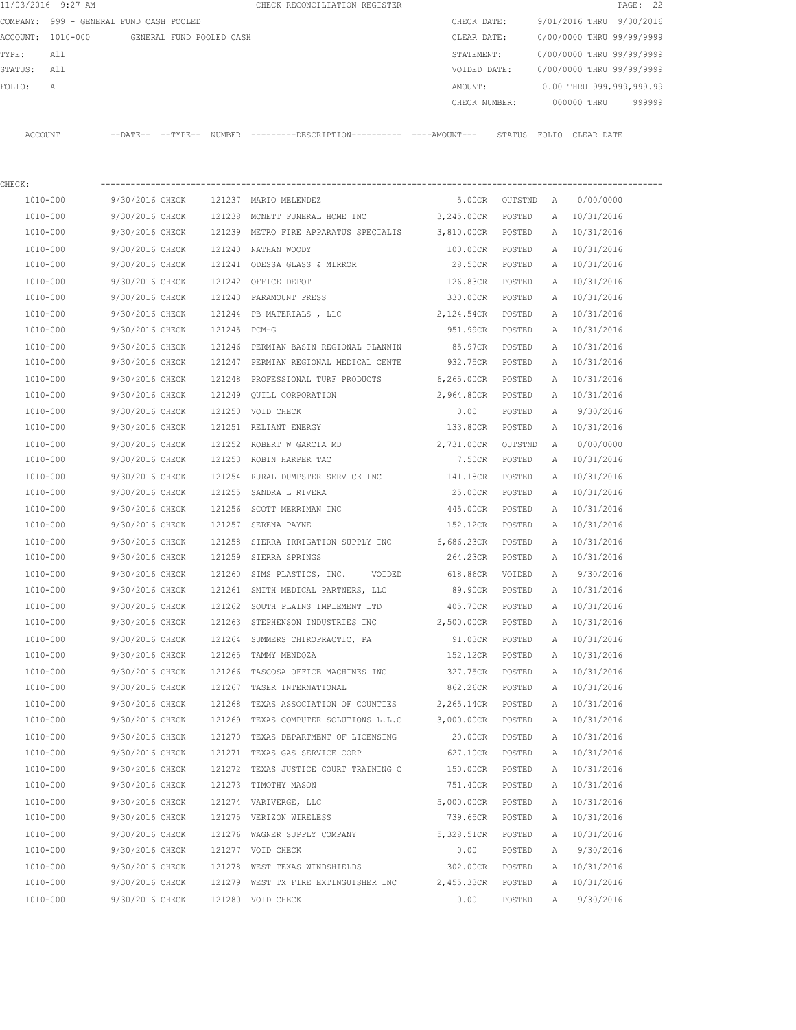11/03/2016 9:27 AM CHECK RECONCILIATION REGISTER

COMPANY: 999 - GENERAL FUND CASH POOLED
ACCOUNT: 1010-000 GENERAL FUND POOLED CASH
TYPE: All
STATUS: All
FOLIO: A

CHECK DATE: 9/01/2016 THRU 9/30/2016
CLEAR DATE: 0/00/0000 THRU 99/99/9999
STATEMENT: 0/00/0000 THRU 99/99/9999
VOIDED DATE: 0/00/0000 THRU 99/99/9999
AMOUNT: 0.00 THRU 999,999,999.99
CHECK NUMBER: 000000 THRU 999999

CHECK:

| ACCOUNT | --DATE-- | --TYPE-- | NUMBER | ---------DESCRIPTION---------- | ----AMOUNT--- | STATUS | FOLIO | CLEAR DATE |
|---|---|---|---|---|---|---|---|---|
| 1010-000 | 9/30/2016 | CHECK | 121237 | MARIO MELENDEZ | 5.00CR | OUTSTND | A | 0/00/0000 |
| 1010-000 | 9/30/2016 | CHECK | 121238 | MCNETT FUNERAL HOME INC | 3,245.00CR | POSTED | A | 10/31/2016 |
| 1010-000 | 9/30/2016 | CHECK | 121239 | METRO FIRE APPARATUS SPECIALIS | 3,810.00CR | POSTED | A | 10/31/2016 |
| 1010-000 | 9/30/2016 | CHECK | 121240 | NATHAN WOODY | 100.00CR | POSTED | A | 10/31/2016 |
| 1010-000 | 9/30/2016 | CHECK | 121241 | ODESSA GLASS & MIRROR | 28.50CR | POSTED | A | 10/31/2016 |
| 1010-000 | 9/30/2016 | CHECK | 121242 | OFFICE DEPOT | 126.83CR | POSTED | A | 10/31/2016 |
| 1010-000 | 9/30/2016 | CHECK | 121243 | PARAMOUNT PRESS | 330.00CR | POSTED | A | 10/31/2016 |
| 1010-000 | 9/30/2016 | CHECK | 121244 | PB MATERIALS , LLC | 2,124.54CR | POSTED | A | 10/31/2016 |
| 1010-000 | 9/30/2016 | CHECK | 121245 | PCM-G | 951.99CR | POSTED | A | 10/31/2016 |
| 1010-000 | 9/30/2016 | CHECK | 121246 | PERMIAN BASIN REGIONAL PLANNIN | 85.97CR | POSTED | A | 10/31/2016 |
| 1010-000 | 9/30/2016 | CHECK | 121247 | PERMIAN REGIONAL MEDICAL CENTE | 932.75CR | POSTED | A | 10/31/2016 |
| 1010-000 | 9/30/2016 | CHECK | 121248 | PROFESSIONAL TURF PRODUCTS | 6,265.00CR | POSTED | A | 10/31/2016 |
| 1010-000 | 9/30/2016 | CHECK | 121249 | QUILL CORPORATION | 2,964.80CR | POSTED | A | 10/31/2016 |
| 1010-000 | 9/30/2016 | CHECK | 121250 | VOID CHECK | 0.00 | POSTED | A | 9/30/2016 |
| 1010-000 | 9/30/2016 | CHECK | 121251 | RELIANT ENERGY | 133.80CR | POSTED | A | 10/31/2016 |
| 1010-000 | 9/30/2016 | CHECK | 121252 | ROBERT W GARCIA MD | 2,731.00CR | OUTSTND | A | 0/00/0000 |
| 1010-000 | 9/30/2016 | CHECK | 121253 | ROBIN HARPER TAC | 7.50CR | POSTED | A | 10/31/2016 |
| 1010-000 | 9/30/2016 | CHECK | 121254 | RURAL DUMPSTER SERVICE INC | 141.18CR | POSTED | A | 10/31/2016 |
| 1010-000 | 9/30/2016 | CHECK | 121255 | SANDRA L RIVERA | 25.00CR | POSTED | A | 10/31/2016 |
| 1010-000 | 9/30/2016 | CHECK | 121256 | SCOTT MERRIMAN INC | 445.00CR | POSTED | A | 10/31/2016 |
| 1010-000 | 9/30/2016 | CHECK | 121257 | SERENA PAYNE | 152.12CR | POSTED | A | 10/31/2016 |
| 1010-000 | 9/30/2016 | CHECK | 121258 | SIERRA IRRIGATION SUPPLY INC | 6,686.23CR | POSTED | A | 10/31/2016 |
| 1010-000 | 9/30/2016 | CHECK | 121259 | SIERRA SPRINGS | 264.23CR | POSTED | A | 10/31/2016 |
| 1010-000 | 9/30/2016 | CHECK | 121260 | SIMS PLASTICS, INC. VOIDED | 618.86CR | VOIDED | A | 9/30/2016 |
| 1010-000 | 9/30/2016 | CHECK | 121261 | SMITH MEDICAL PARTNERS, LLC | 89.90CR | POSTED | A | 10/31/2016 |
| 1010-000 | 9/30/2016 | CHECK | 121262 | SOUTH PLAINS IMPLEMENT LTD | 405.70CR | POSTED | A | 10/31/2016 |
| 1010-000 | 9/30/2016 | CHECK | 121263 | STEPHENSON INDUSTRIES INC | 2,500.00CR | POSTED | A | 10/31/2016 |
| 1010-000 | 9/30/2016 | CHECK | 121264 | SUMMERS CHIROPRACTIC, PA | 91.03CR | POSTED | A | 10/31/2016 |
| 1010-000 | 9/30/2016 | CHECK | 121265 | TAMMY MENDOZA | 152.12CR | POSTED | A | 10/31/2016 |
| 1010-000 | 9/30/2016 | CHECK | 121266 | TASCOSA OFFICE MACHINES INC | 327.75CR | POSTED | A | 10/31/2016 |
| 1010-000 | 9/30/2016 | CHECK | 121267 | TASER INTERNATIONAL | 862.26CR | POSTED | A | 10/31/2016 |
| 1010-000 | 9/30/2016 | CHECK | 121268 | TEXAS ASSOCIATION OF COUNTIES | 2,265.14CR | POSTED | A | 10/31/2016 |
| 1010-000 | 9/30/2016 | CHECK | 121269 | TEXAS COMPUTER SOLUTIONS L.L.C | 3,000.00CR | POSTED | A | 10/31/2016 |
| 1010-000 | 9/30/2016 | CHECK | 121270 | TEXAS DEPARTMENT OF LICENSING | 20.00CR | POSTED | A | 10/31/2016 |
| 1010-000 | 9/30/2016 | CHECK | 121271 | TEXAS GAS SERVICE CORP | 627.10CR | POSTED | A | 10/31/2016 |
| 1010-000 | 9/30/2016 | CHECK | 121272 | TEXAS JUSTICE COURT TRAINING C | 150.00CR | POSTED | A | 10/31/2016 |
| 1010-000 | 9/30/2016 | CHECK | 121273 | TIMOTHY MASON | 751.40CR | POSTED | A | 10/31/2016 |
| 1010-000 | 9/30/2016 | CHECK | 121274 | VARIVERGE, LLC | 5,000.00CR | POSTED | A | 10/31/2016 |
| 1010-000 | 9/30/2016 | CHECK | 121275 | VERIZON WIRELESS | 739.65CR | POSTED | A | 10/31/2016 |
| 1010-000 | 9/30/2016 | CHECK | 121276 | WAGNER SUPPLY COMPANY | 5,328.51CR | POSTED | A | 10/31/2016 |
| 1010-000 | 9/30/2016 | CHECK | 121277 | VOID CHECK | 0.00 | POSTED | A | 9/30/2016 |
| 1010-000 | 9/30/2016 | CHECK | 121278 | WEST TEXAS WINDSHIELDS | 302.00CR | POSTED | A | 10/31/2016 |
| 1010-000 | 9/30/2016 | CHECK | 121279 | WEST TX FIRE EXTINGUISHER INC | 2,455.33CR | POSTED | A | 10/31/2016 |
| 1010-000 | 9/30/2016 | CHECK | 121280 | VOID CHECK | 0.00 | POSTED | A | 9/30/2016 |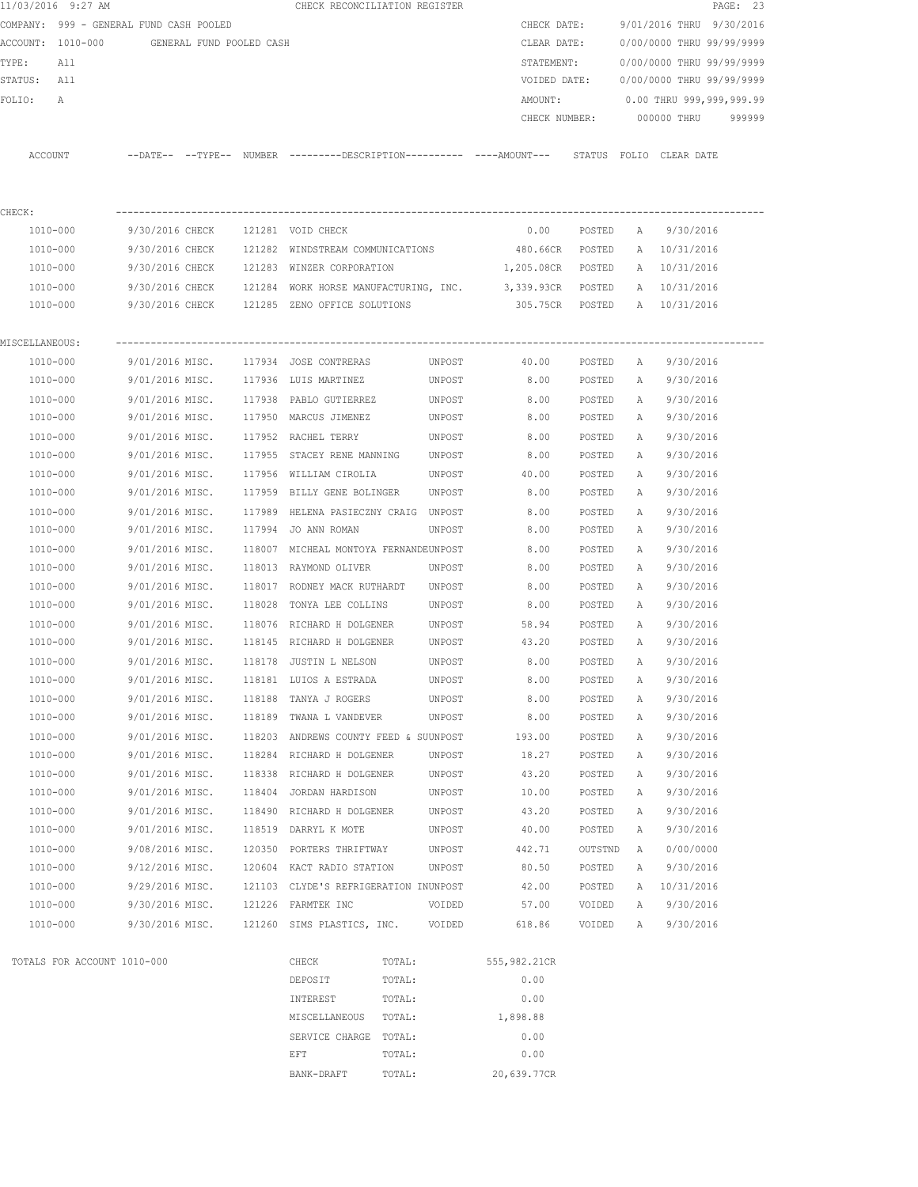11/03/2016 9:27 AM CHECK RECONCILIATION REGISTER

COMPANY: 999 - GENERAL FUND CASH POOLED
ACCOUNT: 1010-000 GENERAL FUND POOLED CASH
TYPE: All
STATUS: All
FOLIO: A

CHECK DATE: 9/01/2016 THRU 9/30/2016
CLEAR DATE: 0/00/0000 THRU 99/99/9999
STATEMENT: 0/00/0000 THRU 99/99/9999
VOIDED DATE: 0/00/0000 THRU 99/99/9999
AMOUNT: 0.00 THRU 999,999,999.99
CHECK NUMBER: 000000 THRU 999999

| ACCOUNT | --DATE-- | --TYPE-- | NUMBER | ---------DESCRIPTION---------- | ----AMOUNT--- | STATUS | FOLIO | CLEAR DATE |
|---|---|---|---|---|---|---|---|---|
| **CHECK:** | | | | | | | | |
| 1010-000 | 9/30/2016 | CHECK | 121281 | VOID CHECK | 0.00 | POSTED | A | 9/30/2016 |
| 1010-000 | 9/30/2016 | CHECK | 121282 | WINDSTREAM COMMUNICATIONS | 480.66CR | POSTED | A | 10/31/2016 |
| 1010-000 | 9/30/2016 | CHECK | 121283 | WINZER CORPORATION | 1,205.08CR | POSTED | A | 10/31/2016 |
| 1010-000 | 9/30/2016 | CHECK | 121284 | WORK HORSE MANUFACTURING, INC. | 3,339.93CR | POSTED | A | 10/31/2016 |
| 1010-000 | 9/30/2016 | CHECK | 121285 | ZENO OFFICE SOLUTIONS | 305.75CR | POSTED | A | 10/31/2016 |
| **MISCELLANEOUS:** | | | | | | | | |
| 1010-000 | 9/01/2016 | MISC. | 117934 | JOSE CONTRERAS UNPOST | 40.00 | POSTED | A | 9/30/2016 |
| 1010-000 | 9/01/2016 | MISC. | 117936 | LUIS MARTINEZ UNPOST | 8.00 | POSTED | A | 9/30/2016 |
| 1010-000 | 9/01/2016 | MISC. | 117938 | PABLO GUTIERREZ UNPOST | 8.00 | POSTED | A | 9/30/2016 |
| 1010-000 | 9/01/2016 | MISC. | 117950 | MARCUS JIMENEZ UNPOST | 8.00 | POSTED | A | 9/30/2016 |
| 1010-000 | 9/01/2016 | MISC. | 117952 | RACHEL TERRY UNPOST | 8.00 | POSTED | A | 9/30/2016 |
| 1010-000 | 9/01/2016 | MISC. | 117955 | STACEY RENE MANNING UNPOST | 8.00 | POSTED | A | 9/30/2016 |
| 1010-000 | 9/01/2016 | MISC. | 117956 | WILLIAM CIROLIA UNPOST | 40.00 | POSTED | A | 9/30/2016 |
| 1010-000 | 9/01/2016 | MISC. | 117959 | BILLY GENE BOLINGER UNPOST | 8.00 | POSTED | A | 9/30/2016 |
| 1010-000 | 9/01/2016 | MISC. | 117989 | HELENA PASIECZNY CRAIG UNPOST | 8.00 | POSTED | A | 9/30/2016 |
| 1010-000 | 9/01/2016 | MISC. | 117994 | JO ANN ROMAN UNPOST | 8.00 | POSTED | A | 9/30/2016 |
| 1010-000 | 9/01/2016 | MISC. | 118007 | MICHEAL MONTOYA FERNANDEUNPOST | 8.00 | POSTED | A | 9/30/2016 |
| 1010-000 | 9/01/2016 | MISC. | 118013 | RAYMOND OLIVER UNPOST | 8.00 | POSTED | A | 9/30/2016 |
| 1010-000 | 9/01/2016 | MISC. | 118017 | RODNEY MACK RUTHARDT UNPOST | 8.00 | POSTED | A | 9/30/2016 |
| 1010-000 | 9/01/2016 | MISC. | 118028 | TONYA LEE COLLINS UNPOST | 8.00 | POSTED | A | 9/30/2016 |
| 1010-000 | 9/01/2016 | MISC. | 118076 | RICHARD H DOLGENER UNPOST | 58.94 | POSTED | A | 9/30/2016 |
| 1010-000 | 9/01/2016 | MISC. | 118145 | RICHARD H DOLGENER UNPOST | 43.20 | POSTED | A | 9/30/2016 |
| 1010-000 | 9/01/2016 | MISC. | 118178 | JUSTIN L NELSON UNPOST | 8.00 | POSTED | A | 9/30/2016 |
| 1010-000 | 9/01/2016 | MISC. | 118181 | LUIOS A ESTRADA UNPOST | 8.00 | POSTED | A | 9/30/2016 |
| 1010-000 | 9/01/2016 | MISC. | 118188 | TANYA J ROGERS UNPOST | 8.00 | POSTED | A | 9/30/2016 |
| 1010-000 | 9/01/2016 | MISC. | 118189 | TWANA L VANDEVER UNPOST | 8.00 | POSTED | A | 9/30/2016 |
| 1010-000 | 9/01/2016 | MISC. | 118203 | ANDREWS COUNTY FEED & SUUNPOST | 193.00 | POSTED | A | 9/30/2016 |
| 1010-000 | 9/01/2016 | MISC. | 118284 | RICHARD H DOLGENER UNPOST | 18.27 | POSTED | A | 9/30/2016 |
| 1010-000 | 9/01/2016 | MISC. | 118338 | RICHARD H DOLGENER UNPOST | 43.20 | POSTED | A | 9/30/2016 |
| 1010-000 | 9/01/2016 | MISC. | 118404 | JORDAN HARDISON UNPOST | 10.00 | POSTED | A | 9/30/2016 |
| 1010-000 | 9/01/2016 | MISC. | 118490 | RICHARD H DOLGENER UNPOST | 43.20 | POSTED | A | 9/30/2016 |
| 1010-000 | 9/01/2016 | MISC. | 118519 | DARRYL K MOTE UNPOST | 40.00 | POSTED | A | 9/30/2016 |
| 1010-000 | 9/08/2016 | MISC. | 120350 | PORTERS THRIFTWAY UNPOST | 442.71 | OUTSTND | A | 0/00/0000 |
| 1010-000 | 9/12/2016 | MISC. | 120604 | KACT RADIO STATION UNPOST | 80.50 | POSTED | A | 9/30/2016 |
| 1010-000 | 9/29/2016 | MISC. | 121103 | CLYDE'S REFRIGERATION INUNPOST | 42.00 | POSTED | A | 10/31/2016 |
| 1010-000 | 9/30/2016 | MISC. | 121226 | FARMTEK INC VOIDED | 57.00 | VOIDED | A | 9/30/2016 |
| 1010-000 | 9/30/2016 | MISC. | 121260 | SIMS PLASTICS, INC. VOIDED | 618.86 | VOIDED | A | 9/30/2016 |

TOTALS FOR ACCOUNT 1010-000

| | | |
|---|---|---|
| CHECK | TOTAL: | 555,982.21CR |
| DEPOSIT | TOTAL: | 0.00 |
| INTEREST | TOTAL: | 0.00 |
| MISCELLANEOUS | TOTAL: | 1,898.88 |
| SERVICE CHARGE | TOTAL: | 0.00 |
| EFT | TOTAL: | 0.00 |
| BANK-DRAFT | TOTAL: | 20,639.77CR |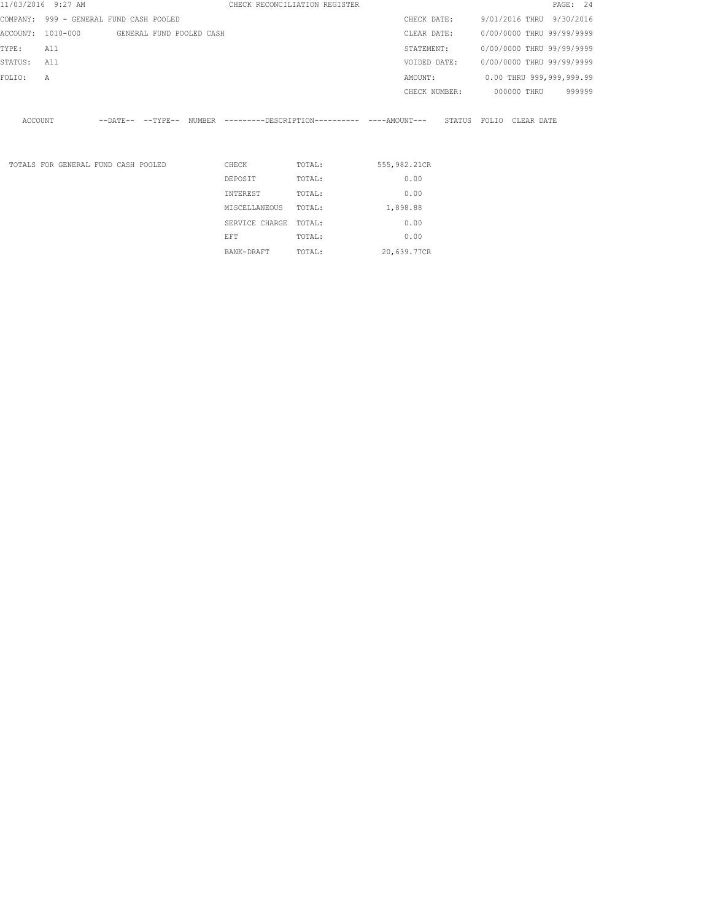11/03/2016 9:27 AM CHECK RECONCILIATION REGISTER

COMPANY: 999 - GENERAL FUND CASH POOLED

ACCOUNT: 1010-000 GENERAL FUND POOLED CASH

TYPE: All

STATUS: All

FOLIO: A

CHECK DATE: 9/01/2016 THRU 9/30/2016

CLEAR DATE: 0/00/0000 THRU 99/99/9999

STATEMENT: 0/00/0000 THRU 99/99/9999

VOIDED DATE: 0/00/0000 THRU 99/99/9999

AMOUNT: 0.00 THRU 999,999,999.99

CHECK NUMBER: 000000 THRU 999999

| ACCOUNT | --DATE-- | --TYPE-- | NUMBER | ---------DESCRIPTION---------- | ----AMOUNT--- | STATUS | FOLIO | CLEAR DATE |
|---|---|---|---|---|---|---|---|---|

TOTALS FOR GENERAL FUND CASH POOLED

| | | |
|---|---|---|
| CHECK | TOTAL: | 555,982.21CR |
| DEPOSIT | TOTAL: | 0.00 |
| INTEREST | TOTAL: | 0.00 |
| MISCELLANEOUS | TOTAL: | 1,898.88 |
| SERVICE CHARGE | TOTAL: | 0.00 |
| EFT | TOTAL: | 0.00 |
| BANK-DRAFT | TOTAL: | 20,639.77CR |